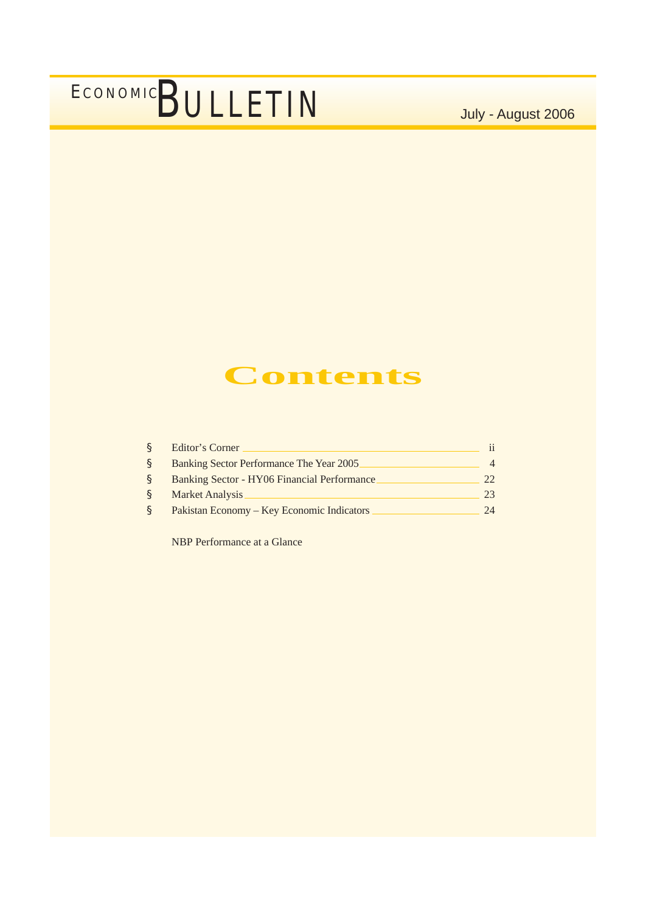# ECONOMIC BULLETIN

July - August 2006

## Contents

- Editor's Corner ______ ii
- Banking Sector Performance The Year 2005 ______ 4
- Banking Sector - HY06 Financial Performance ______ 22
- Market Analysis ______ 23
- Pakistan Economy – Key Economic Indicators ______ 24

NBP Performance at a Glance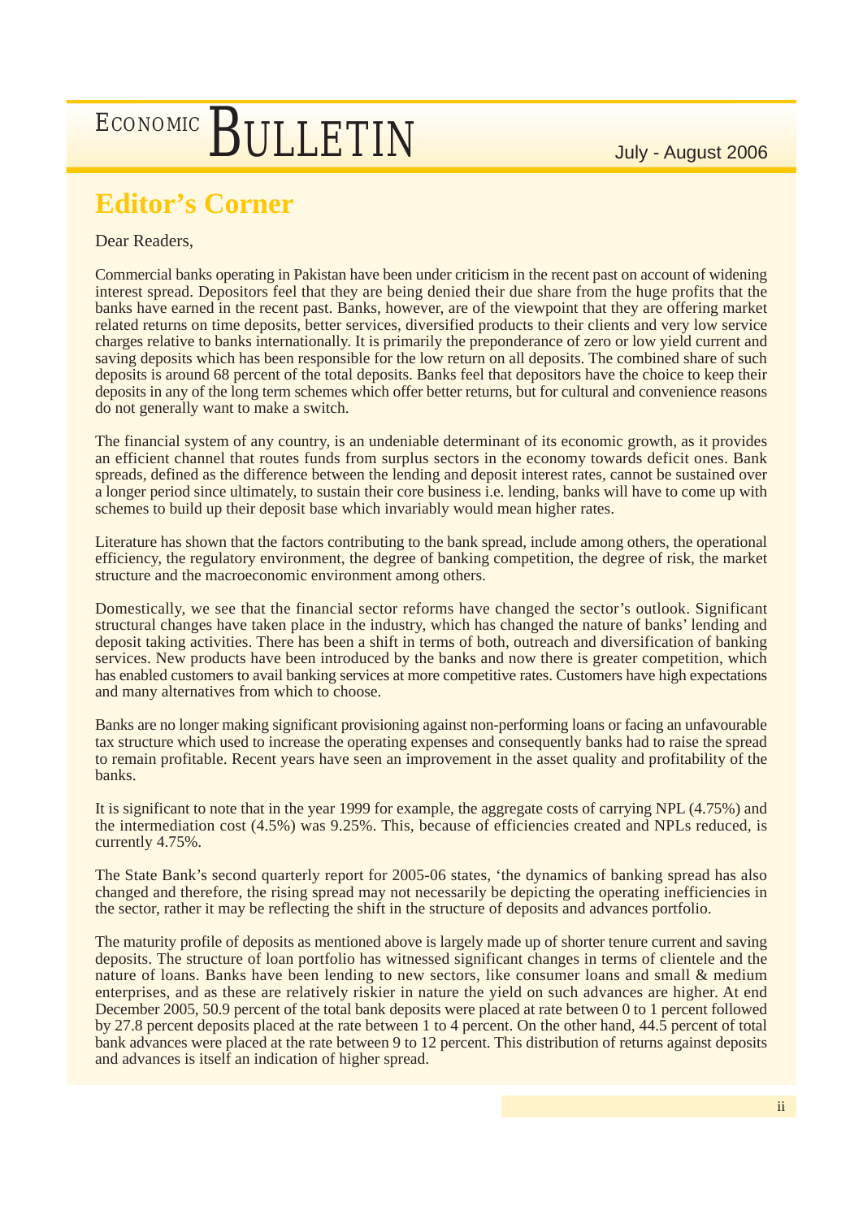## Editor's Corner

Dear Readers,

Commercial banks operating in Pakistan have been under criticism in the recent past on account of widening interest spread. Depositors feel that they are being denied their due share from the huge profits that the banks have earned in the recent past. Banks, however, are of the viewpoint that they are offering market related returns on time deposits, better services, diversified products to their clients and very low service charges relative to banks internationally. It is primarily the preponderance of zero or low yield current and saving deposits which has been responsible for the low return on all deposits. The combined share of such deposits is around 68 percent of the total deposits. Banks feel that depositors have the choice to keep their deposits in any of the long term schemes which offer better returns, but for cultural and convenience reasons do not generally want to make a switch.

The financial system of any country, is an undeniable determinant of its economic growth, as it provides an efficient channel that routes funds from surplus sectors in the economy towards deficit ones. Bank spreads, defined as the difference between the lending and deposit interest rates, cannot be sustained over a longer period since ultimately, to sustain their core business i.e. lending, banks will have to come up with schemes to build up their deposit base which invariably would mean higher rates.

Literature has shown that the factors contributing to the bank spread, include among others, the operational efficiency, the regulatory environment, the degree of banking competition, the degree of risk, the market structure and the macroeconomic environment among others.

Domestically, we see that the financial sector reforms have changed the sector's outlook. Significant structural changes have taken place in the industry, which has changed the nature of banks' lending and deposit taking activities. There has been a shift in terms of both, outreach and diversification of banking services. New products have been introduced by the banks and now there is greater competition, which has enabled customers to avail banking services at more competitive rates. Customers have high expectations and many alternatives from which to choose.

Banks are no longer making significant provisioning against non-performing loans or facing an unfavourable tax structure which used to increase the operating expenses and consequently banks had to raise the spread to remain profitable. Recent years have seen an improvement in the asset quality and profitability of the banks.

It is significant to note that in the year 1999 for example, the aggregate costs of carrying NPL (4.75%) and the intermediation cost (4.5%) was 9.25%. This, because of efficiencies created and NPLs reduced, is currently 4.75%.

The State Bank's second quarterly report for 2005-06 states, 'the dynamics of banking spread has also changed and therefore, the rising spread may not necessarily be depicting the operating inefficiencies in the sector, rather it may be reflecting the shift in the structure of deposits and advances portfolio.

The maturity profile of deposits as mentioned above is largely made up of shorter tenure current and saving deposits. The structure of loan portfolio has witnessed significant changes in terms of clientele and the nature of loans. Banks have been lending to new sectors, like consumer loans and small & medium enterprises, and as these are relatively riskier in nature the yield on such advances are higher. At end December 2005, 50.9 percent of the total bank deposits were placed at rate between 0 to 1 percent followed by 27.8 percent deposits placed at the rate between 1 to 4 percent. On the other hand, 44.5 percent of total bank advances were placed at the rate between 9 to 12 percent. This distribution of returns against deposits and advances is itself an indication of higher spread.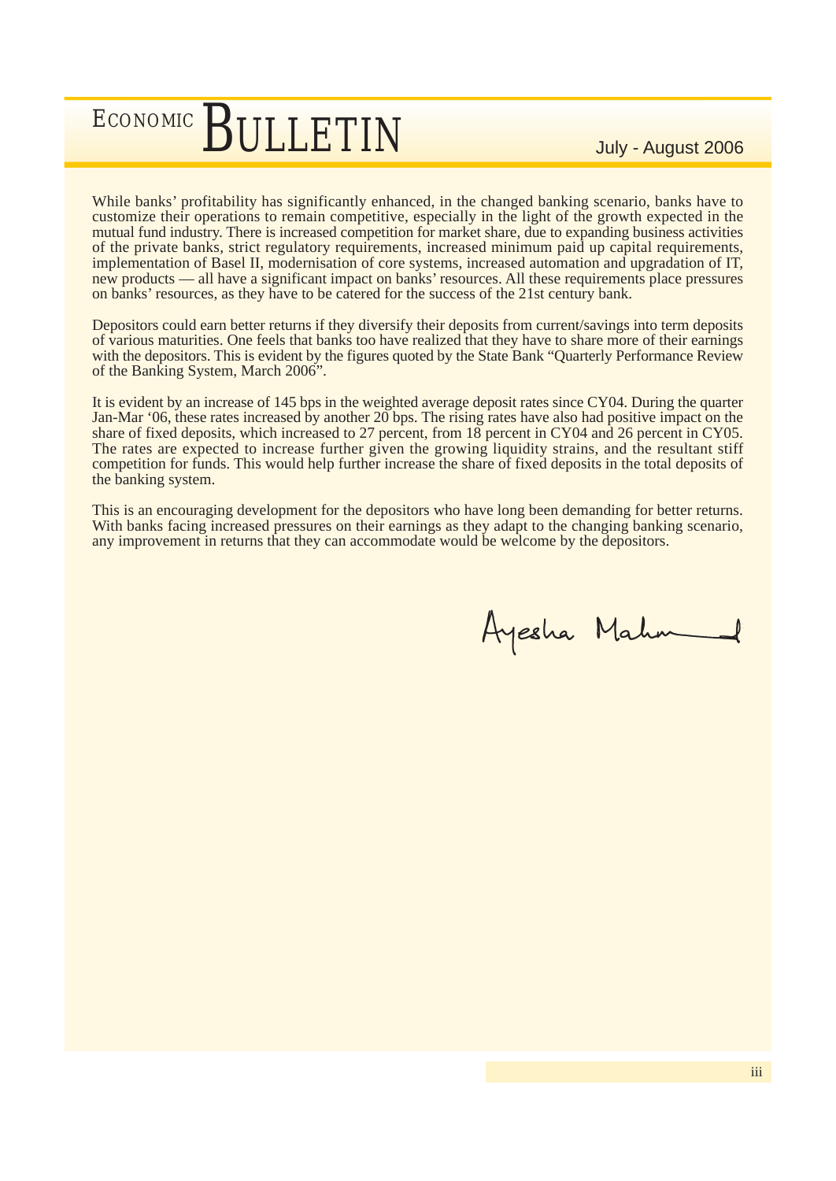While banks' profitability has significantly enhanced, in the changed banking scenario, banks have to customize their operations to remain competitive, especially in the light of the growth expected in the mutual fund industry. There is increased competition for market share, due to expanding business activities of the private banks, strict regulatory requirements, increased minimum paid up capital requirements, implementation of Basel II, modernisation of core systems, increased automation and upgradation of IT, new products — all have a significant impact on banks' resources. All these requirements place pressures on banks' resources, as they have to be catered for the success of the 21st century bank.

Depositors could earn better returns if they diversify their deposits from current/savings into term deposits of various maturities. One feels that banks too have realized that they have to share more of their earnings with the depositors. This is evident by the figures quoted by the State Bank "Quarterly Performance Review of the Banking System, March 2006".

It is evident by an increase of 145 bps in the weighted average deposit rates since CY04. During the quarter Jan-Mar '06, these rates increased by another 20 bps. The rising rates have also had positive impact on the share of fixed deposits, which increased to 27 percent, from 18 percent in CY04 and 26 percent in CY05. The rates are expected to increase further given the growing liquidity strains, and the resultant stiff competition for funds. This would help further increase the share of fixed deposits in the total deposits of the banking system.

This is an encouraging development for the depositors who have long been demanding for better returns. With banks facing increased pressures on their earnings as they adapt to the changing banking scenario, any improvement in returns that they can accommodate would be welcome by the depositors.

Ayesha Mahmud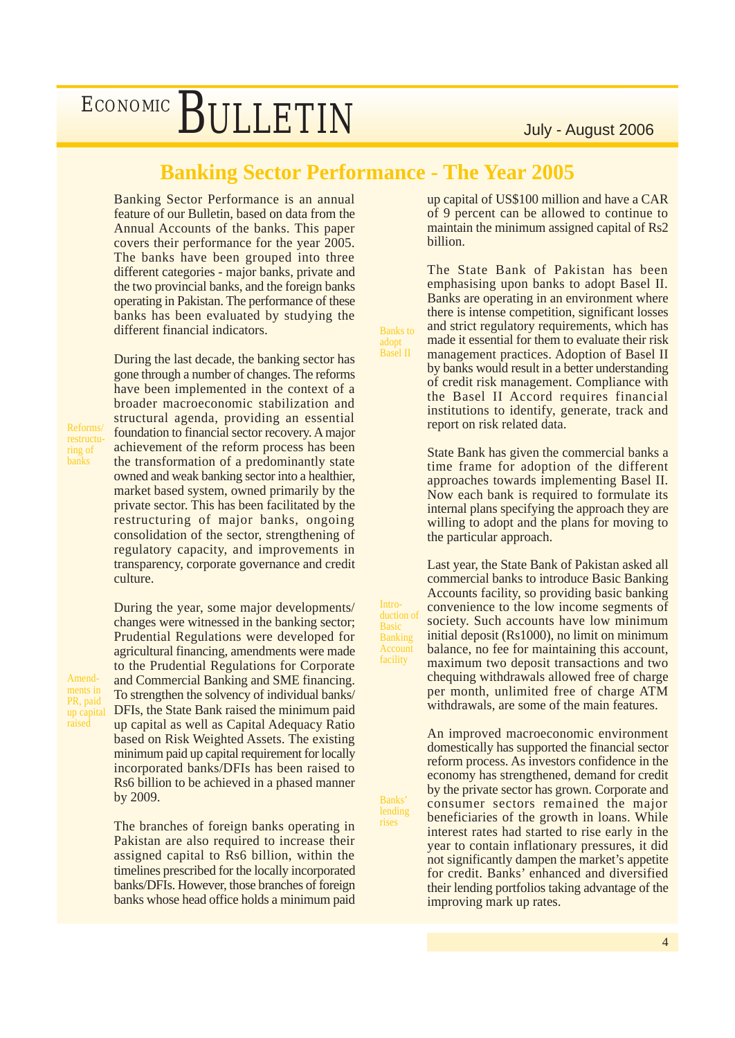# Banking Sector Performance - The Year 2005

Banking Sector Performance is an annual feature of our Bulletin, based on data from the Annual Accounts of the banks. This paper covers their performance for the year 2005. The banks have been grouped into three different categories - major banks, private and the two provincial banks, and the foreign banks operating in Pakistan. The performance of these banks has been evaluated by studying the different financial indicators.

*Reforms/ restructuring of banks*

During the last decade, the banking sector has gone through a number of changes. The reforms have been implemented in the context of a broader macroeconomic stabilization and structural agenda, providing an essential foundation to financial sector recovery. A major achievement of the reform process has been the transformation of a predominantly state owned and weak banking sector into a healthier, market based system, owned primarily by the private sector. This has been facilitated by the restructuring of major banks, ongoing consolidation of the sector, strengthening of regulatory capacity, and improvements in transparency, corporate governance and credit culture.

*Amendments in PR, paid up capital raised*

During the year, some major developments/ changes were witnessed in the banking sector; Prudential Regulations were developed for agricultural financing, amendments were made to the Prudential Regulations for Corporate and Commercial Banking and SME financing. To strengthen the solvency of individual banks/ DFIs, the State Bank raised the minimum paid up capital as well as Capital Adequacy Ratio based on Risk Weighted Assets. The existing minimum paid up capital requirement for locally incorporated banks/DFIs has been raised to Rs6 billion to be achieved in a phased manner by 2009.

The branches of foreign banks operating in Pakistan are also required to increase their assigned capital to Rs6 billion, within the timelines prescribed for the locally incorporated banks/DFIs. However, those branches of foreign banks whose head office holds a minimum paid up capital of US$100 million and have a CAR of 9 percent can be allowed to continue to maintain the minimum assigned capital of Rs2 billion.

*Banks to adopt Basel II*

The State Bank of Pakistan has been emphasising upon banks to adopt Basel II. Banks are operating in an environment where there is intense competition, significant losses and strict regulatory requirements, which has made it essential for them to evaluate their risk management practices. Adoption of Basel II by banks would result in a better understanding of credit risk management. Compliance with the Basel II Accord requires financial institutions to identify, generate, track and report on risk related data.

State Bank has given the commercial banks a time frame for adoption of the different approaches towards implementing Basel II. Now each bank is required to formulate its internal plans specifying the approach they are willing to adopt and the plans for moving to the particular approach.

*Introduction of Basic Banking Account facility*

Last year, the State Bank of Pakistan asked all commercial banks to introduce Basic Banking Accounts facility, so providing basic banking convenience to the low income segments of society. Such accounts have low minimum initial deposit (Rs1000), no limit on minimum balance, no fee for maintaining this account, maximum two deposit transactions and two chequing withdrawals allowed free of charge per month, unlimited free of charge ATM withdrawals, are some of the main features.

*Banks' lending rises*

An improved macroeconomic environment domestically has supported the financial sector reform process. As investors confidence in the economy has strengthened, demand for credit by the private sector has grown. Corporate and consumer sectors remained the major beneficiaries of the growth in loans. While interest rates had started to rise early in the year to contain inflationary pressures, it did not significantly dampen the market's appetite for credit. Banks' enhanced and diversified their lending portfolios taking advantage of the improving mark up rates.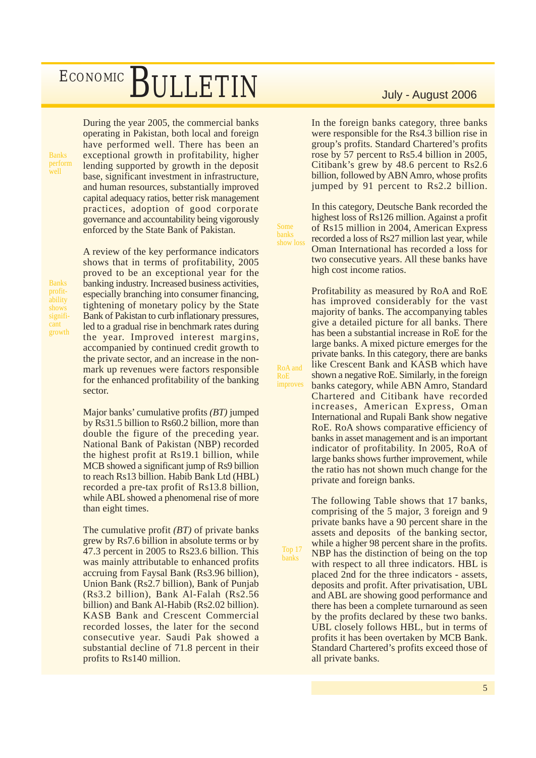*Banks perform well*

During the year 2005, the commercial banks operating in Pakistan, both local and foreign have performed well. There has been an exceptional growth in profitability, higher lending supported by growth in the deposit base, significant investment in infrastructure, and human resources, substantially improved capital adequacy ratios, better risk management practices, adoption of good corporate governance and accountability being vigorously enforced by the State Bank of Pakistan.

*Banks profitability shows significant growth*

A review of the key performance indicators shows that in terms of profitability, 2005 proved to be an exceptional year for the banking industry. Increased business activities, especially branching into consumer financing, tightening of monetary policy by the State Bank of Pakistan to curb inflationary pressures, led to a gradual rise in benchmark rates during the year. Improved interest margins, accompanied by continued credit growth to the private sector, and an increase in the non-mark up revenues were factors responsible for the enhanced profitability of the banking sector.

Major banks' cumulative profits *(BT)* jumped by Rs31.5 billion to Rs60.2 billion, more than double the figure of the preceding year. National Bank of Pakistan (NBP) recorded the highest profit at Rs19.1 billion, while MCB showed a significant jump of Rs9 billion to reach Rs13 billion. Habib Bank Ltd (HBL) recorded a pre-tax profit of Rs13.8 billion, while ABL showed a phenomenal rise of more than eight times.

The cumulative profit *(BT)* of private banks grew by Rs7.6 billion in absolute terms or by 47.3 percent in 2005 to Rs23.6 billion. This was mainly attributable to enhanced profits accruing from Faysal Bank (Rs3.96 billion), Union Bank (Rs2.7 billion), Bank of Punjab (Rs3.2 billion), Bank Al-Falah (Rs2.56 billion) and Bank Al-Habib (Rs2.02 billion). KASB Bank and Crescent Commercial recorded losses, the later for the second consecutive year. Saudi Pak showed a substantial decline of 71.8 percent in their profits to Rs140 million.

In the foreign banks category, three banks were responsible for the Rs4.3 billion rise in group's profits. Standard Chartered's profits rose by 57 percent to Rs5.4 billion in 2005, Citibank's grew by 48.6 percent to Rs2.6 billion, followed by ABN Amro, whose profits jumped by 91 percent to Rs2.2 billion.

*Some banks show loss*

In this category, Deutsche Bank recorded the highest loss of Rs126 million. Against a profit of Rs15 million in 2004, American Express recorded a loss of Rs27 million last year, while Oman International has recorded a loss for two consecutive years. All these banks have high cost income ratios.

*RoA and RoE improves*

Profitability as measured by RoA and RoE has improved considerably for the vast majority of banks. The accompanying tables give a detailed picture for all banks. There has been a substantial increase in RoE for the large banks. A mixed picture emerges for the private banks. In this category, there are banks like Crescent Bank and KASB which have shown a negative RoE. Similarly, in the foreign banks category, while ABN Amro, Standard Chartered and Citibank have recorded increases, American Express, Oman International and Rupali Bank show negative RoE. RoA shows comparative efficiency of banks in asset management and is an important indicator of profitability. In 2005, RoA of large banks shows further improvement, while the ratio has not shown much change for the private and foreign banks.

*Top 17 banks*

The following Table shows that 17 banks, comprising of the 5 major, 3 foreign and 9 private banks have a 90 percent share in the assets and deposits of the banking sector, while a higher 98 percent share in the profits. NBP has the distinction of being on the top with respect to all three indicators. HBL is placed 2nd for the three indicators - assets, deposits and profit. After privatisation, UBL and ABL are showing good performance and there has been a complete turnaround as seen by the profits declared by these two banks. UBL closely follows HBL, but in terms of profits it has been overtaken by MCB Bank. Standard Chartered's profits exceed those of all private banks.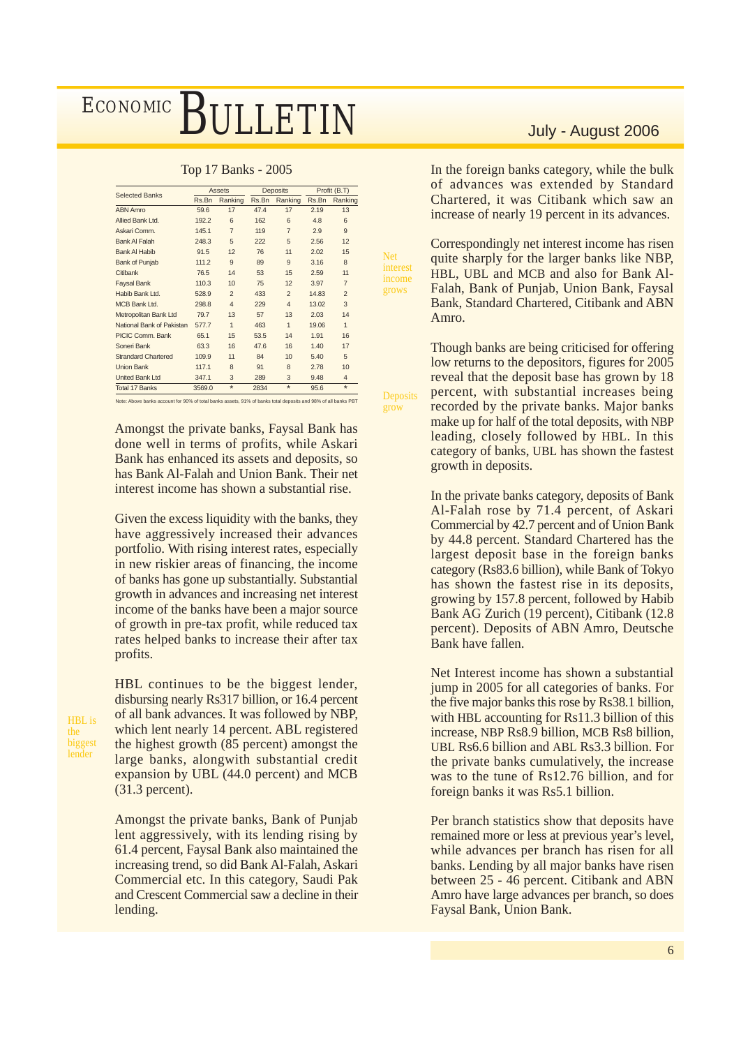## Top 17 Banks - 2005

| Selected Banks | Assets | | Deposits | | Profit (B.T) | |
|---|---|---|---|---|---|---|
| | Rs.Bn | Ranking | Rs.Bn | Ranking | Rs.Bn | Ranking |
| ABN Amro | 59.6 | 17 | 47.4 | 17 | 2.19 | 13 |
| Allied Bank Ltd. | 192.2 | 6 | 162 | 6 | 4.8 | 6 |
| Askari Comm. | 145.1 | 7 | 119 | 7 | 2.9 | 9 |
| Bank Al Falah | 248.3 | 5 | 222 | 5 | 2.56 | 12 |
| Bank Al Habib | 91.5 | 12 | 76 | 11 | 2.02 | 15 |
| Bank of Punjab | 111.2 | 9 | 89 | 9 | 3.16 | 8 |
| Citibank | 76.5 | 14 | 53 | 15 | 2.59 | 11 |
| Faysal Bank | 110.3 | 10 | 75 | 12 | 3.97 | 7 |
| Habib Bank Ltd. | 528.9 | 2 | 433 | 2 | 14.83 | 2 |
| MCB Bank Ltd. | 298.8 | 4 | 229 | 4 | 13.02 | 3 |
| Metropolitan Bank Ltd | 79.7 | 13 | 57 | 13 | 2.03 | 14 |
| National Bank of Pakistan | 577.7 | 1 | 463 | 1 | 19.06 | 1 |
| PICIC Comm. Bank | 65.1 | 15 | 53.5 | 14 | 1.91 | 16 |
| Soneri Bank | 63.3 | 16 | 47.6 | 16 | 1.40 | 17 |
| Strandard Chartered | 109.9 | 11 | 84 | 10 | 5.40 | 5 |
| Union Bank | 117.1 | 8 | 91 | 8 | 2.78 | 10 |
| United Bank Ltd | 347.1 | 3 | 289 | 3 | 9.48 | 4 |
| Total 17 Banks | 3569.0 | * | 2834 | * | 95.6 | * |

Note: Above banks account for 90% of total banks assets, 91% of banks total deposits and 98% of all banks PBT

Amongst the private banks, Faysal Bank has done well in terms of profits, while Askari Bank has enhanced its assets and deposits, so has Bank Al-Falah and Union Bank. Their net interest income has shown a substantial rise.

Given the excess liquidity with the banks, they have aggressively increased their advances portfolio. With rising interest rates, especially in new riskier areas of financing, the income of banks has gone up substantially. Substantial growth in advances and increasing net interest income of the banks have been a major source of growth in pre-tax profit, while reduced tax rates helped banks to increase their after tax profits.

*HBL is the biggest lender*

HBL continues to be the biggest lender, disbursing nearly Rs317 billion, or 16.4 percent of all bank advances. It was followed by NBP, which lent nearly 14 percent. ABL registered the highest growth (85 percent) amongst the large banks, alongwith substantial credit expansion by UBL (44.0 percent) and MCB (31.3 percent).

Amongst the private banks, Bank of Punjab lent aggressively, with its lending rising by 61.4 percent, Faysal Bank also maintained the increasing trend, so did Bank Al-Falah, Askari Commercial etc. In this category, Saudi Pak and Crescent Commercial saw a decline in their lending.

In the foreign banks category, while the bulk of advances was extended by Standard Chartered, it was Citibank which saw an increase of nearly 19 percent in its advances.

*Net interest income grows*

Correspondingly net interest income has risen quite sharply for the larger banks like NBP, HBL, UBL and MCB and also for Bank Al-Falah, Bank of Punjab, Union Bank, Faysal Bank, Standard Chartered, Citibank and ABN Amro.

*Deposits grow*

Though banks are being criticised for offering low returns to the depositors, figures for 2005 reveal that the deposit base has grown by 18 percent, with substantial increases being recorded by the private banks. Major banks make up for half of the total deposits, with NBP leading, closely followed by HBL. In this category of banks, UBL has shown the fastest growth in deposits.

In the private banks category, deposits of Bank Al-Falah rose by 71.4 percent, of Askari Commercial by 42.7 percent and of Union Bank by 44.8 percent. Standard Chartered has the largest deposit base in the foreign banks category (Rs83.6 billion), while Bank of Tokyo has shown the fastest rise in its deposits, growing by 157.8 percent, followed by Habib Bank AG Zurich (19 percent), Citibank (12.8 percent). Deposits of ABN Amro, Deutsche Bank have fallen.

Net Interest income has shown a substantial jump in 2005 for all categories of banks. For the five major banks this rose by Rs38.1 billion, with HBL accounting for Rs11.3 billion of this increase, NBP Rs8.9 billion, MCB Rs8 billion, UBL Rs6.6 billion and ABL Rs3.3 billion. For the private banks cumulatively, the increase was to the tune of Rs12.76 billion, and for foreign banks it was Rs5.1 billion.

Per branch statistics show that deposits have remained more or less at previous year's level, while advances per branch has risen for all banks. Lending by all major banks have risen between 25 - 46 percent. Citibank and ABN Amro have large advances per branch, so does Faysal Bank, Union Bank.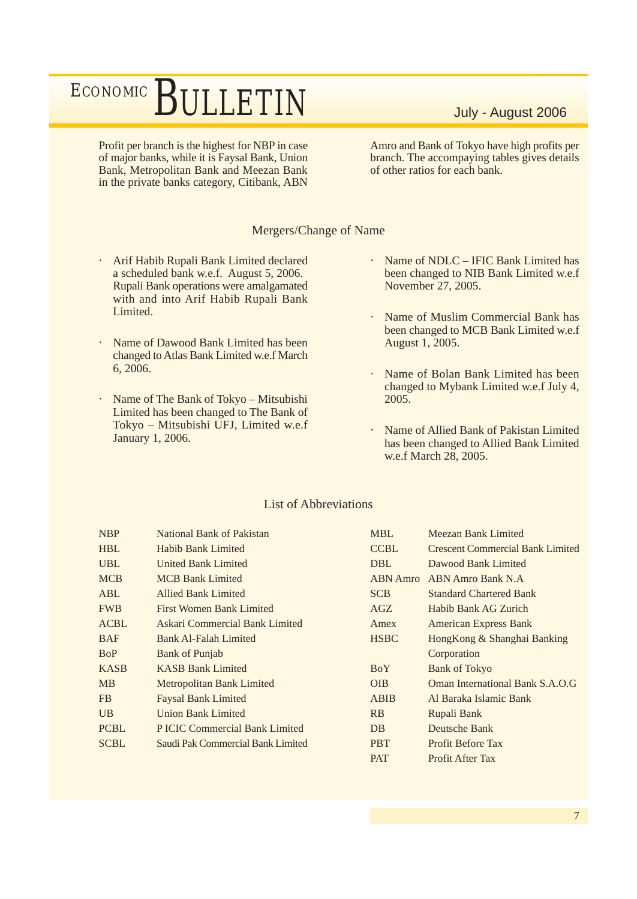Profit per branch is the highest for NBP in case of major banks, while it is Faysal Bank, Union Bank, Metropolitan Bank and Meezan Bank in the private banks category, Citibank, ABN Amro and Bank of Tokyo have high profits per branch. The accompanying tables gives details of other ratios for each bank.

## Mergers/Change of Name

- Arif Habib Rupali Bank Limited declared a scheduled bank w.e.f. August 5, 2006. Rupali Bank operations were amalgamated with and into Arif Habib Rupali Bank Limited.
- Name of Dawood Bank Limited has been changed to Atlas Bank Limited w.e.f March 6, 2006.
- Name of The Bank of Tokyo – Mitsubishi Limited has been changed to The Bank of Tokyo – Mitsubishi UFJ, Limited w.e.f January 1, 2006.
- Name of NDLC – IFIC Bank Limited has been changed to NIB Bank Limited w.e.f November 27, 2005.
- Name of Muslim Commercial Bank has been changed to MCB Bank Limited w.e.f August 1, 2005.
- Name of Bolan Bank Limited has been changed to Mybank Limited w.e.f July 4, 2005.
- Name of Allied Bank of Pakistan Limited has been changed to Allied Bank Limited w.e.f March 28, 2005.

## List of Abbreviations

| Abbreviation | Full Name |
|---|---|
| NBP | National Bank of Pakistan |
| HBL | Habib Bank Limited |
| UBL | United Bank Limited |
| MCB | MCB Bank Limited |
| ABL | Allied Bank Limited |
| FWB | First Women Bank Limited |
| ACBL | Askari Commercial Bank Limited |
| BAF | Bank Al-Falah Limited |
| BoP | Bank of Punjab |
| KASB | KASB Bank Limited |
| MB | Metropolitan Bank Limited |
| FB | Faysal Bank Limited |
| UB | Union Bank Limited |
| PCBL | P ICIC Commercial Bank Limited |
| SCBL | Saudi Pak Commercial Bank Limited |
| MBL | Meezan Bank Limited |
| CCBL | Crescent Commercial Bank Limited |
| DBL | Dawood Bank Limited |
| ABN Amro | ABN Amro Bank N.A |
| SCB | Standard Chartered Bank |
| AGZ | Habib Bank AG Zurich |
| Amex | American Express Bank |
| HSBC | HongKong & Shanghai Banking Corporation |
| BoY | Bank of Tokyo |
| OIB | Oman International Bank S.A.O.G |
| ABIB | Al Baraka Islamic Bank |
| RB | Rupali Bank |
| DB | Deutsche Bank |
| PBT | Profit Before Tax |
| PAT | Profit After Tax |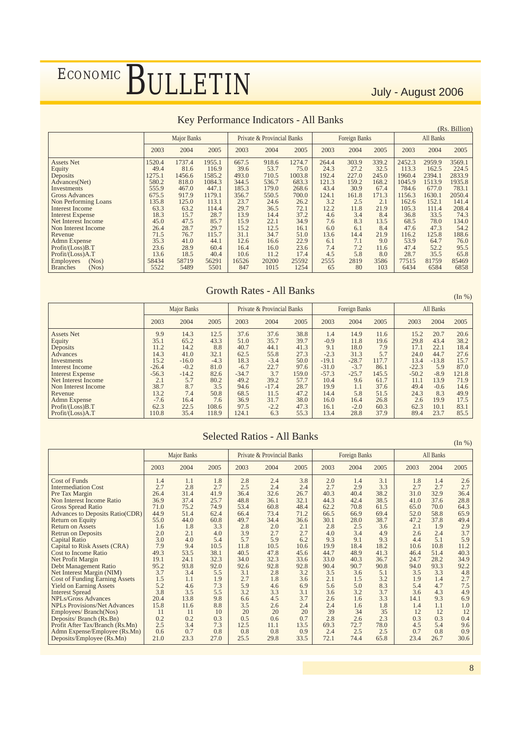## Key Performance Indicators - All Banks

(Rs. Billion)

| | Major Banks | | | Private & Provincial Banks | | | Foreign Banks | | | All Banks | | |
|---|---|---|---|---|---|---|---|---|---|---|---|---|
| | 2003 | 2004 | 2005 | 2003 | 2004 | 2005 | 2003 | 2004 | 2005 | 2003 | 2004 | 2005 |
| Assets Net | 1520.4 | 1737.4 | 1955.1 | 667.5 | 918.6 | 1274.7 | 264.4 | 303.9 | 339.2 | 2452.3 | 2959.9 | 3569.1 |
| Equity | 49.4 | 81.6 | 116.9 | 39.6 | 53.7 | 75.0 | 24.3 | 27.2 | 32.5 | 113.3 | 162.5 | 224.5 |
| Deposits | 1275.1 | 1456.6 | 1585.2 | 493.0 | 710.5 | 1003.8 | 192.4 | 227.0 | 245.0 | 1960.4 | 2394.1 | 2833.9 |
| Advances(Net) | 580.2 | 818.0 | 1084.3 | 344.5 | 536.7 | 683.3 | 121.3 | 159.2 | 168.2 | 1045.9 | 1513.9 | 1935.8 |
| Investments | 555.9 | 467.0 | 447.1 | 185.3 | 179.0 | 268.6 | 43.4 | 30.9 | 67.4 | 784.6 | 677.0 | 783.1 |
| Gross Advances | 675.5 | 917.9 | 1179.1 | 356.7 | 550.5 | 700.0 | 124.1 | 161.8 | 171.3 | 1156.3 | 1630.1 | 2050.4 |
| Non Performing Loans | 135.8 | 125.0 | 113.1 | 23.7 | 24.6 | 26.2 | 3.2 | 2.5 | 2.1 | 162.6 | 152.1 | 141.4 |
| Interest Income | 63.3 | 63.2 | 114.4 | 29.7 | 36.5 | 72.1 | 12.2 | 11.8 | 21.9 | 105.3 | 111.4 | 208.4 |
| Interest Expense | 18.3 | 15.7 | 28.7 | 13.9 | 14.4 | 37.2 | 4.6 | 3.4 | 8.4 | 36.8 | 33.5 | 74.3 |
| Net Interest Income | 45.0 | 47.5 | 85.7 | 15.9 | 22.1 | 34.9 | 7.6 | 8.3 | 13.5 | 68.5 | 78.0 | 134.0 |
| Non Interest Income | 26.4 | 28.7 | 29.7 | 15.2 | 12.5 | 16.1 | 6.0 | 6.1 | 8.4 | 47.6 | 47.3 | 54.2 |
| Revenue | 71.5 | 76.7 | 115.7 | 31.1 | 34.7 | 51.0 | 13.6 | 14.4 | 21.9 | 116.2 | 125.8 | 188.6 |
| Admn Expense | 35.3 | 41.0 | 44.1 | 12.6 | 16.6 | 22.9 | 6.1 | 7.1 | 9.0 | 53.9 | 64.7 | 76.0 |
| Profit/(Loss)B.T | 23.6 | 28.9 | 60.4 | 16.4 | 16.0 | 23.6 | 7.4 | 7.2 | 11.6 | 47.4 | 52.2 | 95.5 |
| Profit/(Loss)A.T | 13.6 | 18.5 | 40.4 | 10.6 | 11.2 | 17.4 | 4.5 | 5.8 | 8.0 | 28.7 | 35.5 | 65.8 |
| Employees (Nos) | 58434 | 58719 | 56291 | 16526 | 20200 | 25592 | 2555 | 2819 | 3586 | 77515 | 81759 | 85469 |
| Branches (Nos) | 5522 | 5489 | 5501 | 847 | 1015 | 1254 | 65 | 80 | 103 | 6434 | 6584 | 6858 |

## Growth Rates - All Banks

(In %)

| | Major Banks | | | Private & Provincial Banks | | | Foreign Banks | | | All Banks | | |
|---|---|---|---|---|---|---|---|---|---|---|---|---|
| | 2003 | 2004 | 2005 | 2003 | 2004 | 2005 | 2003 | 2004 | 2005 | 2003 | 2004 | 2005 |
| Assets Net | 9.9 | 14.3 | 12.5 | 37.6 | 37.6 | 38.8 | 1.4 | 14.9 | 11.6 | 15.2 | 20.7 | 20.6 |
| Equity | 35.1 | 65.2 | 43.3 | 51.0 | 35.7 | 39.7 | -0.9 | 11.8 | 19.6 | 29.8 | 43.4 | 38.2 |
| Deposits | 11.2 | 14.2 | 8.8 | 40.7 | 44.1 | 41.3 | 9.1 | 18.0 | 7.9 | 17.1 | 22.1 | 18.4 |
| Advances | 14.3 | 41.0 | 32.1 | 62.5 | 55.8 | 27.3 | -2.3 | 31.3 | 5.7 | 24.0 | 44.7 | 27.6 |
| Investments | 15.2 | -16.0 | -4.3 | 18.3 | -3.4 | 50.0 | -19.1 | -28.7 | 117.7 | 13.4 | -13.8 | 15.7 |
| Interest Income | -26.4 | -0.2 | 81.0 | -6.7 | 22.7 | 97.6 | -31.0 | -3.7 | 86.1 | -22.3 | 5.9 | 87.0 |
| Interest Expense | -56.3 | -14.2 | 82.6 | -34.7 | 3.7 | 159.0 | -57.3 | -25.7 | 145.5 | -50.2 | -8.9 | 121.8 |
| Net Interest Income | 2.1 | 5.7 | 80.2 | 49.2 | 39.2 | 57.7 | 10.4 | 9.6 | 61.7 | 11.1 | 13.9 | 71.9 |
| Non Interest Income | 38.7 | 8.7 | 3.5 | 94.6 | -17.4 | 28.7 | 19.9 | 1.1 | 37.6 | 49.4 | -0.6 | 14.6 |
| Revenue | 13.2 | 7.4 | 50.8 | 68.5 | 11.5 | 47.2 | 14.4 | 5.8 | 51.5 | 24.3 | 8.3 | 49.9 |
| Admn Expense | -7.6 | 16.4 | 7.6 | 36.9 | 31.7 | 38.0 | 16.0 | 16.4 | 26.8 | 2.6 | 19.9 | 17.5 |
| Profit/(Loss)B.T | 62.3 | 22.5 | 108.6 | 97.5 | -2.2 | 47.3 | 16.1 | -2.0 | 60.3 | 62.3 | 10.1 | 83.1 |
| Profit/(Loss)A.T | 110.8 | 35.4 | 118.9 | 124.1 | 6.3 | 55.3 | 13.4 | 28.8 | 37.9 | 89.4 | 23.7 | 85.5 |

## Selected Ratios - All Banks

(In %)

| | Major Banks | | | Private & Provincial Banks | | | Foreign Banks | | | All Banks | | |
|---|---|---|---|---|---|---|---|---|---|---|---|---|
| | 2003 | 2004 | 2005 | 2003 | 2004 | 2005 | 2003 | 2004 | 2005 | 2003 | 2004 | 2005 |
| Cost of Funds | 1.4 | 1.1 | 1.8 | 2.8 | 2.4 | 3.8 | 2.0 | 1.4 | 3.1 | 1.8 | 1.4 | 2.6 |
| Intermediation Cost | 2.7 | 2.8 | 2.7 | 2.5 | 2.4 | 2.4 | 2.7 | 2.9 | 3.3 | 2.7 | 2.7 | 2.7 |
| Pre Tax Margin | 26.4 | 31.4 | 41.9 | 36.4 | 32.6 | 26.7 | 40.3 | 40.4 | 38.2 | 31.0 | 32.9 | 36.4 |
| Non Interest Income Ratio | 36.9 | 37.4 | 25.7 | 48.8 | 36.1 | 32.1 | 44.3 | 42.4 | 38.5 | 41.0 | 37.6 | 28.8 |
| Gross Spread Ratio | 71.0 | 75.2 | 74.9 | 53.4 | 60.8 | 48.4 | 62.2 | 70.8 | 61.5 | 65.0 | 70.0 | 64.3 |
| Advances to Deposits Ratio(CDR) | 44.9 | 51.4 | 62.4 | 66.4 | 73.4 | 71.2 | 66.5 | 66.9 | 69.4 | 52.0 | 58.8 | 65.9 |
| Return on Equity | 55.0 | 44.0 | 60.8 | 49.7 | 34.4 | 36.6 | 30.1 | 28.0 | 38.7 | 47.2 | 37.8 | 49.4 |
| Return on Assets | 1.6 | 1.8 | 3.3 | 2.8 | 2.0 | 2.1 | 2.8 | 2.5 | 3.6 | 2.1 | 1.9 | 2.9 |
| Retrun on Deposits | 2.0 | 2.1 | 4.0 | 3.9 | 2.7 | 2.7 | 4.0 | 3.4 | 4.9 | 2.6 | 2.4 | 3.7 |
| Capital Ratio | 3.0 | 4.0 | 5.4 | 5.7 | 5.9 | 6.2 | 9.3 | 9.1 | 9.3 | 4.4 | 5.1 | 5.9 |
| Capital to Risk Assets (CRA) | 7.9 | 9.4 | 10.5 | 11.8 | 10.5 | 10.6 | 19.9 | 18.4 | 18.2 | 10.6 | 10.8 | 11.2 |
| Cost to Income Ratio | 49.3 | 53.5 | 38.1 | 40.5 | 47.8 | 45.6 | 44.7 | 48.9 | 41.3 | 46.4 | 51.4 | 40.3 |
| Net Profit Margin | 19.1 | 24.1 | 32.3 | 34.0 | 32.3 | 33.6 | 33.0 | 40.3 | 36.7 | 24.7 | 28.2 | 34.9 |
| Debt Management Ratio | 95.2 | 93.8 | 92.0 | 92.6 | 92.8 | 92.8 | 90.4 | 90.7 | 90.8 | 94.0 | 93.3 | 92.2 |
| Net Interest Margin (NIM) | 3.7 | 3.4 | 5.5 | 3.1 | 2.8 | 3.2 | 3.5 | 3.6 | 5.1 | 3.5 | 3.3 | 4.8 |
| Cost of Funding Earning Assets | 1.5 | 1.1 | 1.9 | 2.7 | 1.8 | 3.6 | 2.1 | 1.5 | 3.2 | 1.9 | 1.4 | 2.7 |
| Yield on Earning Assets | 5.2 | 4.6 | 7.3 | 5.9 | 4.6 | 6.9 | 5.6 | 5.0 | 8.3 | 5.4 | 4.7 | 7.5 |
| Interest Spread | 3.8 | 3.5 | 5.5 | 3.2 | 3.3 | 3.1 | 3.6 | 3.2 | 3.7 | 3.6 | 4.3 | 4.9 |
| NPLs/Gross Advances | 20.4 | 13.8 | 9.8 | 6.6 | 4.5 | 3.7 | 2.6 | 1.6 | 3.3 | 14.1 | 9.3 | 6.9 |
| NPLs Provisions/Net Advances | 15.8 | 11.6 | 8.8 | 3.5 | 2.6 | 2.4 | 2.4 | 1.6 | 1.8 | 1.4 | 1.1 | 1.0 |
| Employees/ Branch(Nos) | 11 | 11 | 10 | 20 | 20 | 20 | 39 | 34 | 35 | 12 | 12 | 12 |
| Deposits/ Branch (Rs.Bn) | 0.2 | 0.2 | 0.3 | 0.5 | 0.6 | 0.7 | 2.8 | 2.6 | 2.3 | 0.3 | 0.3 | 0.4 |
| Profit After Tax/Branch (Rs.Mn) | 2.5 | 3.4 | 7.3 | 12.5 | 11.1 | 13.5 | 69.3 | 72.7 | 78.0 | 4.5 | 5.4 | 9.6 |
| Admn Expense/Employee (Rs.Mn) | 0.6 | 0.7 | 0.8 | 0.8 | 0.8 | 0.9 | 2.4 | 2.5 | 2.5 | 0.7 | 0.8 | 0.9 |
| Deposits/Employee (Rs.Mn) | 21.0 | 23.3 | 27.0 | 25.5 | 29.8 | 33.5 | 72.1 | 74.4 | 65.8 | 23.4 | 26.7 | 30.6 |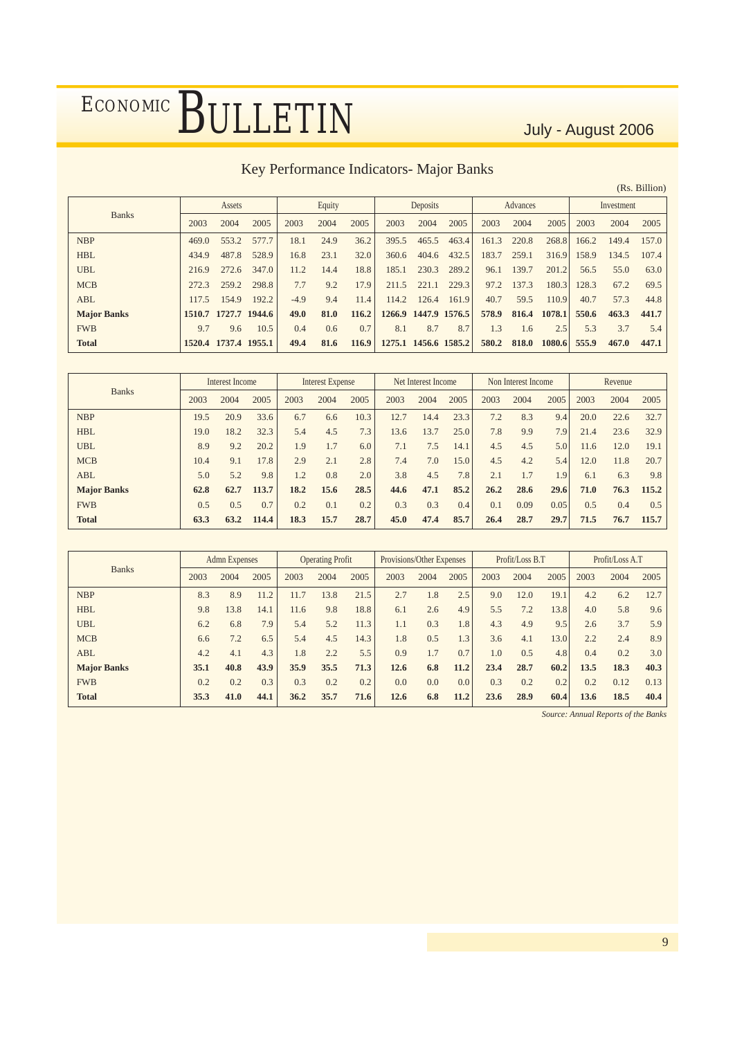## Key Performance Indicators- Major Banks

(Rs. Billion)

| Banks | Assets | | | Equity | | | Deposits | | | Advances | | | Investment | | |
|---|---|---|---|---|---|---|---|---|---|---|---|---|---|---|---|
| | 2003 | 2004 | 2005 | 2003 | 2004 | 2005 | 2003 | 2004 | 2005 | 2003 | 2004 | 2005 | 2003 | 2004 | 2005 |
| NBP | 469.0 | 553.2 | 577.7 | 18.1 | 24.9 | 36.2 | 395.5 | 465.5 | 463.4 | 161.3 | 220.8 | 268.8 | 166.2 | 149.4 | 157.0 |
| HBL | 434.9 | 487.8 | 528.9 | 16.8 | 23.1 | 32.0 | 360.6 | 404.6 | 432.5 | 183.7 | 259.1 | 316.9 | 158.9 | 134.5 | 107.4 |
| UBL | 216.9 | 272.6 | 347.0 | 11.2 | 14.4 | 18.8 | 185.1 | 230.3 | 289.2 | 96.1 | 139.7 | 201.2 | 56.5 | 55.0 | 63.0 |
| MCB | 272.3 | 259.2 | 298.8 | 7.7 | 9.2 | 17.9 | 211.5 | 221.1 | 229.3 | 97.2 | 137.3 | 180.3 | 128.3 | 67.2 | 69.5 |
| ABL | 117.5 | 154.9 | 192.2 | -4.9 | 9.4 | 11.4 | 114.2 | 126.4 | 161.9 | 40.7 | 59.5 | 110.9 | 40.7 | 57.3 | 44.8 |
| **Major Banks** | **1510.7** | **1727.7** | **1944.6** | **49.0** | **81.0** | **116.2** | **1266.9** | **1447.9** | **1576.5** | **578.9** | **816.4** | **1078.1** | **550.6** | **463.3** | **441.7** |
| FWB | 9.7 | 9.6 | 10.5 | 0.4 | 0.6 | 0.7 | 8.1 | 8.7 | 8.7 | 1.3 | 1.6 | 2.5 | 5.3 | 3.7 | 5.4 |
| **Total** | **1520.4** | **1737.4** | **1955.1** | **49.4** | **81.6** | **116.9** | **1275.1** | **1456.6** | **1585.2** | **580.2** | **818.0** | **1080.6** | **555.9** | **467.0** | **447.1** |

| Banks | Interest Income | | | Interest Expense | | | Net Interest Income | | | Non Interest Income | | | Revenue | | |
|---|---|---|---|---|---|---|---|---|---|---|---|---|---|---|---|
| | 2003 | 2004 | 2005 | 2003 | 2004 | 2005 | 2003 | 2004 | 2005 | 2003 | 2004 | 2005 | 2003 | 2004 | 2005 |
| NBP | 19.5 | 20.9 | 33.6 | 6.7 | 6.6 | 10.3 | 12.7 | 14.4 | 23.3 | 7.2 | 8.3 | 9.4 | 20.0 | 22.6 | 32.7 |
| HBL | 19.0 | 18.2 | 32.3 | 5.4 | 4.5 | 7.3 | 13.6 | 13.7 | 25.0 | 7.8 | 9.9 | 7.9 | 21.4 | 23.6 | 32.9 |
| UBL | 8.9 | 9.2 | 20.2 | 1.9 | 1.7 | 6.0 | 7.1 | 7.5 | 14.1 | 4.5 | 4.5 | 5.0 | 11.6 | 12.0 | 19.1 |
| MCB | 10.4 | 9.1 | 17.8 | 2.9 | 2.1 | 2.8 | 7.4 | 7.0 | 15.0 | 4.5 | 4.2 | 5.4 | 12.0 | 11.8 | 20.7 |
| ABL | 5.0 | 5.2 | 9.8 | 1.2 | 0.8 | 2.0 | 3.8 | 4.5 | 7.8 | 2.1 | 1.7 | 1.9 | 6.1 | 6.3 | 9.8 |
| **Major Banks** | **62.8** | **62.7** | **113.7** | **18.2** | **15.6** | **28.5** | **44.6** | **47.1** | **85.2** | **26.2** | **28.6** | **29.6** | **71.0** | **76.3** | **115.2** |
| FWB | 0.5 | 0.5 | 0.7 | 0.2 | 0.1 | 0.2 | 0.3 | 0.3 | 0.4 | 0.1 | 0.09 | 0.05 | 0.5 | 0.4 | 0.5 |
| **Total** | **63.3** | **63.2** | **114.4** | **18.3** | **15.7** | **28.7** | **45.0** | **47.4** | **85.7** | **26.4** | **28.7** | **29.7** | **71.5** | **76.7** | **115.7** |

| Banks | Admn Expenses | | | Operating Profit | | | Provisions/Other Expenses | | | Profit/Loss B.T | | | Profit/Loss A.T | | |
|---|---|---|---|---|---|---|---|---|---|---|---|---|---|---|---|
| | 2003 | 2004 | 2005 | 2003 | 2004 | 2005 | 2003 | 2004 | 2005 | 2003 | 2004 | 2005 | 2003 | 2004 | 2005 |
| NBP | 8.3 | 8.9 | 11.2 | 11.7 | 13.8 | 21.5 | 2.7 | 1.8 | 2.5 | 9.0 | 12.0 | 19.1 | 4.2 | 6.2 | 12.7 |
| HBL | 9.8 | 13.8 | 14.1 | 11.6 | 9.8 | 18.8 | 6.1 | 2.6 | 4.9 | 5.5 | 7.2 | 13.8 | 4.0 | 5.8 | 9.6 |
| UBL | 6.2 | 6.8 | 7.9 | 5.4 | 5.2 | 11.3 | 1.1 | 0.3 | 1.8 | 4.3 | 4.9 | 9.5 | 2.6 | 3.7 | 5.9 |
| MCB | 6.6 | 7.2 | 6.5 | 5.4 | 4.5 | 14.3 | 1.8 | 0.5 | 1.3 | 3.6 | 4.1 | 13.0 | 2.2 | 2.4 | 8.9 |
| ABL | 4.2 | 4.1 | 4.3 | 1.8 | 2.2 | 5.5 | 0.9 | 1.7 | 0.7 | 1.0 | 0.5 | 4.8 | 0.4 | 0.2 | 3.0 |
| **Major Banks** | **35.1** | **40.8** | **43.9** | **35.9** | **35.5** | **71.3** | **12.6** | **6.8** | **11.2** | **23.4** | **28.7** | **60.2** | **13.5** | **18.3** | **40.3** |
| FWB | 0.2 | 0.2 | 0.3 | 0.3 | 0.2 | 0.2 | 0.0 | 0.0 | 0.0 | 0.3 | 0.2 | 0.2 | 0.2 | 0.12 | 0.13 |
| **Total** | **35.3** | **41.0** | **44.1** | **36.2** | **35.7** | **71.6** | **12.6** | **6.8** | **11.2** | **23.6** | **28.9** | **60.4** | **13.6** | **18.5** | **40.4** |

*Source: Annual Reports of the Banks*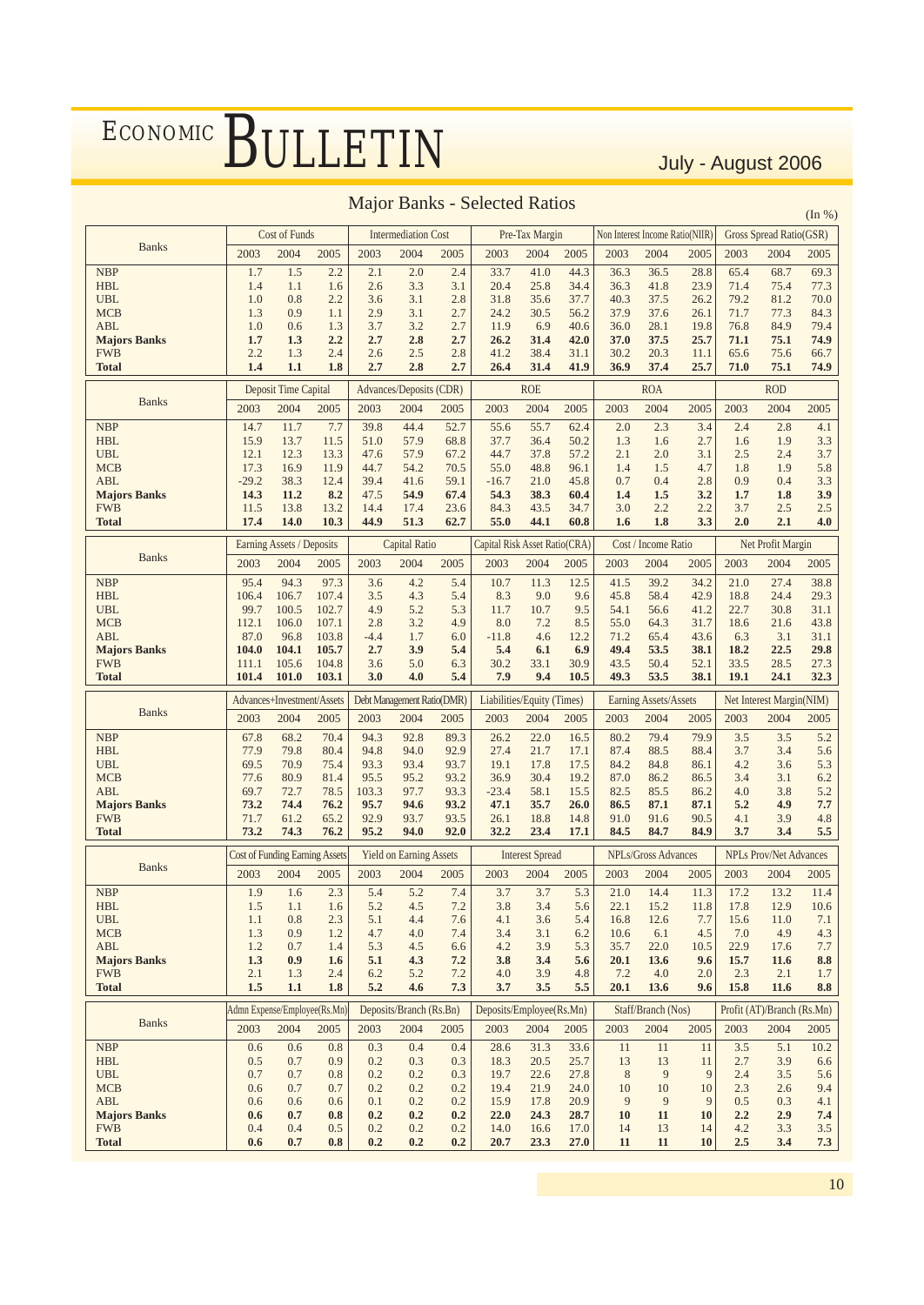# Major Banks - Selected Ratios

(In %)

| Banks | Cost of Funds | | | Intermediation Cost | | | Pre-Tax Margin | | | Non Interest Income Ratio(NIIR) | | | Gross Spread Ratio(GSR) | | |
|---|---|---|---|---|---|---|---|---|---|---|---|---|---|---|---|
| | 2003 | 2004 | 2005 | 2003 | 2004 | 2005 | 2003 | 2004 | 2005 | 2003 | 2004 | 2005 | 2003 | 2004 | 2005 |
| NBP | 1.7 | 1.5 | 2.2 | 2.1 | 2.0 | 2.4 | 33.7 | 41.0 | 44.3 | 36.3 | 36.5 | 28.8 | 65.4 | 68.7 | 69.3 |
| HBL | 1.4 | 1.1 | 1.6 | 2.6 | 3.3 | 3.1 | 20.4 | 25.8 | 34.4 | 36.3 | 41.8 | 23.9 | 71.4 | 75.4 | 77.3 |
| UBL | 1.0 | 0.8 | 2.2 | 3.6 | 3.1 | 2.8 | 31.8 | 35.6 | 37.7 | 40.3 | 37.5 | 26.2 | 79.2 | 81.2 | 70.0 |
| MCB | 1.3 | 0.9 | 1.1 | 2.9 | 3.1 | 2.7 | 24.2 | 30.5 | 56.2 | 37.9 | 37.6 | 26.1 | 71.7 | 77.3 | 84.3 |
| ABL | 1.0 | 0.6 | 1.3 | 3.7 | 3.2 | 2.7 | 11.9 | 6.9 | 40.6 | 36.0 | 28.1 | 19.8 | 76.8 | 84.9 | 79.4 |
| **Majors Banks** | **1.7** | **1.3** | **2.2** | **2.7** | **2.8** | **2.7** | **26.2** | **31.4** | **42.0** | **37.0** | **37.5** | **25.7** | **71.1** | **75.1** | **74.9** |
| FWB | 2.2 | 1.3 | 2.4 | 2.6 | 2.5 | 2.8 | 41.2 | 38.4 | 31.1 | 30.2 | 20.3 | 11.1 | 65.6 | 75.6 | 66.7 |
| **Total** | **1.4** | **1.1** | **1.8** | **2.7** | **2.8** | **2.7** | **26.4** | **31.4** | **41.9** | **36.9** | **37.4** | **25.7** | **71.0** | **75.1** | **74.9** |

| Banks | Deposit Time Capital | | | Advances/Deposits (CDR) | | | ROE | | | ROA | | | ROD | | |
|---|---|---|---|---|---|---|---|---|---|---|---|---|---|---|---|
| | 2003 | 2004 | 2005 | 2003 | 2004 | 2005 | 2003 | 2004 | 2005 | 2003 | 2004 | 2005 | 2003 | 2004 | 2005 |
| NBP | 14.7 | 11.7 | 7.7 | 39.8 | 44.4 | 52.7 | 55.6 | 55.7 | 62.4 | 2.0 | 2.3 | 3.4 | 2.4 | 2.8 | 4.1 |
| HBL | 15.9 | 13.7 | 11.5 | 51.0 | 57.9 | 68.8 | 37.7 | 36.4 | 50.2 | 1.3 | 1.6 | 2.7 | 1.6 | 1.9 | 3.3 |
| UBL | 12.1 | 12.3 | 13.3 | 47.6 | 57.9 | 67.2 | 44.7 | 37.8 | 57.2 | 2.1 | 2.0 | 3.1 | 2.5 | 2.4 | 3.7 |
| MCB | 17.3 | 16.9 | 11.9 | 44.7 | 54.2 | 70.5 | 55.0 | 48.8 | 96.1 | 1.4 | 1.5 | 4.7 | 1.8 | 1.9 | 5.8 |
| ABL | -29.2 | 38.3 | 12.4 | 39.4 | 41.6 | 59.1 | -16.7 | 21.0 | 45.8 | 0.7 | 0.4 | 2.8 | 0.9 | 0.4 | 3.3 |
| **Majors Banks** | **14.3** | **11.2** | **8.2** | **47.5** | **54.9** | **67.4** | **54.3** | **38.3** | **60.4** | **1.4** | **1.5** | **3.2** | **1.7** | **1.8** | **3.9** |
| FWB | 11.5 | 13.8 | 13.2 | 14.4 | 17.4 | 23.6 | 84.3 | 43.5 | 34.7 | 3.0 | 2.2 | 2.2 | 3.7 | 2.5 | 2.5 |
| **Total** | **17.4** | **14.0** | **10.3** | **44.9** | **51.3** | **62.7** | **55.0** | **44.1** | **60.8** | **1.6** | **1.8** | **3.3** | **2.0** | **2.1** | **4.0** |

| Banks | Earning Assets / Deposits | | | Capital Ratio | | | Capital Risk Asset Ratio(CRA) | | | Cost / Income Ratio | | | Net Profit Margin | | |
|---|---|---|---|---|---|---|---|---|---|---|---|---|---|---|---|
| | 2003 | 2004 | 2005 | 2003 | 2004 | 2005 | 2003 | 2004 | 2005 | 2003 | 2004 | 2005 | 2003 | 2004 | 2005 |
| NBP | 95.4 | 94.3 | 97.3 | 3.6 | 4.2 | 5.4 | 10.7 | 11.3 | 12.5 | 41.5 | 39.2 | 34.2 | 21.0 | 27.4 | 38.8 |
| HBL | 106.4 | 106.7 | 107.4 | 3.5 | 4.3 | 5.4 | 8.3 | 9.0 | 9.6 | 45.8 | 58.4 | 42.9 | 18.8 | 24.4 | 29.3 |
| UBL | 99.7 | 100.5 | 102.7 | 4.9 | 5.2 | 5.3 | 11.7 | 10.7 | 9.5 | 54.1 | 56.6 | 41.2 | 22.7 | 30.8 | 31.1 |
| MCB | 112.1 | 106.0 | 107.1 | 2.8 | 3.2 | 4.9 | 8.0 | 7.2 | 8.5 | 55.0 | 64.3 | 31.7 | 18.6 | 21.6 | 43.8 |
| ABL | 87.0 | 96.8 | 103.8 | -4.4 | 1.7 | 6.0 | -11.8 | 4.6 | 12.2 | 71.2 | 65.4 | 43.6 | 6.3 | 3.1 | 31.1 |
| **Majors Banks** | **104.0** | **104.1** | **105.7** | **2.7** | **3.9** | **5.4** | **5.4** | **6.1** | **6.9** | **49.4** | **53.5** | **38.1** | **18.2** | **22.5** | **29.8** |
| FWB | 111.1 | 105.6 | 104.8 | 3.6 | 5.0 | 6.3 | 30.2 | 33.1 | 30.9 | 43.5 | 50.4 | 52.1 | 33.5 | 28.5 | 27.3 |
| **Total** | **101.4** | **101.0** | **103.1** | **3.0** | **4.0** | **5.4** | **7.9** | **9.4** | **10.5** | **49.3** | **53.5** | **38.1** | **19.1** | **24.1** | **32.3** |

| Banks | Advances+Investment/Assets | | | Debt Management Ratio(DMR) | | | Liabilities/Equity (Times) | | | Earning Assets/Assets | | | Net Interest Margin(NIM) | | |
|---|---|---|---|---|---|---|---|---|---|---|---|---|---|---|---|
| | 2003 | 2004 | 2005 | 2003 | 2004 | 2005 | 2003 | 2004 | 2005 | 2003 | 2004 | 2005 | 2003 | 2004 | 2005 |
| NBP | 67.8 | 68.2 | 70.4 | 94.3 | 92.8 | 89.3 | 26.2 | 22.0 | 16.5 | 80.2 | 79.4 | 79.9 | 3.5 | 3.5 | 5.2 |
| HBL | 77.9 | 79.8 | 80.4 | 94.8 | 94.0 | 92.9 | 27.4 | 21.7 | 17.1 | 87.4 | 88.5 | 88.4 | 3.7 | 3.4 | 5.6 |
| UBL | 69.5 | 70.9 | 75.4 | 93.3 | 93.4 | 93.7 | 19.1 | 17.8 | 17.5 | 84.2 | 84.8 | 86.1 | 4.2 | 3.6 | 5.3 |
| MCB | 77.6 | 80.9 | 81.4 | 95.5 | 95.2 | 93.2 | 36.9 | 30.4 | 19.2 | 87.0 | 86.2 | 86.5 | 3.4 | 3.1 | 6.2 |
| ABL | 69.7 | 72.7 | 78.5 | 103.3 | 97.7 | 93.3 | -23.4 | 58.1 | 15.5 | 82.5 | 85.5 | 86.2 | 4.0 | 3.8 | 5.2 |
| **Majors Banks** | **73.2** | **74.4** | **76.2** | **95.7** | **94.6** | **93.2** | **47.1** | **35.7** | **26.0** | **86.5** | **87.1** | **87.1** | **5.2** | **4.9** | **7.7** |
| FWB | 71.7 | 61.2 | 65.2 | 92.9 | 93.7 | 93.5 | 26.1 | 18.8 | 14.8 | 91.0 | 91.6 | 90.5 | 4.1 | 3.9 | 4.8 |
| **Total** | **73.2** | **74.3** | **76.2** | **95.2** | **94.0** | **92.0** | **32.2** | **23.4** | **17.1** | **84.5** | **84.7** | **84.9** | **3.7** | **3.4** | **5.5** |

| Banks | Cost of Funding Earning Assets | | | Yield on Earning Assets | | | Interest Spread | | | NPLs/Gross Advances | | | NPLs Prov/Net Advances | | |
|---|---|---|---|---|---|---|---|---|---|---|---|---|---|---|---|
| | 2003 | 2004 | 2005 | 2003 | 2004 | 2005 | 2003 | 2004 | 2005 | 2003 | 2004 | 2005 | 2003 | 2004 | 2005 |
| NBP | 1.9 | 1.6 | 2.3 | 5.4 | 5.2 | 7.4 | 3.7 | 3.7 | 5.3 | 21.0 | 14.4 | 11.3 | 17.2 | 13.2 | 11.4 |
| HBL | 1.5 | 1.1 | 1.6 | 5.2 | 4.5 | 7.2 | 3.8 | 3.4 | 5.6 | 22.1 | 15.2 | 11.8 | 17.8 | 12.9 | 10.6 |
| UBL | 1.1 | 0.8 | 2.3 | 5.1 | 4.4 | 7.6 | 4.1 | 3.6 | 5.4 | 16.8 | 12.6 | 7.7 | 15.6 | 11.0 | 7.1 |
| MCB | 1.3 | 0.9 | 1.2 | 4.7 | 4.0 | 7.4 | 3.4 | 3.1 | 6.2 | 10.6 | 6.1 | 4.5 | 7.0 | 4.9 | 4.3 |
| ABL | 1.2 | 0.7 | 1.4 | 5.3 | 4.5 | 6.6 | 4.2 | 3.9 | 5.3 | 35.7 | 22.0 | 10.5 | 22.9 | 17.6 | 7.7 |
| **Majors Banks** | **1.3** | **0.9** | **1.6** | **5.1** | **4.3** | **7.2** | **3.8** | **3.4** | **5.6** | **20.1** | **13.6** | **9.6** | **15.7** | **11.6** | **8.8** |
| FWB | 2.1 | 1.3 | 2.4 | 6.2 | 5.2 | 7.2 | 4.0 | 3.9 | 4.8 | 7.2 | 4.0 | 2.0 | 2.3 | 2.1 | 1.7 |
| **Total** | **1.5** | **1.1** | **1.8** | **5.2** | **4.6** | **7.3** | **3.7** | **3.5** | **5.5** | **20.1** | **13.6** | **9.6** | **15.8** | **11.6** | **8.8** |

| Banks | Admn Expense/Employee(Rs.Mn) | | | Deposits/Branch (Rs.Bn) | | | Deposits/Employee(Rs.Mn) | | | Staff/Branch (Nos) | | | Profit (AT)/Branch (Rs.Mn) | | |
|---|---|---|---|---|---|---|---|---|---|---|---|---|---|---|---|
| | 2003 | 2004 | 2005 | 2003 | 2004 | 2005 | 2003 | 2004 | 2005 | 2003 | 2004 | 2005 | 2003 | 2004 | 2005 |
| NBP | 0.6 | 0.6 | 0.8 | 0.3 | 0.4 | 0.4 | 28.6 | 31.3 | 33.6 | 11 | 11 | 11 | 3.5 | 5.1 | 10.2 |
| HBL | 0.5 | 0.7 | 0.9 | 0.2 | 0.3 | 0.3 | 18.3 | 20.5 | 25.7 | 13 | 13 | 11 | 2.7 | 3.9 | 6.6 |
| UBL | 0.7 | 0.7 | 0.8 | 0.2 | 0.2 | 0.3 | 19.7 | 22.6 | 27.8 | 8 | 9 | 9 | 2.4 | 3.5 | 5.6 |
| MCB | 0.6 | 0.7 | 0.7 | 0.2 | 0.2 | 0.2 | 19.4 | 21.9 | 24.0 | 10 | 10 | 10 | 2.3 | 2.6 | 9.4 |
| ABL | 0.6 | 0.6 | 0.6 | 0.1 | 0.2 | 0.2 | 15.9 | 17.8 | 20.9 | 9 | 9 | 9 | 0.5 | 0.3 | 4.1 |
| **Majors Banks** | **0.6** | **0.7** | **0.8** | **0.2** | **0.2** | **0.2** | **22.0** | **24.3** | **28.7** | **10** | **11** | **10** | **2.2** | **2.9** | **7.4** |
| FWB | 0.4 | 0.4 | 0.5 | 0.2 | 0.2 | 0.2 | 14.0 | 16.6 | 17.0 | 14 | 13 | 14 | 4.2 | 3.3 | 3.5 |
| **Total** | **0.6** | **0.7** | **0.8** | **0.2** | **0.2** | **0.2** | **20.7** | **23.3** | **27.0** | **11** | **11** | **10** | **2.5** | **3.4** | **7.3** |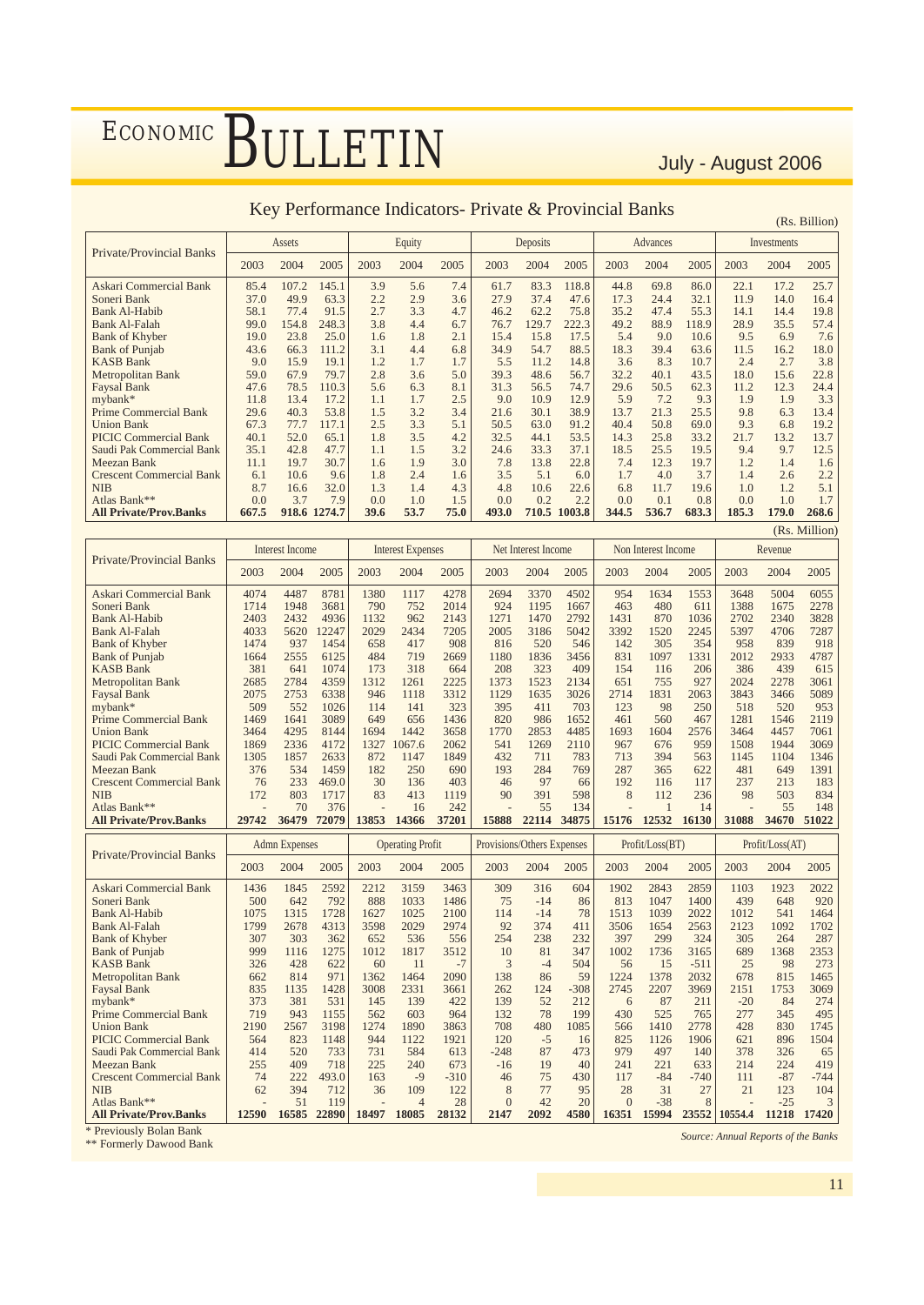## Key Performance Indicators- Private & Provincial Banks

(Rs. Billion)

| Private/Provincial Banks | Assets | | | Equity | | | Deposits | | | Advances | | | Investments | | |
|---|---|---|---|---|---|---|---|---|---|---|---|---|---|---|---|
| | 2003 | 2004 | 2005 | 2003 | 2004 | 2005 | 2003 | 2004 | 2005 | 2003 | 2004 | 2005 | 2003 | 2004 | 2005 |
| Askari Commercial Bank | 85.4 | 107.2 | 145.1 | 3.9 | 5.6 | 7.4 | 61.7 | 83.3 | 118.8 | 44.8 | 69.8 | 86.0 | 22.1 | 17.2 | 25.7 |
| Soneri Bank | 37.0 | 49.9 | 63.3 | 2.2 | 2.9 | 3.6 | 27.9 | 37.4 | 47.6 | 17.3 | 24.4 | 32.1 | 11.9 | 14.0 | 16.4 |
| Bank Al-Habib | 58.1 | 77.4 | 91.5 | 2.7 | 3.3 | 4.7 | 46.2 | 62.2 | 75.8 | 35.2 | 47.4 | 55.3 | 14.1 | 14.4 | 19.8 |
| Bank Al-Falah | 99.0 | 154.8 | 248.3 | 3.8 | 4.4 | 6.7 | 76.7 | 129.7 | 222.3 | 49.2 | 88.9 | 118.9 | 28.9 | 35.5 | 57.4 |
| Bank of Khyber | 19.0 | 23.8 | 25.0 | 1.6 | 1.8 | 2.1 | 15.4 | 15.8 | 17.5 | 5.4 | 9.0 | 10.6 | 9.5 | 6.9 | 7.6 |
| Bank of Punjab | 43.6 | 66.3 | 111.2 | 3.1 | 4.4 | 6.8 | 34.9 | 54.7 | 88.5 | 18.3 | 39.4 | 63.6 | 11.5 | 16.2 | 18.0 |
| KASB Bank | 9.0 | 15.9 | 19.1 | 1.2 | 1.7 | 1.7 | 5.5 | 11.2 | 14.8 | 3.6 | 8.3 | 10.7 | 2.4 | 2.7 | 3.8 |
| Metropolitan Bank | 59.0 | 67.9 | 79.7 | 2.8 | 3.6 | 5.0 | 39.3 | 48.6 | 56.7 | 32.2 | 40.1 | 43.5 | 18.0 | 15.6 | 22.8 |
| Faysal Bank | 47.6 | 78.5 | 110.3 | 5.6 | 6.3 | 8.1 | 31.3 | 56.5 | 74.7 | 29.6 | 50.5 | 62.3 | 11.2 | 12.3 | 24.4 |
| mybank* | 11.8 | 13.4 | 17.2 | 1.1 | 1.7 | 2.5 | 9.0 | 10.9 | 12.9 | 5.9 | 7.2 | 9.3 | 1.9 | 1.9 | 3.3 |
| Prime Commercial Bank | 29.6 | 40.3 | 53.8 | 1.5 | 3.2 | 3.4 | 21.6 | 30.1 | 38.9 | 13.7 | 21.3 | 25.5 | 9.8 | 6.3 | 13.4 |
| Union Bank | 67.3 | 77.7 | 117.1 | 2.5 | 3.3 | 5.1 | 50.5 | 63.0 | 91.2 | 40.4 | 50.8 | 69.0 | 9.3 | 6.8 | 19.2 |
| PICIC Commercial Bank | 40.1 | 52.0 | 65.1 | 1.8 | 3.5 | 4.2 | 32.5 | 44.1 | 53.5 | 14.3 | 25.8 | 33.2 | 21.7 | 13.2 | 13.7 |
| Saudi Pak Commercial Bank | 35.1 | 42.8 | 47.7 | 1.1 | 1.5 | 3.2 | 24.6 | 33.3 | 37.1 | 18.5 | 25.5 | 19.5 | 9.4 | 9.7 | 12.5 |
| Meezan Bank | 11.1 | 19.7 | 30.7 | 1.6 | 1.9 | 3.0 | 7.8 | 13.8 | 22.8 | 7.4 | 12.3 | 19.7 | 1.2 | 1.4 | 1.6 |
| Crescent Commercial Bank | 6.1 | 10.6 | 9.6 | 1.8 | 2.4 | 1.6 | 3.5 | 5.1 | 6.0 | 1.7 | 4.0 | 3.7 | 1.4 | 2.6 | 2.2 |
| NIB | 8.7 | 16.6 | 32.0 | 1.3 | 1.4 | 4.3 | 4.8 | 10.6 | 22.6 | 6.8 | 11.7 | 19.6 | 1.0 | 1.2 | 5.1 |
| Atlas Bank** | 0.0 | 3.7 | 7.9 | 0.0 | 1.0 | 1.5 | 0.0 | 0.2 | 2.2 | 0.0 | 0.1 | 0.8 | 0.0 | 1.0 | 1.7 |
| **All Private/Prov.Banks** | **667.5** | **918.6** | **1274.7** | **39.6** | **53.7** | **75.0** | **493.0** | **710.5** | **1003.8** | **344.5** | **536.7** | **683.3** | **185.3** | **179.0** | **268.6** |

(Rs. Million)

| Private/Provincial Banks | Interest Income | | | Interest Expenses | | | Net Interest Income | | | Non Interest Income | | | Revenue | | |
|---|---|---|---|---|---|---|---|---|---|---|---|---|---|---|---|
| | 2003 | 2004 | 2005 | 2003 | 2004 | 2005 | 2003 | 2004 | 2005 | 2003 | 2004 | 2005 | 2003 | 2004 | 2005 |
| Askari Commercial Bank | 4074 | 4487 | 8781 | 1380 | 1117 | 4278 | 2694 | 3370 | 4502 | 954 | 1634 | 1553 | 3648 | 5004 | 6055 |
| Soneri Bank | 1714 | 1948 | 3681 | 790 | 752 | 2014 | 924 | 1195 | 1667 | 463 | 480 | 611 | 1388 | 1675 | 2278 |
| Bank Al-Habib | 2403 | 2432 | 4936 | 1132 | 962 | 2143 | 1271 | 1470 | 2792 | 1431 | 870 | 1036 | 2702 | 2340 | 3828 |
| Bank Al-Falah | 4033 | 5620 | 12247 | 2029 | 2434 | 7205 | 2005 | 3186 | 5042 | 3392 | 1520 | 2245 | 5397 | 4706 | 7287 |
| Bank of Khyber | 1474 | 937 | 1454 | 658 | 417 | 908 | 816 | 520 | 546 | 142 | 305 | 354 | 958 | 839 | 918 |
| Bank of Punjab | 1664 | 2555 | 6125 | 484 | 719 | 2669 | 1180 | 1836 | 3456 | 831 | 1097 | 1331 | 2012 | 2933 | 4787 |
| KASB Bank | 381 | 641 | 1074 | 173 | 318 | 664 | 208 | 323 | 409 | 154 | 116 | 206 | 386 | 439 | 615 |
| Metropolitan Bank | 2685 | 2784 | 4359 | 1312 | 1261 | 2225 | 1373 | 1523 | 2134 | 651 | 755 | 927 | 2024 | 2278 | 3061 |
| Faysal Bank | 2075 | 2753 | 6338 | 946 | 1118 | 3312 | 1129 | 1635 | 3026 | 2714 | 1831 | 2063 | 3843 | 3466 | 5089 |
| mybank* | 509 | 552 | 1026 | 114 | 141 | 323 | 395 | 411 | 703 | 123 | 98 | 250 | 518 | 520 | 953 |
| Prime Commercial Bank | 1469 | 1641 | 3089 | 649 | 656 | 1436 | 820 | 986 | 1652 | 461 | 560 | 467 | 1281 | 1546 | 2119 |
| Union Bank | 3464 | 4295 | 8144 | 1694 | 1442 | 3658 | 1770 | 2853 | 4485 | 1693 | 1604 | 2576 | 3464 | 4457 | 7061 |
| PICIC Commercial Bank | 1869 | 2336 | 4172 | 1327 | 1067.6 | 2062 | 541 | 1269 | 2110 | 967 | 676 | 959 | 1508 | 1944 | 3069 |
| Saudi Pak Commercial Bank | 1305 | 1857 | 2633 | 872 | 1147 | 1849 | 432 | 711 | 783 | 713 | 394 | 563 | 1145 | 1104 | 1346 |
| Meezan Bank | 376 | 534 | 1459 | 182 | 250 | 690 | 193 | 284 | 769 | 287 | 365 | 622 | 481 | 649 | 1391 |
| Crescent Commercial Bank | 76 | 233 | 469.0 | 30 | 136 | 403 | 46 | 97 | 66 | 192 | 116 | 117 | 237 | 213 | 183 |
| NIB | 172 | 803 | 1717 | 83 | 413 | 1119 | 90 | 391 | 598 | 8 | 112 | 236 | 98 | 503 | 834 |
| Atlas Bank** | - | 70 | 376 | - | 16 | 242 | - | 55 | 134 | - | 1 | 14 | - | 55 | 148 |
| **All Private/Prov.Banks** | **29742** | **36479** | **72079** | **13853** | **14366** | **37201** | **15888** | **22114** | **34875** | **15176** | **12532** | **16130** | **31088** | **34670** | **51022** |

| Private/Provincial Banks | Admn Expenses | | | Operating Profit | | | Provisions/Others Expenses | | | Profit/Loss(BT) | | | Profit/Loss(AT) | | |
|---|---|---|---|---|---|---|---|---|---|---|---|---|---|---|---|
| | 2003 | 2004 | 2005 | 2003 | 2004 | 2005 | 2003 | 2004 | 2005 | 2003 | 2004 | 2005 | 2003 | 2004 | 2005 |
| Askari Commercial Bank | 1436 | 1845 | 2592 | 2212 | 3159 | 3463 | 309 | 316 | 604 | 1902 | 2843 | 2859 | 1103 | 1923 | 2022 |
| Soneri Bank | 500 | 642 | 792 | 888 | 1033 | 1486 | 75 | -14 | 86 | 813 | 1047 | 1400 | 439 | 648 | 920 |
| Bank Al-Habib | 1075 | 1315 | 1728 | 1627 | 1025 | 2100 | 114 | -14 | 78 | 1513 | 1039 | 2022 | 1012 | 541 | 1464 |
| Bank Al-Falah | 1799 | 2678 | 4313 | 3598 | 2029 | 2974 | 92 | 374 | 411 | 3506 | 1654 | 2563 | 2123 | 1092 | 1702 |
| Bank of Khyber | 307 | 303 | 362 | 652 | 536 | 556 | 254 | 238 | 232 | 397 | 299 | 324 | 305 | 264 | 287 |
| Bank of Punjab | 999 | 1116 | 1275 | 1012 | 1817 | 3512 | 10 | 81 | 347 | 1002 | 1736 | 3165 | 689 | 1368 | 2353 |
| KASB Bank | 326 | 428 | 622 | 60 | 11 | -7 | 3 | -4 | 504 | 56 | 15 | -511 | 25 | 98 | 273 |
| Metropolitan Bank | 662 | 814 | 971 | 1362 | 1464 | 2090 | 138 | 86 | 59 | 1224 | 1378 | 2032 | 678 | 815 | 1465 |
| Faysal Bank | 835 | 1135 | 1428 | 3008 | 2331 | 3661 | 262 | 124 | -308 | 2745 | 2207 | 3969 | 2151 | 1753 | 3069 |
| mybank* | 373 | 381 | 531 | 145 | 139 | 422 | 139 | 52 | 212 | 6 | 87 | 211 | -20 | 84 | 274 |
| Prime Commercial Bank | 719 | 943 | 1155 | 562 | 603 | 964 | 132 | 78 | 199 | 430 | 525 | 765 | 277 | 345 | 495 |
| Union Bank | 2190 | 2567 | 3198 | 1274 | 1890 | 3863 | 708 | 480 | 1085 | 566 | 1410 | 2778 | 428 | 830 | 1745 |
| PICIC Commercial Bank | 564 | 823 | 1148 | 944 | 1122 | 1921 | 120 | -5 | 16 | 825 | 1126 | 1906 | 621 | 896 | 1504 |
| Saudi Pak Commercial Bank | 414 | 520 | 733 | 731 | 584 | 613 | -248 | 87 | 473 | 979 | 497 | 140 | 378 | 326 | 65 |
| Meezan Bank | 255 | 409 | 718 | 225 | 240 | 673 | -16 | 19 | 40 | 241 | 221 | 633 | 214 | 224 | 419 |
| Crescent Commercial Bank | 74 | 222 | 493.0 | 163 | -9 | -310 | 46 | 75 | 430 | 117 | -84 | -740 | 111 | -87 | -744 |
| NIB | 62 | 394 | 712 | 36 | 109 | 122 | 8 | 77 | 95 | 28 | 31 | 27 | 21 | 123 | 104 |
| Atlas Bank** | - | 51 | 119 | - | 4 | 28 | 0 | 42 | 20 | 0 | -38 | 8 | - | -25 | 3 |
| **All Private/Prov.Banks** | **12590** | **16585** | **22890** | **18497** | **18085** | **28132** | **2147** | **2092** | **4580** | **16351** | **15994** | **23552** | **10554.4** | **11218** | **17420** |

\* Previously Bolan Bank

\*\* Formerly Dawood Bank

*Source: Annual Reports of the Banks*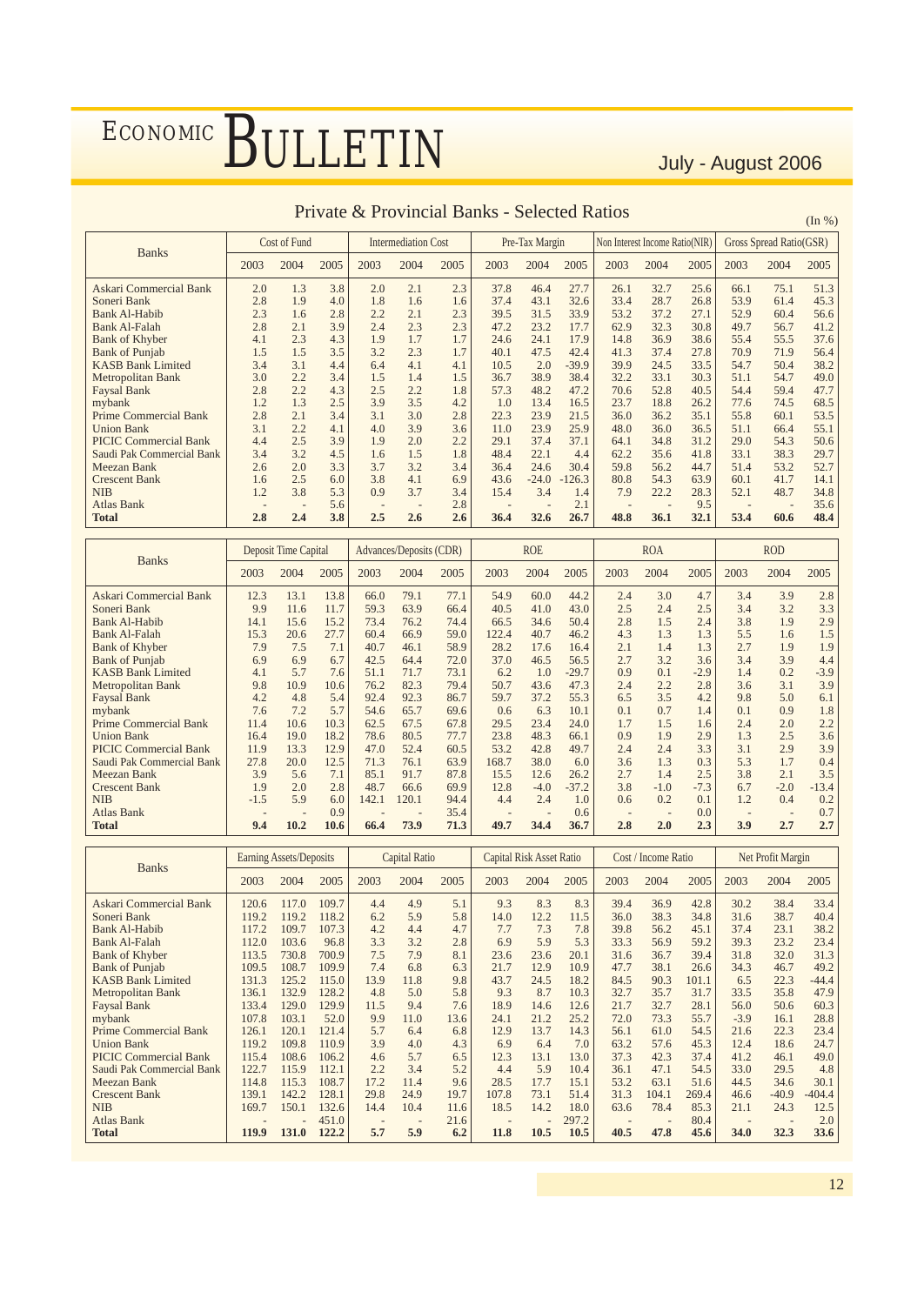## Private & Provincial Banks - Selected Ratios

(In %)

| Banks | Cost of Fund | | | Intermediation Cost | | | Pre-Tax Margin | | | Non Interest Income Ratio(NIR) | | | Gross Spread Ratio(GSR) | | |
|---|---|---|---|---|---|---|---|---|---|---|---|---|---|---|---|
| | 2003 | 2004 | 2005 | 2003 | 2004 | 2005 | 2003 | 2004 | 2005 | 2003 | 2004 | 2005 | 2003 | 2004 | 2005 |
| Askari Commercial Bank | 2.0 | 1.3 | 3.8 | 2.0 | 2.1 | 2.3 | 37.8 | 46.4 | 27.7 | 26.1 | 32.7 | 25.6 | 66.1 | 75.1 | 51.3 |
| Soneri Bank | 2.8 | 1.9 | 4.0 | 1.8 | 1.6 | 1.6 | 37.4 | 43.1 | 32.6 | 33.4 | 28.7 | 26.8 | 53.9 | 61.4 | 45.3 |
| Bank Al-Habib | 2.3 | 1.6 | 2.8 | 2.2 | 2.1 | 2.3 | 39.5 | 31.5 | 33.9 | 53.2 | 37.2 | 27.1 | 52.9 | 60.4 | 56.6 |
| Bank Al-Falah | 2.8 | 2.1 | 3.9 | 2.4 | 2.3 | 2.3 | 47.2 | 23.2 | 17.7 | 62.9 | 32.3 | 30.8 | 49.7 | 56.7 | 41.2 |
| Bank of Khyber | 4.1 | 2.3 | 4.3 | 1.9 | 1.7 | 1.7 | 24.6 | 24.1 | 17.9 | 14.8 | 36.9 | 38.6 | 55.4 | 55.5 | 37.6 |
| Bank of Punjab | 1.5 | 1.5 | 3.5 | 3.2 | 2.3 | 1.7 | 40.1 | 47.5 | 42.4 | 41.3 | 37.4 | 27.8 | 70.9 | 71.9 | 56.4 |
| KASB Bank Limited | 3.4 | 3.1 | 4.4 | 6.4 | 4.1 | 4.1 | 10.5 | 2.0 | -39.9 | 39.9 | 24.5 | 33.5 | 54.7 | 50.4 | 38.2 |
| Metropolitan Bank | 3.0 | 2.2 | 3.4 | 1.5 | 1.4 | 1.5 | 36.7 | 38.9 | 38.4 | 32.2 | 33.1 | 30.3 | 51.1 | 54.7 | 49.0 |
| Faysal Bank | 2.8 | 2.2 | 4.3 | 2.5 | 2.2 | 1.8 | 57.3 | 48.2 | 47.2 | 70.6 | 52.8 | 40.5 | 54.4 | 59.4 | 47.7 |
| mybank | 1.2 | 1.3 | 2.5 | 3.9 | 3.5 | 4.2 | 1.0 | 13.4 | 16.5 | 23.7 | 18.8 | 26.2 | 77.6 | 74.5 | 68.5 |
| Prime Commercial Bank | 2.8 | 2.1 | 3.4 | 3.1 | 3.0 | 2.8 | 22.3 | 23.9 | 21.5 | 36.0 | 36.2 | 35.1 | 55.8 | 60.1 | 53.5 |
| Union Bank | 3.1 | 2.2 | 4.1 | 4.0 | 3.9 | 3.6 | 11.0 | 23.9 | 25.9 | 48.0 | 36.0 | 36.5 | 51.1 | 66.4 | 55.1 |
| PICIC Commercial Bank | 4.4 | 2.5 | 3.9 | 1.9 | 2.0 | 2.2 | 29.1 | 37.4 | 37.1 | 64.1 | 34.8 | 31.2 | 29.0 | 54.3 | 50.6 |
| Saudi Pak Commercial Bank | 3.4 | 3.2 | 4.5 | 1.6 | 1.5 | 1.8 | 48.4 | 22.1 | 4.4 | 62.2 | 35.6 | 41.8 | 33.1 | 38.3 | 29.7 |
| Meezan Bank | 2.6 | 2.0 | 3.3 | 3.7 | 3.2 | 3.4 | 36.4 | 24.6 | 30.4 | 59.8 | 56.2 | 44.7 | 51.4 | 53.2 | 52.7 |
| Crescent Bank | 1.6 | 2.5 | 6.0 | 3.8 | 4.1 | 6.9 | 43.6 | -24.0 | -126.3 | 80.8 | 54.3 | 63.9 | 60.1 | 41.7 | 14.1 |
| NIB | 1.2 | 3.8 | 5.3 | 0.9 | 3.7 | 3.4 | 15.4 | 3.4 | 1.4 | 7.9 | 22.2 | 28.3 | 52.1 | 48.7 | 34.8 |
| Atlas Bank | - | - | 5.6 | - | - | 2.8 | - | - | 2.1 | - | - | 9.5 | - | - | 35.6 |
| **Total** | **2.8** | **2.4** | **3.8** | **2.5** | **2.6** | **2.6** | **36.4** | **32.6** | **26.7** | **48.8** | **36.1** | **32.1** | **53.4** | **60.6** | **48.4** |

| Banks | Deposit Time Capital | | | Advances/Deposits (CDR) | | | ROE | | | ROA | | | ROD | | |
|---|---|---|---|---|---|---|---|---|---|---|---|---|---|---|---|
| | 2003 | 2004 | 2005 | 2003 | 2004 | 2005 | 2003 | 2004 | 2005 | 2003 | 2004 | 2005 | 2003 | 2004 | 2005 |
| Askari Commercial Bank | 12.3 | 13.1 | 13.8 | 66.0 | 79.1 | 77.1 | 54.9 | 60.0 | 44.2 | 2.4 | 3.0 | 4.7 | 3.4 | 3.9 | 2.8 |
| Soneri Bank | 9.9 | 11.6 | 11.7 | 59.3 | 63.9 | 66.4 | 40.5 | 41.0 | 43.0 | 2.5 | 2.4 | 2.5 | 3.4 | 3.2 | 3.3 |
| Bank Al-Habib | 14.1 | 15.6 | 15.2 | 73.4 | 76.2 | 74.4 | 66.5 | 34.6 | 50.4 | 2.8 | 1.5 | 2.4 | 3.8 | 1.9 | 2.9 |
| Bank Al-Falah | 15.3 | 20.6 | 27.7 | 60.4 | 66.9 | 59.0 | 122.4 | 40.7 | 46.2 | 4.3 | 1.3 | 1.3 | 5.5 | 1.6 | 1.5 |
| Bank of Khyber | 7.9 | 7.5 | 7.1 | 40.7 | 46.1 | 58.9 | 28.2 | 17.6 | 16.4 | 2.1 | 1.4 | 1.3 | 2.7 | 1.9 | 1.9 |
| Bank of Punjab | 6.9 | 6.9 | 6.7 | 42.5 | 64.4 | 72.0 | 37.0 | 46.5 | 56.5 | 2.7 | 3.2 | 3.6 | 3.4 | 3.9 | 4.4 |
| KASB Bank Limited | 4.1 | 5.7 | 7.6 | 51.1 | 71.7 | 73.1 | 6.2 | 1.0 | -29.7 | 0.9 | 0.1 | -2.9 | 1.4 | 0.2 | -3.9 |
| Metropolitan Bank | 9.8 | 10.9 | 10.6 | 76.2 | 82.3 | 79.4 | 50.7 | 43.6 | 47.3 | 2.4 | 2.2 | 2.8 | 3.6 | 3.1 | 3.9 |
| Faysal Bank | 4.2 | 4.8 | 5.4 | 92.4 | 92.3 | 86.7 | 59.7 | 37.2 | 55.3 | 6.5 | 3.5 | 4.2 | 9.8 | 5.0 | 6.1 |
| mybank | 7.6 | 7.2 | 5.7 | 54.6 | 65.7 | 69.6 | 0.6 | 6.3 | 10.1 | 0.1 | 0.7 | 1.4 | 0.1 | 0.9 | 1.8 |
| Prime Commercial Bank | 11.4 | 10.6 | 10.3 | 62.5 | 67.5 | 67.8 | 29.5 | 23.4 | 24.0 | 1.7 | 1.5 | 1.6 | 2.4 | 2.0 | 2.2 |
| Union Bank | 16.4 | 19.0 | 18.2 | 78.6 | 80.5 | 77.7 | 23.8 | 48.3 | 66.1 | 0.9 | 1.9 | 2.9 | 1.3 | 2.5 | 3.6 |
| PICIC Commercial Bank | 11.9 | 13.3 | 12.9 | 47.0 | 52.4 | 60.5 | 53.2 | 42.8 | 49.7 | 2.4 | 2.4 | 3.3 | 3.1 | 2.9 | 3.9 |
| Saudi Pak Commercial Bank | 27.8 | 20.0 | 12.5 | 71.3 | 76.1 | 63.9 | 168.7 | 38.0 | 6.0 | 3.6 | 1.3 | 0.3 | 5.3 | 1.7 | 0.4 |
| Meezan Bank | 3.9 | 5.6 | 7.1 | 85.1 | 91.7 | 87.8 | 15.5 | 12.6 | 26.2 | 2.7 | 1.4 | 2.5 | 3.8 | 2.1 | 3.5 |
| Crescent Bank | 1.9 | 2.0 | 2.8 | 48.7 | 66.6 | 69.9 | 12.8 | -4.0 | -37.2 | 3.8 | -1.0 | -7.3 | 6.7 | -2.0 | -13.4 |
| NIB | -1.5 | 5.9 | 6.0 | 142.1 | 120.1 | 94.4 | 4.4 | 2.4 | 1.0 | 0.6 | 0.2 | 0.1 | 1.2 | 0.4 | 0.2 |
| Atlas Bank | - | - | 0.9 | - | - | 35.4 | - | - | 0.6 | - | - | 0.0 | - | - | 0.7 |
| **Total** | **9.4** | **10.2** | **10.6** | **66.4** | **73.9** | **71.3** | **49.7** | **34.4** | **36.7** | **2.8** | **2.0** | **2.3** | **3.9** | **2.7** | **2.7** |

| Banks | Earning Assets/Deposits | | | Capital Ratio | | | Capital Risk Asset Ratio | | | Cost / Income Ratio | | | Net Profit Margin | | |
|---|---|---|---|---|---|---|---|---|---|---|---|---|---|---|---|
| | 2003 | 2004 | 2005 | 2003 | 2004 | 2005 | 2003 | 2004 | 2005 | 2003 | 2004 | 2005 | 2003 | 2004 | 2005 |
| Askari Commercial Bank | 120.6 | 117.0 | 109.7 | 4.4 | 4.9 | 5.1 | 9.3 | 8.3 | 8.3 | 39.4 | 36.9 | 42.8 | 30.2 | 38.4 | 33.4 |
| Soneri Bank | 119.2 | 119.2 | 118.2 | 6.2 | 5.9 | 5.8 | 14.0 | 12.2 | 11.5 | 36.0 | 38.3 | 34.8 | 31.6 | 38.7 | 40.4 |
| Bank Al-Habib | 117.2 | 109.7 | 107.3 | 4.2 | 4.4 | 4.7 | 7.7 | 7.3 | 7.8 | 39.8 | 56.2 | 45.1 | 37.4 | 23.1 | 38.2 |
| Bank Al-Falah | 112.0 | 103.6 | 96.8 | 3.3 | 3.2 | 2.8 | 6.9 | 5.9 | 5.3 | 33.3 | 56.9 | 59.2 | 39.3 | 23.2 | 23.4 |
| Bank of Khyber | 113.5 | 730.8 | 700.9 | 7.5 | 7.9 | 8.1 | 23.6 | 23.6 | 20.1 | 31.6 | 36.7 | 39.4 | 31.8 | 32.0 | 31.3 |
| Bank of Punjab | 109.5 | 108.7 | 109.9 | 7.4 | 6.8 | 6.3 | 21.7 | 12.9 | 10.9 | 47.7 | 38.1 | 26.6 | 34.3 | 46.7 | 49.2 |
| KASB Bank Limited | 131.3 | 125.2 | 115.0 | 13.9 | 11.8 | 9.8 | 43.7 | 24.5 | 18.2 | 84.5 | 90.3 | 101.1 | 6.5 | 22.3 | -44.4 |
| Metropolitan Bank | 136.1 | 132.9 | 128.2 | 4.8 | 5.0 | 5.8 | 9.3 | 8.7 | 10.3 | 32.7 | 35.7 | 31.7 | 33.5 | 35.8 | 47.9 |
| Faysal Bank | 133.4 | 129.0 | 129.9 | 11.5 | 9.4 | 7.6 | 18.9 | 14.6 | 12.6 | 21.7 | 32.7 | 28.1 | 56.0 | 50.6 | 60.3 |
| mybank | 107.8 | 103.1 | 52.0 | 9.9 | 11.0 | 13.6 | 24.1 | 21.2 | 25.2 | 72.0 | 73.3 | 55.7 | -3.9 | 16.1 | 28.8 |
| Prime Commercial Bank | 126.1 | 120.1 | 121.4 | 5.7 | 6.4 | 6.8 | 12.9 | 13.7 | 14.3 | 56.1 | 61.0 | 54.5 | 21.6 | 22.3 | 23.4 |
| Union Bank | 119.2 | 109.8 | 110.9 | 3.9 | 4.0 | 4.3 | 6.9 | 6.4 | 7.0 | 63.2 | 57.6 | 45.3 | 12.4 | 18.6 | 24.7 |
| PICIC Commercial Bank | 115.4 | 108.6 | 106.2 | 4.6 | 5.7 | 6.5 | 12.3 | 13.1 | 13.0 | 37.3 | 42.3 | 37.4 | 41.2 | 46.1 | 49.0 |
| Saudi Pak Commercial Bank | 122.7 | 115.9 | 112.1 | 2.2 | 3.4 | 5.2 | 4.4 | 5.9 | 10.4 | 36.1 | 47.1 | 54.5 | 33.0 | 29.5 | 4.8 |
| Meezan Bank | 114.8 | 115.3 | 108.7 | 17.2 | 11.4 | 9.6 | 28.5 | 17.7 | 15.1 | 53.2 | 63.1 | 51.6 | 44.5 | 34.6 | 30.1 |
| Crescent Bank | 139.1 | 142.2 | 128.1 | 29.8 | 24.9 | 19.7 | 107.8 | 73.1 | 51.4 | 31.3 | 104.1 | 269.4 | 46.6 | -40.9 | -404.4 |
| NIB | 169.7 | 150.1 | 132.6 | 14.4 | 10.4 | 11.6 | 18.5 | 14.2 | 18.0 | 63.6 | 78.4 | 85.3 | 21.1 | 24.3 | 12.5 |
| Atlas Bank | - | - | 451.0 | - | - | 21.6 | - | - | 297.2 | - | - | 80.4 | - | - | 2.0 |
| **Total** | **119.9** | **131.0** | **122.2** | **5.7** | **5.9** | **6.2** | **11.8** | **10.5** | **10.5** | **40.5** | **47.8** | **45.6** | **34.0** | **32.3** | **33.6** |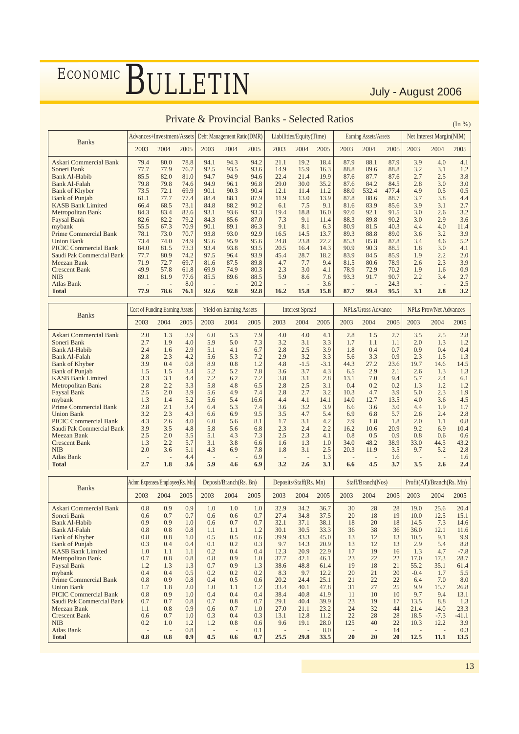## Private & Provincial Banks - Selected Ratios

(In %)

| Banks | Advances+Investment/Assets | | | Debt Management Ratio(DMR) | | | Liabilities/Equity(Time) | | | Earning Assets/Assets | | | Net Interest Margin(NIM) | | |
|---|---|---|---|---|---|---|---|---|---|---|---|---|---|---|---|
| | 2003 | 2004 | 2005 | 2003 | 2004 | 2005 | 2003 | 2004 | 2005 | 2003 | 2004 | 2005 | 2003 | 2004 | 2005 |
| Askari Commercial Bank | 79.4 | 80.0 | 78.8 | 94.1 | 94.3 | 94.2 | 21.1 | 19.2 | 18.4 | 87.9 | 88.1 | 87.9 | 3.9 | 4.0 | 4.1 |
| Soneri Bank | 77.7 | 77.9 | 76.7 | 92.5 | 93.5 | 93.6 | 14.9 | 15.9 | 16.3 | 88.8 | 89.6 | 88.8 | 3.2 | 3.1 | 1.2 |
| Bank Al-Habib | 85.5 | 82.0 | 81.0 | 94.7 | 94.9 | 94.6 | 22.4 | 21.4 | 19.9 | 87.6 | 87.7 | 87.6 | 2.7 | 2.5 | 3.8 |
| Bank Al-Falah | 79.8 | 79.8 | 74.6 | 94.9 | 96.1 | 96.8 | 29.0 | 30.0 | 35.2 | 87.6 | 84.2 | 84.5 | 2.8 | 3.0 | 3.0 |
| Bank of Khyber | 73.5 | 72.1 | 69.9 | 90.1 | 90.3 | 90.4 | 12.1 | 11.4 | 11.2 | 88.0 | 532.4 | 477.4 | 4.9 | 0.5 | 0.5 |
| Bank of Punjab | 61.1 | 77.7 | 77.4 | 88.4 | 88.1 | 87.9 | 11.9 | 13.0 | 13.9 | 87.8 | 88.6 | 88.7 | 3.7 | 3.8 | 4.4 |
| KASB Bank Limited | 66.4 | 68.5 | 73.1 | 84.8 | 88.2 | 90.2 | 6.1 | 7.5 | 9.1 | 81.6 | 83.9 | 85.6 | 3.9 | 3.1 | 2.7 |
| Metropolitan Bank | 84.3 | 83.4 | 82.6 | 93.1 | 93.6 | 93.3 | 19.4 | 18.8 | 16.0 | 92.0 | 92.1 | 91.5 | 3.0 | 2.6 | 3.2 |
| Faysal Bank | 82.6 | 82.2 | 79.2 | 84.3 | 85.6 | 87.0 | 7.3 | 9.1 | 11.4 | 88.3 | 89.8 | 90.2 | 3.0 | 2.9 | 3.6 |
| mybank | 55.5 | 67.3 | 70.9 | 90.1 | 89.1 | 86.3 | 9.1 | 8.1 | 6.3 | 80.9 | 81.5 | 40.3 | 4.4 | 4.0 | 11.4 |
| Prime Commercial Bank | 78.1 | 73.0 | 70.7 | 93.8 | 93.0 | 92.9 | 16.5 | 14.5 | 13.7 | 89.3 | 88.8 | 89.0 | 3.6 | 3.2 | 3.9 |
| Union Bank | 73.4 | 74.0 | 74.9 | 95.6 | 95.9 | 95.6 | 24.8 | 23.8 | 22.2 | 85.3 | 85.8 | 87.8 | 3.4 | 4.6 | 5.2 |
| PICIC Commercial Bank | 84.0 | 81.5 | 73.3 | 93.4 | 93.8 | 93.5 | 20.5 | 16.4 | 14.3 | 90.9 | 90.3 | 88.5 | 1.8 | 3.0 | 4.1 |
| Saudi Pak Commercial Bank | 77.7 | 80.9 | 74.2 | 97.5 | 96.4 | 93.9 | 45.4 | 28.7 | 18.2 | 83.9 | 84.5 | 85.9 | 1.9 | 2.2 | 2.0 |
| Meezan Bank | 71.9 | 72.7 | 69.7 | 81.6 | 87.5 | 89.8 | 4.7 | 7.7 | 9.4 | 81.5 | 80.6 | 78.9 | 2.6 | 2.3 | 3.9 |
| Crescent Bank | 49.9 | 57.8 | 61.8 | 69.9 | 74.9 | 80.3 | 2.3 | 3.0 | 4.1 | 78.9 | 72.9 | 70.2 | 1.9 | 1.6 | 0.9 |
| NIB | 89.1 | 81.9 | 77.6 | 85.5 | 89.6 | 88.5 | 5.9 | 8.6 | 7.6 | 93.3 | 91.7 | 90.7 | 2.2 | 3.4 | 2.7 |
| Atlas Bank | - | - | 8.0 | - | - | 20.2 | - | - | 3.6 | - | - | 24.3 | - | - | 2.5 |
| **Total** | **77.9** | **78.6** | **76.1** | **92.6** | **92.8** | **92.8** | **16.2** | **15.8** | **15.8** | **87.7** | **99.4** | **95.5** | **3.1** | **2.8** | **3.2** |

| Banks | Cost of Funding Earning Assets | | | Yield on Earning Assets | | | Interest Spread | | | NPLs/Gross Advance | | | NPLs Prov/Net Advances | | |
|---|---|---|---|---|---|---|---|---|---|---|---|---|---|---|---|
| | 2003 | 2004 | 2005 | 2003 | 2004 | 2005 | 2003 | 2004 | 2005 | 2003 | 2004 | 2005 | 2003 | 2004 | 2005 |
| Askari Commercial Bank | 2.0 | 1.3 | 3.9 | 6.0 | 5.3 | 7.9 | 4.0 | 4.0 | 4.1 | 2.8 | 1.5 | 2.7 | 3.5 | 2.5 | 2.8 |
| Soneri Bank | 2.7 | 1.9 | 4.0 | 5.9 | 5.0 | 7.3 | 3.2 | 3.1 | 3.3 | 1.7 | 1.1 | 1.1 | 2.0 | 1.3 | 1.2 |
| Bank Al-Habib | 2.4 | 1.6 | 2.9 | 5.1 | 4.1 | 6.7 | 2.8 | 2.5 | 3.9 | 1.8 | 0.4 | 0.7 | 0.9 | 0.4 | 0.4 |
| Bank Al-Falah | 2.8 | 2.3 | 4.2 | 5.6 | 5.3 | 7.2 | 2.9 | 3.2 | 3.3 | 5.6 | 3.3 | 0.9 | 2.3 | 1.5 | 1.3 |
| Bank of Khyber | 3.9 | 0.4 | 0.8 | 8.9 | 0.8 | 1.2 | 4.8 | -1.5 | -3.1 | 44.3 | 27.2 | 23.6 | 19.7 | 14.6 | 14.5 |
| Bank of Punjab | 1.5 | 1.5 | 3.4 | 5.2 | 5.2 | 7.8 | 3.6 | 3.7 | 4.3 | 6.5 | 2.9 | 2.1 | 2.6 | 1.3 | 1.3 |
| KASB Bank Limited | 3.3 | 3.1 | 4.4 | 7.2 | 6.2 | 7.2 | 3.8 | 3.1 | 2.8 | 13.1 | 7.0 | 9.4 | 5.7 | 2.4 | 6.1 |
| Metropolitan Bank | 2.8 | 2.2 | 3.3 | 5.8 | 4.8 | 6.5 | 2.8 | 2.5 | 3.1 | 0.4 | 0.2 | 0.2 | 1.3 | 1.2 | 1.2 |
| Faysal Bank | 2.5 | 2.0 | 3.9 | 5.6 | 4.9 | 7.4 | 2.8 | 2.7 | 3.2 | 10.3 | 4.7 | 3.9 | 5.0 | 2.3 | 1.9 |
| mybank | 1.3 | 1.4 | 5.2 | 5.6 | 5.4 | 16.6 | 4.4 | 4.1 | 14.1 | 14.0 | 12.7 | 13.5 | 4.0 | 3.6 | 4.5 |
| Prime Commercial Bank | 2.8 | 2.1 | 3.4 | 6.4 | 5.3 | 7.4 | 3.6 | 3.2 | 3.9 | 6.6 | 3.6 | 3.0 | 4.4 | 1.9 | 1.7 |
| Union Bank | 3.2 | 2.3 | 4.3 | 6.6 | 6.9 | 9.5 | 3.5 | 4.7 | 5.4 | 6.9 | 6.8 | 5.7 | 2.6 | 2.4 | 2.8 |
| PICIC Commercial Bank | 4.3 | 2.6 | 4.0 | 6.0 | 5.6 | 8.1 | 1.7 | 3.1 | 4.2 | 2.9 | 1.8 | 1.8 | 2.0 | 1.1 | 0.8 |
| Saudi Pak Commercial Bank | 3.9 | 3.5 | 4.8 | 5.8 | 5.6 | 6.8 | 2.3 | 2.4 | 2.2 | 16.2 | 10.6 | 20.9 | 9.2 | 6.9 | 10.4 |
| Meezan Bank | 2.5 | 2.0 | 3.5 | 5.1 | 4.3 | 7.3 | 2.5 | 2.3 | 4.1 | 0.8 | 0.5 | 0.9 | 0.8 | 0.6 | 0.6 |
| Crescent Bank | 1.3 | 2.2 | 5.7 | 3.1 | 3.8 | 6.6 | 1.6 | 1.3 | 1.0 | 34.0 | 48.2 | 38.9 | 33.0 | 44.5 | 43.2 |
| NIB | 2.0 | 3.6 | 5.1 | 4.3 | 6.9 | 7.8 | 1.8 | 3.1 | 2.5 | 20.3 | 11.9 | 3.5 | 9.7 | 5.2 | 2.8 |
| Atlas Bank | - | - | 4.4 | - | - | 6.9 | - | - | 1.3 | - | - | 1.6 | - | - | 1.6 |
| **Total** | **2.7** | **1.8** | **3.6** | **5.9** | **4.6** | **6.9** | **3.2** | **2.6** | **3.1** | **6.6** | **4.5** | **3.7** | **3.5** | **2.6** | **2.4** |

| Banks | Admn Expenses/Employee(Rs. Mn) | | | Deposit/Branch(Rs. Bn) | | | Deposits/Staff(Rs. Mn) | | | Staff/Branch(Nos) | | | Profit(AT)/Branch(Rs. Mn) | | |
|---|---|---|---|---|---|---|---|---|---|---|---|---|---|---|---|
| | 2003 | 2004 | 2005 | 2003 | 2004 | 2005 | 2003 | 2004 | 2005 | 2003 | 2004 | 2005 | 2003 | 2004 | 2005 |
| Askari Commercial Bank | 0.8 | 0.9 | 0.9 | 1.0 | 1.0 | 1.0 | 32.9 | 34.2 | 36.7 | 30 | 28 | 28 | 19.0 | 25.6 | 20.4 |
| Soneri Bank | 0.6 | 0.7 | 0.7 | 0.6 | 0.6 | 0.7 | 27.4 | 34.8 | 37.5 | 20 | 18 | 19 | 10.0 | 12.5 | 15.1 |
| Bank Al-Habib | 0.9 | 0.9 | 1.0 | 0.6 | 0.7 | 0.7 | 32.1 | 37.1 | 38.1 | 18 | 20 | 18 | 14.5 | 7.3 | 14.6 |
| Bank Al-Falah | 0.8 | 0.8 | 0.8 | 1.1 | 1.1 | 1.2 | 30.1 | 30.5 | 33.3 | 36 | 38 | 36 | 36.0 | 12.1 | 11.6 |
| Bank of Khyber | 0.8 | 0.8 | 1.0 | 0.5 | 0.5 | 0.6 | 39.9 | 43.3 | 45.0 | 13 | 12 | 13 | 10.5 | 9.1 | 9.9 |
| Bank of Punjab | 0.3 | 0.4 | 0.4 | 0.1 | 0.2 | 0.3 | 9.7 | 14.3 | 20.9 | 13 | 12 | 13 | 2.9 | 5.4 | 8.8 |
| KASB Bank Limited | 1.0 | 1.1 | 1.1 | 0.2 | 0.4 | 0.4 | 12.3 | 20.9 | 22.9 | 17 | 19 | 16 | 1.3 | 4.7 | -7.8 |
| Metropolitan Bank | 0.7 | 0.8 | 0.8 | 0.8 | 0.9 | 1.0 | 37.7 | 42.1 | 46.1 | 23 | 22 | 22 | 17.0 | 17.3 | 28.7 |
| Faysal Bank | 1.2 | 1.3 | 1.3 | 0.7 | 0.9 | 1.3 | 38.6 | 48.8 | 61.4 | 19 | 18 | 21 | 55.2 | 35.1 | 61.4 |
| mybank | 0.4 | 0.4 | 0.5 | 0.2 | 0.2 | 0.2 | 8.3 | 9.7 | 12.2 | 20 | 21 | 20 | -0.4 | 1.7 | 5.5 |
| Prime Commercial Bank | 0.8 | 0.9 | 0.8 | 0.4 | 0.5 | 0.6 | 20.2 | 24.4 | 25.1 | 21 | 22 | 22 | 6.4 | 7.0 | 8.0 |
| Union Bank | 1.7 | 1.8 | 2.0 | 1.0 | 1.1 | 1.2 | 33.4 | 40.1 | 47.8 | 31 | 27 | 25 | 9.9 | 15.7 | 26.8 |
| PICIC Commercial Bank | 0.8 | 0.9 | 1.0 | 0.4 | 0.4 | 0.4 | 38.4 | 40.8 | 41.9 | 11 | 10 | 10 | 9.7 | 9.4 | 13.1 |
| Saudi Pak Commercial Bank | 0.7 | 0.7 | 0.8 | 0.7 | 0.8 | 0.7 | 29.1 | 40.4 | 39.9 | 23 | 19 | 17 | 13.5 | 8.8 | 1.3 |
| Meezan Bank | 1.1 | 0.8 | 0.9 | 0.6 | 0.7 | 1.0 | 27.0 | 21.1 | 23.2 | 24 | 32 | 44 | 21.4 | 14.0 | 23.3 |
| Crescent Bank | 0.6 | 0.7 | 1.0 | 0.3 | 0.4 | 0.3 | 13.1 | 12.8 | 11.2 | 22 | 28 | 28 | 18.5 | -7.3 | -41.1 |
| NIB | 0.2 | 1.0 | 1.2 | 1.2 | 0.8 | 0.6 | 9.6 | 19.1 | 28.0 | 125 | 40 | 22 | 10.3 | 12.2 | 3.9 |
| Atlas Bank | - | - | 0.8 | - | - | 0.1 | - | - | 8.0 | - | - | 14 | - | - | 0.3 |
| **Total** | **0.8** | **0.8** | **0.9** | **0.5** | **0.6** | **0.7** | **25.5** | **29.8** | **33.5** | **20** | **20** | **20** | **12.5** | **11.1** | **13.5** |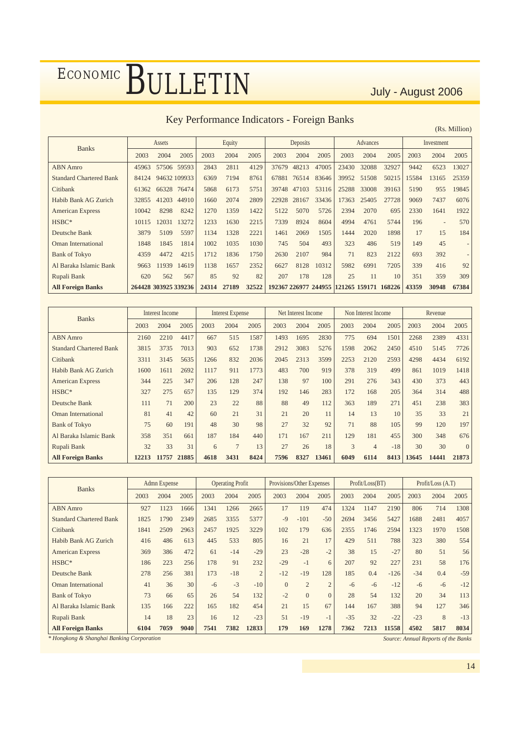## Key Performance Indicators - Foreign Banks

(Rs. Million)

| Banks | Assets | | | Equity | | | Deposits | | | Advances | | | Investment | | |
|---|---|---|---|---|---|---|---|---|---|---|---|---|---|---|---|
| | 2003 | 2004 | 2005 | 2003 | 2004 | 2005 | 2003 | 2004 | 2005 | 2003 | 2004 | 2005 | 2003 | 2004 | 2005 |
| ABN Amro | 45963 | 57506 | 59593 | 2843 | 2811 | 4129 | 37679 | 48213 | 47005 | 23430 | 32088 | 32927 | 9442 | 6523 | 13027 |
| Standard Chartered Bank | 84124 | 94632 | 109933 | 6369 | 7194 | 8761 | 67881 | 76514 | 83646 | 39952 | 51508 | 50215 | 15584 | 13165 | 25359 |
| Citibank | 61362 | 66328 | 76474 | 5868 | 6173 | 5751 | 39748 | 47103 | 53116 | 25288 | 33008 | 39163 | 5190 | 955 | 19845 |
| Habib Bank AG Zurich | 32855 | 41203 | 44910 | 1660 | 2074 | 2809 | 22928 | 28167 | 33436 | 17363 | 25405 | 27728 | 9069 | 7437 | 6076 |
| American Express | 10042 | 8298 | 8242 | 1270 | 1359 | 1422 | 5122 | 5070 | 5726 | 2394 | 2070 | 695 | 2330 | 1641 | 1922 |
| HSBC* | 10115 | 12031 | 13272 | 1233 | 1630 | 2215 | 7339 | 8924 | 8604 | 4994 | 4761 | 5744 | 196 | - | 570 |
| Deutsche Bank | 3879 | 5109 | 5597 | 1134 | 1328 | 2221 | 1461 | 2069 | 1505 | 1444 | 2020 | 1898 | 17 | 15 | 184 |
| Oman International | 1848 | 1845 | 1814 | 1002 | 1035 | 1030 | 745 | 504 | 493 | 323 | 486 | 519 | 149 | 45 | - |
| Bank of Tokyo | 4359 | 4472 | 4215 | 1712 | 1836 | 1750 | 2630 | 2107 | 984 | 71 | 823 | 2122 | 693 | 392 | - |
| Al Baraka Islamic Bank | 9663 | 11939 | 14619 | 1138 | 1657 | 2352 | 6627 | 8128 | 10312 | 5982 | 6991 | 7205 | 339 | 416 | 92 |
| Rupali Bank | 620 | 562 | 567 | 85 | 92 | 82 | 207 | 178 | 128 | 25 | 11 | 10 | 351 | 359 | 309 |
| **All Foreign Banks** | **264428** | **303925** | **339236** | **24314** | **27189** | **32522** | **192367** | **226977** | **244955** | **121265** | **159171** | **168226** | **43359** | **30948** | **67384** |

| Banks | Interest Income | | | Interest Expense | | | Net Interest Income | | | Non Interest Income | | | Revenue | | |
|---|---|---|---|---|---|---|---|---|---|---|---|---|---|---|---|
| | 2003 | 2004 | 2005 | 2003 | 2004 | 2005 | 2003 | 2004 | 2005 | 2003 | 2004 | 2005 | 2003 | 2004 | 2005 |
| ABN Amro | 2160 | 2210 | 4417 | 667 | 515 | 1587 | 1493 | 1695 | 2830 | 775 | 694 | 1501 | 2268 | 2389 | 4331 |
| Standard Chartered Bank | 3815 | 3735 | 7013 | 903 | 652 | 1738 | 2912 | 3083 | 5276 | 1598 | 2062 | 2450 | 4510 | 5145 | 7726 |
| Citibank | 3311 | 3145 | 5635 | 1266 | 832 | 2036 | 2045 | 2313 | 3599 | 2253 | 2120 | 2593 | 4298 | 4434 | 6192 |
| Habib Bank AG Zurich | 1600 | 1611 | 2692 | 1117 | 911 | 1773 | 483 | 700 | 919 | 378 | 319 | 499 | 861 | 1019 | 1418 |
| American Express | 344 | 225 | 347 | 206 | 128 | 247 | 138 | 97 | 100 | 291 | 276 | 343 | 430 | 373 | 443 |
| HSBC* | 327 | 275 | 657 | 135 | 129 | 374 | 192 | 146 | 283 | 172 | 168 | 205 | 364 | 314 | 488 |
| Deutsche Bank | 111 | 71 | 200 | 23 | 22 | 88 | 88 | 49 | 112 | 363 | 189 | 271 | 451 | 238 | 383 |
| Oman International | 81 | 41 | 42 | 60 | 21 | 31 | 21 | 20 | 11 | 14 | 13 | 10 | 35 | 33 | 21 |
| Bank of Tokyo | 75 | 60 | 191 | 48 | 30 | 98 | 27 | 32 | 92 | 71 | 88 | 105 | 99 | 120 | 197 |
| Al Baraka Islamic Bank | 358 | 351 | 661 | 187 | 184 | 440 | 171 | 167 | 211 | 129 | 181 | 455 | 300 | 348 | 676 |
| Rupali Bank | 32 | 33 | 31 | 6 | 7 | 13 | 27 | 26 | 18 | 3 | 4 | -18 | 30 | 30 | 0 |
| **All Foreign Banks** | **12213** | **11757** | **21885** | **4618** | **3431** | **8424** | **7596** | **8327** | **13461** | **6049** | **6114** | **8413** | **13645** | **14441** | **21873** |

| Banks | Admn Expense | | | Operating Profit | | | Provisions/Other Expenses | | | Profit/Loss(BT) | | | Profit/Loss (A.T) | | |
|---|---|---|---|---|---|---|---|---|---|---|---|---|---|---|---|
| | 2003 | 2004 | 2005 | 2003 | 2004 | 2005 | 2003 | 2004 | 2005 | 2003 | 2004 | 2005 | 2003 | 2004 | 2005 |
| ABN Amro | 927 | 1123 | 1666 | 1341 | 1266 | 2665 | 17 | 119 | 474 | 1324 | 1147 | 2190 | 806 | 714 | 1308 |
| Standard Chartered Bank | 1825 | 1790 | 2349 | 2685 | 3355 | 5377 | -9 | -101 | -50 | 2694 | 3456 | 5427 | 1688 | 2481 | 4057 |
| Citibank | 1841 | 2509 | 2963 | 2457 | 1925 | 3229 | 102 | 179 | 636 | 2355 | 1746 | 2594 | 1323 | 1970 | 1508 |
| Habib Bank AG Zurich | 416 | 486 | 613 | 445 | 533 | 805 | 16 | 21 | 17 | 429 | 511 | 788 | 323 | 380 | 554 |
| American Express | 369 | 386 | 472 | 61 | -14 | -29 | 23 | -28 | -2 | 38 | 15 | -27 | 80 | 51 | 56 |
| HSBC* | 186 | 223 | 256 | 178 | 91 | 232 | -29 | -1 | 6 | 207 | 92 | 227 | 231 | 58 | 176 |
| Deutsche Bank | 278 | 256 | 381 | 173 | -18 | 2 | -12 | -19 | 128 | 185 | 0.4 | -126 | -34 | 0.4 | -59 |
| Oman International | 41 | 36 | 30 | -6 | -3 | -10 | 0 | 2 | 2 | -6 | -6 | -12 | -6 | -6 | -12 |
| Bank of Tokyo | 73 | 66 | 65 | 26 | 54 | 132 | -2 | 0 | 0 | 28 | 54 | 132 | 20 | 34 | 113 |
| Al Baraka Islamic Bank | 135 | 166 | 222 | 165 | 182 | 454 | 21 | 15 | 67 | 144 | 167 | 388 | 94 | 127 | 346 |
| Rupali Bank | 14 | 18 | 23 | 16 | 12 | -23 | 51 | -19 | -1 | -35 | 32 | -22 | -23 | 8 | -13 |
| **All Foreign Banks** | **6104** | **7059** | **9040** | **7541** | **7382** | **12833** | **179** | **169** | **1278** | **7362** | **7213** | **11558** | **4502** | **5817** | **8034** |

*\* Hongkong & Shanghai Banking Corporation*

*Source: Annual Reports of the Banks*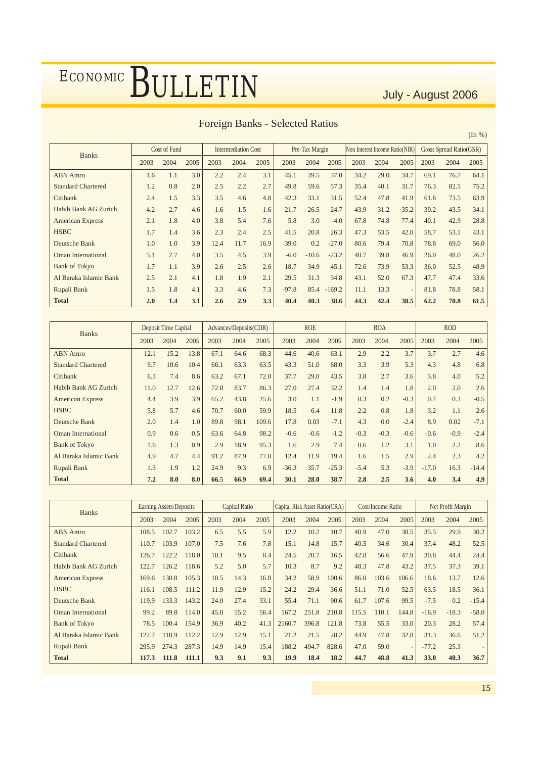# Foreign Banks - Selected Ratios

(In %)

| Banks | Cost of Fund | | | Intermediation Cost | | | Pre-Tax Margin | | | Non Interest Income Ratio(NIR) | | | Gross Spread Ratio(GSR) | | |
|---|---|---|---|---|---|---|---|---|---|---|---|---|---|---|---|
| | 2003 | 2004 | 2005 | 2003 | 2004 | 2005 | 2003 | 2004 | 2005 | 2003 | 2004 | 2005 | 2003 | 2004 | 2005 |
| ABN Amro | 1.6 | 1.1 | 3.0 | 2.2 | 2.4 | 3.1 | 45.1 | 39.5 | 37.0 | 34.2 | 29.0 | 34.7 | 69.1 | 76.7 | 64.1 |
| Standard Chartered | 1.2 | 0.8 | 2.0 | 2.5 | 2.2 | 2.7 | 49.8 | 59.6 | 57.3 | 35.4 | 40.1 | 31.7 | 76.3 | 82.5 | 75.2 |
| Citibank | 2.4 | 1.5 | 3.3 | 3.5 | 4.6 | 4.8 | 42.3 | 33.1 | 31.5 | 52.4 | 47.8 | 41.9 | 61.8 | 73.5 | 63.9 |
| Habib Bank AG Zurich | 4.2 | 2.7 | 4.6 | 1.6 | 1.5 | 1.6 | 21.7 | 26.5 | 24.7 | 43.9 | 31.2 | 35.2 | 30.2 | 43.5 | 34.1 |
| American Express | 2.1 | 1.8 | 4.0 | 3.8 | 5.4 | 7.6 | 5.8 | 3.0 | -4.0 | 67.8 | 74.8 | 77.4 | 40.1 | 42.9 | 28.8 |
| HSBC | 1.7 | 1.4 | 3.6 | 2.3 | 2.4 | 2.5 | 41.5 | 20.8 | 26.3 | 47.3 | 53.5 | 42.0 | 58.7 | 53.1 | 43.1 |
| Deutsche Bank | 1.0 | 1.0 | 3.9 | 12.4 | 11.7 | 16.9 | 39.0 | 0.2 | -27.0 | 80.6 | 79.4 | 70.8 | 78.8 | 69.0 | 56.0 |
| Oman International | 5.1 | 2.7 | 4.0 | 3.5 | 4.5 | 3.9 | -6.0 | -10.6 | -23.2 | 40.7 | 39.8 | 46.9 | 26.0 | 48.0 | 26.2 |
| Bank of Tokyo | 1.7 | 1.1 | 3.9 | 2.6 | 2.5 | 2.6 | 18.7 | 34.9 | 45.1 | 72.6 | 73.9 | 53.3 | 36.0 | 52.5 | 48.9 |
| Al Baraka Islamic Bank | 2.5 | 2.1 | 4.1 | 1.8 | 1.9 | 2.1 | 29.5 | 31.3 | 34.8 | 43.1 | 52.0 | 67.3 | 47.7 | 47.4 | 33.6 |
| Rupali Bank | 1.5 | 1.8 | 4.1 | 3.3 | 4.6 | 7.3 | -97.8 | 85.4 | -169.2 | 11.1 | 13.3 | - | 81.8 | 78.8 | 58.1 |
| **Total** | **2.0** | **1.4** | **3.1** | **2.6** | **2.9** | **3.3** | **40.4** | **40.3** | **38.6** | **44.3** | **42.4** | **38.5** | **62.2** | **70.8** | **61.5** |

| Banks | Deposit Time Capital | | | Advances/Deposits(CDR) | | | ROE | | | ROA | | | ROD | | |
|---|---|---|---|---|---|---|---|---|---|---|---|---|---|---|---|
| | 2003 | 2004 | 2005 | 2003 | 2004 | 2005 | 2003 | 2004 | 2005 | 2003 | 2004 | 2005 | 2003 | 2004 | 2005 |
| ABN Amro | 12.1 | 15.2 | 13.8 | 67.1 | 64.6 | 68.3 | 44.6 | 40.6 | 63.1 | 2.9 | 2.2 | 3.7 | 3.7 | 2.7 | 4.6 |
| Standard Chartered | 9.7 | 10.6 | 10.4 | 66.1 | 63.3 | 63.5 | 43.3 | 51.0 | 68.0 | 3.3 | 3.9 | 5.3 | 4.3 | 4.8 | 6.8 |
| Citibank | 6.3 | 7.4 | 8.6 | 63.2 | 67.1 | 72.0 | 37.7 | 29.0 | 43.5 | 3.8 | 2.7 | 3.6 | 5.8 | 4.0 | 5.2 |
| Habib Bank AG Zurich | 11.0 | 12.7 | 12.6 | 72.0 | 83.7 | 86.3 | 27.0 | 27.4 | 32.2 | 1.4 | 1.4 | 1.8 | 2.0 | 2.0 | 2.6 |
| American Express | 4.4 | 3.9 | 3.9 | 65.2 | 43.8 | 25.6 | 3.0 | 1.1 | -1.9 | 0.3 | 0.2 | -0.3 | 0.7 | 0.3 | -0.5 |
| HSBC | 5.8 | 5.7 | 4.6 | 70.7 | 60.0 | 59.9 | 18.5 | 6.4 | 11.8 | 2.2 | 0.8 | 1.8 | 3.2 | 1.1 | 2.6 |
| Deutsche Bank | 2.0 | 1.4 | 1.0 | 89.8 | 98.1 | 109.6 | 17.8 | 0.03 | -7.1 | 4.3 | 0.0 | -2.4 | 8.9 | 0.02 | -7.1 |
| Oman International | 0.9 | 0.6 | 0.5 | 63.6 | 64.8 | 98.2 | -0.6 | -0.6 | -1.2 | -0.3 | -0.3 | -0.6 | -0.6 | -0.9 | -2.4 |
| Bank of Tokyo | 1.6 | 1.3 | 0.9 | 2.9 | 18.9 | 95.3 | 1.6 | 2.9 | 7.4 | 0.6 | 1.2 | 3.1 | 1.0 | 2.2 | 8.6 |
| Al Baraka Islamic Bank | 4.9 | 4.7 | 4.4 | 91.2 | 87.9 | 77.0 | 12.4 | 11.9 | 19.4 | 1.6 | 1.5 | 2.9 | 2.4 | 2.3 | 4.2 |
| Rupali Bank | 1.3 | 1.9 | 1.2 | 24.9 | 9.3 | 6.9 | -36.3 | 35.7 | -25.3 | -5.4 | 5.3 | -3.9 | -17.0 | 16.3 | -14.4 |
| **Total** | **7.2** | **8.0** | **8.0** | **66.5** | **66.9** | **69.4** | **30.1** | **28.0** | **38.7** | **2.8** | **2.5** | **3.6** | **4.0** | **3.4** | **4.9** |

| Banks | Earning Assets/Deposits | | | Capital Ratio | | | Capital Risk Asset Ratio(CRA) | | | Cost/Income Ratio | | | Net Profit Margin | | |
|---|---|---|---|---|---|---|---|---|---|---|---|---|---|---|---|
| | 2003 | 2004 | 2005 | 2003 | 2004 | 2005 | 2003 | 2004 | 2005 | 2003 | 2004 | 2005 | 2003 | 2004 | 2005 |
| ABN Amro | 108.5 | 102.7 | 103.2 | 6.5 | 5.5 | 5.9 | 12.2 | 10.2 | 10.7 | 40.9 | 47.0 | 38.5 | 35.5 | 29.9 | 30.2 |
| Standard Chartered | 110.7 | 103.9 | 107.0 | 7.5 | 7.6 | 7.8 | 15.1 | 14.8 | 15.7 | 40.5 | 34.6 | 30.4 | 37.4 | 48.2 | 52.5 |
| Citibank | 126.7 | 122.2 | 118.0 | 10.1 | 9.5 | 8.4 | 24.5 | 20.7 | 16.5 | 42.8 | 56.6 | 47.9 | 30.8 | 44.4 | 24.4 |
| Habib Bank AG Zurich | 122.7 | 126.2 | 118.6 | 5.2 | 5.0 | 5.7 | 10.3 | 8.7 | 9.2 | 48.3 | 47.8 | 43.2 | 37.5 | 37.3 | 39.1 |
| American Express | 169.6 | 130.8 | 105.3 | 10.5 | 14.3 | 16.8 | 34.2 | 58.9 | 100.6 | 86.0 | 103.6 | 106.6 | 18.6 | 13.7 | 12.6 |
| HSBC | 116.1 | 108.5 | 111.2 | 11.9 | 12.9 | 15.2 | 24.2 | 29.4 | 36.6 | 51.1 | 71.0 | 52.5 | 63.5 | 18.5 | 36.1 |
| Deutsche Bank | 119.9 | 133.3 | 143.2 | 24.0 | 27.4 | 33.1 | 55.4 | 71.1 | 90.6 | 61.7 | 107.6 | 99.5 | -7.5 | 0.2 | -15.4 |
| Oman International | 99.2 | 89.8 | 114.0 | 45.0 | 55.2 | 56.4 | 167.2 | 251.8 | 210.8 | 115.5 | 110.1 | 144.8 | -16.9 | -18.3 | -58.0 |
| Bank of Tokyo | 78.5 | 100.4 | 154.9 | 36.9 | 40.2 | 41.3 | 2160.7 | 396.8 | 121.8 | 73.8 | 55.5 | 33.0 | 20.3 | 28.2 | 57.4 |
| Al Baraka Islamic Bank | 122.7 | 118.9 | 112.2 | 12.9 | 12.9 | 15.1 | 21.2 | 21.5 | 28.2 | 44.9 | 47.8 | 32.8 | 31.3 | 36.6 | 51.2 |
| Rupali Bank | 295.9 | 274.3 | 287.3 | 14.9 | 14.9 | 15.4 | 188.2 | 494.7 | 828.6 | 47.0 | 59.0 | - | -77.2 | 25.3 | - |
| **Total** | **117.3** | **111.8** | **111.1** | **9.3** | **9.1** | **9.3** | **19.9** | **18.4** | **18.2** | **44.7** | **48.8** | **41.3** | **33.0** | **40.3** | **36.7** |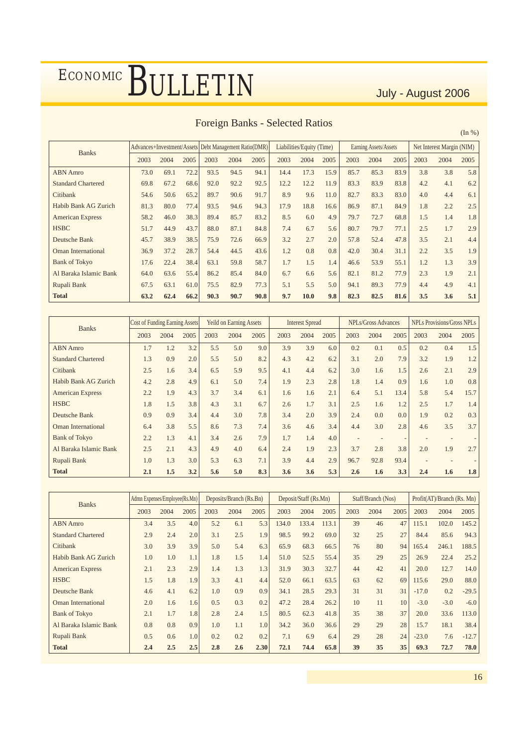## Foreign Banks - Selected Ratios

(In %)

| Banks | Advances+Investment/Assets | | | Debt Management Ratio(DMR) | | | Liabilities/Equity (Time) | | | Earning Assets/Assets | | | Net Interest Margin (NIM) | | |
|---|---|---|---|---|---|---|---|---|---|---|---|---|---|---|---|
| | 2003 | 2004 | 2005 | 2003 | 2004 | 2005 | 2003 | 2004 | 2005 | 2003 | 2004 | 2005 | 2003 | 2004 | 2005 |
| ABN Amro | 73.0 | 69.1 | 72.2 | 93.5 | 94.5 | 94.1 | 14.4 | 17.3 | 15.9 | 85.7 | 85.3 | 83.9 | 3.8 | 3.8 | 5.8 |
| Standard Chartered | 69.8 | 67.2 | 68.6 | 92.0 | 92.2 | 92.5 | 12.2 | 12.2 | 11.9 | 83.3 | 83.9 | 83.8 | 4.2 | 4.1 | 6.2 |
| Citibank | 54.6 | 50.6 | 65.2 | 89.7 | 90.6 | 91.7 | 8.9 | 9.6 | 11.0 | 82.7 | 83.3 | 83.0 | 4.0 | 4.4 | 6.1 |
| Habib Bank AG Zurich | 81.3 | 80.0 | 77.4 | 93.5 | 94.6 | 94.3 | 17.9 | 18.8 | 16.6 | 86.9 | 87.1 | 84.9 | 1.8 | 2.2 | 2.5 |
| American Express | 58.2 | 46.0 | 38.3 | 89.4 | 85.7 | 83.2 | 8.5 | 6.0 | 4.9 | 79.7 | 72.7 | 68.8 | 1.5 | 1.4 | 1.8 |
| HSBC | 51.7 | 44.9 | 43.7 | 88.0 | 87.1 | 84.8 | 7.4 | 6.7 | 5.6 | 80.7 | 79.7 | 77.1 | 2.5 | 1.7 | 2.9 |
| Deutsche Bank | 45.7 | 38.9 | 38.5 | 75.9 | 72.6 | 66.9 | 3.2 | 2.7 | 2.0 | 57.8 | 52.4 | 47.8 | 3.5 | 2.1 | 4.4 |
| Oman International | 36.9 | 37.2 | 28.7 | 54.4 | 44.5 | 43.6 | 1.2 | 0.8 | 0.8 | 42.0 | 30.4 | 31.1 | 2.2 | 3.5 | 1.9 |
| Bank of Tokyo | 17.6 | 22.4 | 38.4 | 63.1 | 59.8 | 58.7 | 1.7 | 1.5 | 1.4 | 46.6 | 53.9 | 55.1 | 1.2 | 1.3 | 3.9 |
| Al Baraka Islamic Bank | 64.0 | 63.6 | 55.4 | 86.2 | 85.4 | 84.0 | 6.7 | 6.6 | 5.6 | 82.1 | 81.2 | 77.9 | 2.3 | 1.9 | 2.1 |
| Rupali Bank | 67.5 | 63.1 | 61.0 | 75.5 | 82.9 | 77.3 | 5.1 | 5.5 | 5.0 | 94.1 | 89.3 | 77.9 | 4.4 | 4.9 | 4.1 |
| **Total** | **63.2** | **62.4** | **66.2** | **90.3** | **90.7** | **90.8** | **9.7** | **10.0** | **9.8** | **82.3** | **82.5** | **81.6** | **3.5** | **3.6** | **5.1** |

| Banks | Cost of Funding Earning Assets | | | Yeild on Earning Assets | | | Interest Spread | | | NPLs/Gross Advances | | | NPLs Provisions/Gross NPLs | | |
|---|---|---|---|---|---|---|---|---|---|---|---|---|---|---|---|
| | 2003 | 2004 | 2005 | 2003 | 2004 | 2005 | 2003 | 2004 | 2005 | 2003 | 2004 | 2005 | 2003 | 2004 | 2005 |
| ABN Amro | 1.7 | 1.2 | 3.2 | 5.5 | 5.0 | 9.0 | 3.9 | 3.9 | 6.0 | 0.2 | 0.1 | 0.5 | 0.2 | 0.4 | 1.5 |
| Standard Chartered | 1.3 | 0.9 | 2.0 | 5.5 | 5.0 | 8.2 | 4.3 | 4.2 | 6.2 | 3.1 | 2.0 | 7.9 | 3.2 | 1.9 | 1.2 |
| Citibank | 2.5 | 1.6 | 3.4 | 6.5 | 5.9 | 9.5 | 4.1 | 4.4 | 6.2 | 3.0 | 1.6 | 1.5 | 2.6 | 2.1 | 2.9 |
| Habib Bank AG Zurich | 4.2 | 2.8 | 4.9 | 6.1 | 5.0 | 7.4 | 1.9 | 2.3 | 2.8 | 1.8 | 1.4 | 0.9 | 1.6 | 1.0 | 0.8 |
| American Express | 2.2 | 1.9 | 4.3 | 3.7 | 3.4 | 6.1 | 1.6 | 1.6 | 2.1 | 6.4 | 5.1 | 13.4 | 5.8 | 5.4 | 15.7 |
| HSBC | 1.8 | 1.5 | 3.8 | 4.3 | 3.1 | 6.7 | 2.6 | 1.7 | 3.1 | 2.5 | 1.6 | 1.2 | 2.5 | 1.7 | 1.4 |
| Deutsche Bank | 0.9 | 0.9 | 3.4 | 4.4 | 3.0 | 7.8 | 3.4 | 2.0 | 3.9 | 2.4 | 0.0 | 0.0 | 1.9 | 0.2 | 0.3 |
| Oman International | 6.4 | 3.8 | 5.5 | 8.6 | 7.3 | 7.4 | 3.6 | 4.6 | 3.4 | 4.4 | 3.0 | 2.8 | 4.6 | 3.5 | 3.7 |
| Bank of Tokyo | 2.2 | 1.3 | 4.1 | 3.4 | 2.6 | 7.9 | 1.7 | 1.4 | 4.0 | - | - | - | - | - | - |
| Al Baraka Islamic Bank | 2.5 | 2.1 | 4.3 | 4.9 | 4.0 | 6.4 | 2.4 | 1.9 | 2.3 | 3.7 | 2.8 | 3.8 | 2.0 | 1.9 | 2.7 |
| Rupali Bank | 1.0 | 1.3 | 3.0 | 5.3 | 6.3 | 7.1 | 3.9 | 4.4 | 2.9 | 96.7 | 92.8 | 93.4 | - | - | - |
| **Total** | **2.1** | **1.5** | **3.2** | **5.6** | **5.0** | **8.3** | **3.6** | **3.6** | **5.3** | **2.6** | **1.6** | **3.3** | **2.4** | **1.6** | **1.8** |

| Banks | Admn Expenses/Employee(Rs.Mn) | | | Deposits/Branch (Rs.Bn) | | | Deposit/Staff (Rs.Mn) | | | Staff/Branch (Nos) | | | Profit(AT)/Branch (Rs. Mn) | | |
|---|---|---|---|---|---|---|---|---|---|---|---|---|---|---|---|
| | 2003 | 2004 | 2005 | 2003 | 2004 | 2005 | 2003 | 2004 | 2005 | 2003 | 2004 | 2005 | 2003 | 2004 | 2005 |
| ABN Amro | 3.4 | 3.5 | 4.0 | 5.2 | 6.1 | 5.3 | 134.0 | 133.4 | 113.1 | 39 | 46 | 47 | 115.1 | 102.0 | 145.2 |
| Standard Chartered | 2.9 | 2.4 | 2.0 | 3.1 | 2.5 | 1.9 | 98.5 | 99.2 | 69.0 | 32 | 25 | 27 | 84.4 | 85.6 | 94.3 |
| Citibank | 3.0 | 3.9 | 3.9 | 5.0 | 5.4 | 6.3 | 65.9 | 68.3 | 66.5 | 76 | 80 | 94 | 165.4 | 246.1 | 188.5 |
| Habib Bank AG Zurich | 1.0 | 1.0 | 1.1 | 1.8 | 1.5 | 1.4 | 51.0 | 52.5 | 55.4 | 35 | 29 | 25 | 26.9 | 22.4 | 25.2 |
| American Express | 2.1 | 2.3 | 2.9 | 1.4 | 1.3 | 1.3 | 31.9 | 30.3 | 32.7 | 44 | 42 | 41 | 20.0 | 12.7 | 14.0 |
| HSBC | 1.5 | 1.8 | 1.9 | 3.3 | 4.1 | 4.4 | 52.0 | 66.1 | 63.5 | 63 | 62 | 69 | 115.6 | 29.0 | 88.0 |
| Deutsche Bank | 4.6 | 4.1 | 6.2 | 1.0 | 0.9 | 0.9 | 34.1 | 28.5 | 29.3 | 31 | 31 | 31 | -17.0 | 0.2 | -29.5 |
| Oman International | 2.0 | 1.6 | 1.6 | 0.5 | 0.3 | 0.2 | 47.2 | 28.4 | 26.2 | 10 | 11 | 10 | -3.0 | -3.0 | -6.0 |
| Bank of Tokyo | 2.1 | 1.7 | 1.8 | 2.8 | 2.4 | 1.5 | 80.5 | 62.3 | 41.8 | 35 | 38 | 37 | 20.0 | 33.6 | 113.0 |
| Al Baraka Islamic Bank | 0.8 | 0.8 | 0.9 | 1.0 | 1.1 | 1.0 | 34.2 | 36.0 | 36.6 | 29 | 29 | 28 | 15.7 | 18.1 | 38.4 |
| Rupali Bank | 0.5 | 0.6 | 1.0 | 0.2 | 0.2 | 0.2 | 7.1 | 6.9 | 6.4 | 29 | 28 | 24 | -23.0 | 7.6 | -12.7 |
| **Total** | **2.4** | **2.5** | **2.5** | **2.8** | **2.6** | **2.30** | **72.1** | **74.4** | **65.8** | **39** | **35** | **35** | **69.3** | **72.7** | **78.0** |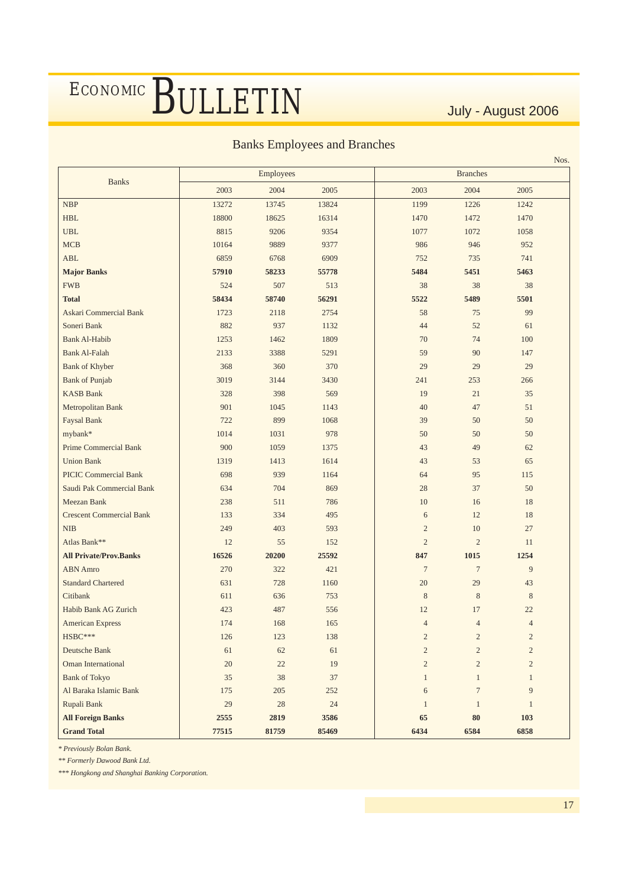## Banks Employees and Branches

Nos.

| Banks | Employees | | | Branches | | |
|---|---|---|---|---|---|---|
| | 2003 | 2004 | 2005 | 2003 | 2004 | 2005 |
| NBP | 13272 | 13745 | 13824 | 1199 | 1226 | 1242 |
| HBL | 18800 | 18625 | 16314 | 1470 | 1472 | 1470 |
| UBL | 8815 | 9206 | 9354 | 1077 | 1072 | 1058 |
| MCB | 10164 | 9889 | 9377 | 986 | 946 | 952 |
| ABL | 6859 | 6768 | 6909 | 752 | 735 | 741 |
| **Major Banks** | **57910** | **58233** | **55778** | **5484** | **5451** | **5463** |
| FWB | 524 | 507 | 513 | 38 | 38 | 38 |
| **Total** | **58434** | **58740** | **56291** | **5522** | **5489** | **5501** |
| Askari Commercial Bank | 1723 | 2118 | 2754 | 58 | 75 | 99 |
| Soneri Bank | 882 | 937 | 1132 | 44 | 52 | 61 |
| Bank Al-Habib | 1253 | 1462 | 1809 | 70 | 74 | 100 |
| Bank Al-Falah | 2133 | 3388 | 5291 | 59 | 90 | 147 |
| Bank of Khyber | 368 | 360 | 370 | 29 | 29 | 29 |
| Bank of Punjab | 3019 | 3144 | 3430 | 241 | 253 | 266 |
| KASB Bank | 328 | 398 | 569 | 19 | 21 | 35 |
| Metropolitan Bank | 901 | 1045 | 1143 | 40 | 47 | 51 |
| Faysal Bank | 722 | 899 | 1068 | 39 | 50 | 50 |
| mybank* | 1014 | 1031 | 978 | 50 | 50 | 50 |
| Prime Commercial Bank | 900 | 1059 | 1375 | 43 | 49 | 62 |
| Union Bank | 1319 | 1413 | 1614 | 43 | 53 | 65 |
| PICIC Commercial Bank | 698 | 939 | 1164 | 64 | 95 | 115 |
| Saudi Pak Commercial Bank | 634 | 704 | 869 | 28 | 37 | 50 |
| Meezan Bank | 238 | 511 | 786 | 10 | 16 | 18 |
| Crescent Commercial Bank | 133 | 334 | 495 | 6 | 12 | 18 |
| NIB | 249 | 403 | 593 | 2 | 10 | 27 |
| Atlas Bank** | 12 | 55 | 152 | 2 | 2 | 11 |
| **All Private/Prov.Banks** | **16526** | **20200** | **25592** | **847** | **1015** | **1254** |
| ABN Amro | 270 | 322 | 421 | 7 | 7 | 9 |
| Standard Chartered | 631 | 728 | 1160 | 20 | 29 | 43 |
| Citibank | 611 | 636 | 753 | 8 | 8 | 8 |
| Habib Bank AG Zurich | 423 | 487 | 556 | 12 | 17 | 22 |
| American Express | 174 | 168 | 165 | 4 | 4 | 4 |
| HSBC*** | 126 | 123 | 138 | 2 | 2 | 2 |
| Deutsche Bank | 61 | 62 | 61 | 2 | 2 | 2 |
| Oman International | 20 | 22 | 19 | 2 | 2 | 2 |
| Bank of Tokyo | 35 | 38 | 37 | 1 | 1 | 1 |
| Al Baraka Islamic Bank | 175 | 205 | 252 | 6 | 7 | 9 |
| Rupali Bank | 29 | 28 | 24 | 1 | 1 | 1 |
| **All Foreign Banks** | **2555** | **2819** | **3586** | **65** | **80** | **103** |
| **Grand Total** | **77515** | **81759** | **85469** | **6434** | **6584** | **6858** |

*\* Previously Bolan Bank.*

*\*\* Formerly Dawood Bank Ltd.*

*\*\*\* Hongkong and Shanghai Banking Corporation.*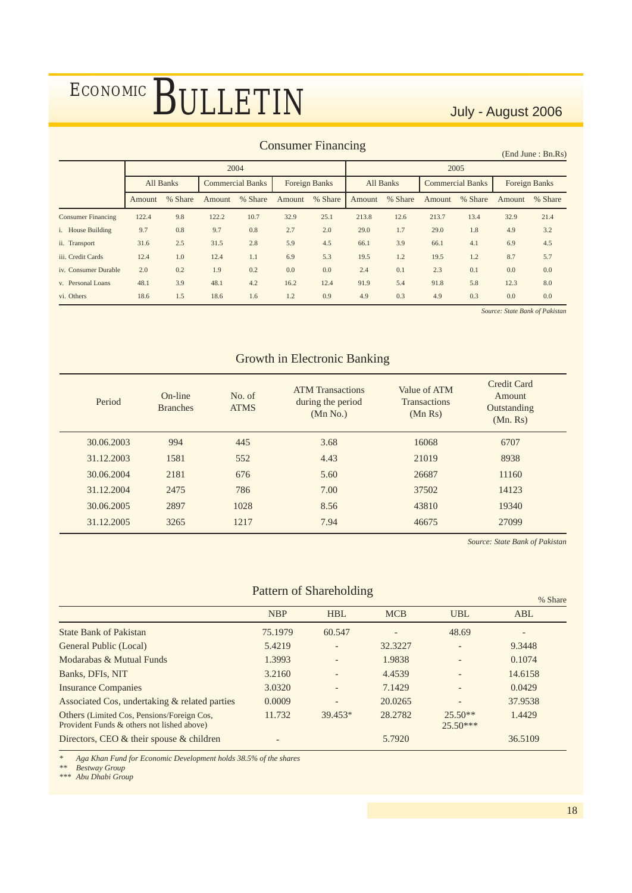## Consumer Financing

(End June : Bn.Rs)

| | 2004 | | | | | | 2005 | | | | | |
|---|---|---|---|---|---|---|---|---|---|---|---|---|
| | All Banks | | Commercial Banks | | Foreign Banks | | All Banks | | Commercial Banks | | Foreign Banks | |
| | Amount | % Share | Amount | % Share | Amount | % Share | Amount | % Share | Amount | % Share | Amount | % Share |
| Consumer Financing | 122.4 | 9.8 | 122.2 | 10.7 | 32.9 | 25.1 | 213.8 | 12.6 | 213.7 | 13.4 | 32.9 | 21.4 |
| i. House Building | 9.7 | 0.8 | 9.7 | 0.8 | 2.7 | 2.0 | 29.0 | 1.7 | 29.0 | 1.8 | 4.9 | 3.2 |
| ii. Transport | 31.6 | 2.5 | 31.5 | 2.8 | 5.9 | 4.5 | 66.1 | 3.9 | 66.1 | 4.1 | 6.9 | 4.5 |
| iii. Credit Cards | 12.4 | 1.0 | 12.4 | 1.1 | 6.9 | 5.3 | 19.5 | 1.2 | 19.5 | 1.2 | 8.7 | 5.7 |
| iv. Consumer Durable | 2.0 | 0.2 | 1.9 | 0.2 | 0.0 | 0.0 | 2.4 | 0.1 | 2.3 | 0.1 | 0.0 | 0.0 |
| v. Personal Loans | 48.1 | 3.9 | 48.1 | 4.2 | 16.2 | 12.4 | 91.9 | 5.4 | 91.8 | 5.8 | 12.3 | 8.0 |
| vi. Others | 18.6 | 1.5 | 18.6 | 1.6 | 1.2 | 0.9 | 4.9 | 0.3 | 4.9 | 0.3 | 0.0 | 0.0 |

*Source: State Bank of Pakistan*

## Growth in Electronic Banking

| Period | On-line Branches | No. of ATMS | ATM Transactions during the period (Mn No.) | Value of ATM Transactions (Mn Rs) | Credit Card Amount Outstanding (Mn. Rs) |
|---|---|---|---|---|---|
| 30.06.2003 | 994 | 445 | 3.68 | 16068 | 6707 |
| 31.12.2003 | 1581 | 552 | 4.43 | 21019 | 8938 |
| 30.06.2004 | 2181 | 676 | 5.60 | 26687 | 11160 |
| 31.12.2004 | 2475 | 786 | 7.00 | 37502 | 14123 |
| 30.06.2005 | 2897 | 1028 | 8.56 | 43810 | 19340 |
| 31.12.2005 | 3265 | 1217 | 7.94 | 46675 | 27099 |

*Source: State Bank of Pakistan*

## Pattern of Shareholding

% Share

| | NBP | HBL | MCB | UBL | ABL |
|---|---|---|---|---|---|
| State Bank of Pakistan | 75.1979 | 60.547 | - | 48.69 | - |
| General Public (Local) | 5.4219 | - | 32.3227 | - | 9.3448 |
| Modarabas & Mutual Funds | 1.3993 | - | 1.9838 | - | 0.1074 |
| Banks, DFIs, NIT | 3.2160 | - | 4.4539 | - | 14.6158 |
| Insurance Companies | 3.0320 | - | 7.1429 | - | 0.0429 |
| Associated Cos, undertaking & related parties | 0.0009 | - | 20.0265 | - | 37.9538 |
| Others (Limited Cos, Pensions/Foreign Cos, Provident Funds & others not lished above) | 11.732 | 39.453* | 28.2782 | 25.50** 25.50*** | 1.4429 |
| Directors, CEO & their spouse & children | - | | 5.7920 | | 36.5109 |

\* *Aga Khan Fund for Economic Development holds 38.5% of the shares*
** *Bestway Group*
*** *Abu Dhabi Group*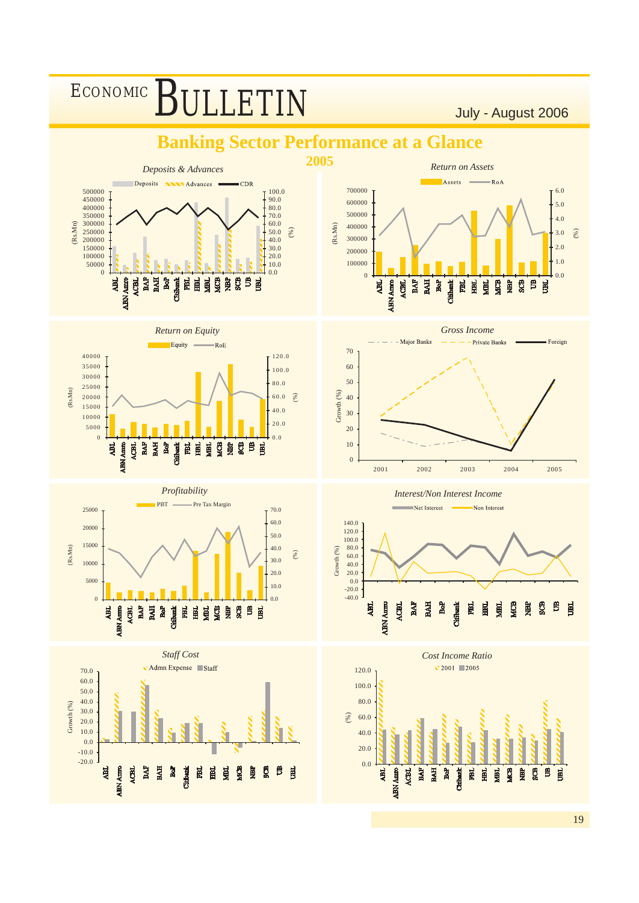# Banking Sector Performance at a Glance

## 2005

*Deposits & Advances*

Deposits / Advances / CDR

(Rs.Mn) (%)

ABL, ABN Amro, ACBL, BAF, BAH, BoP, Citibank, FBL, HBL, MBL, MCB, NBP, SCB, UB, UBL

*Return on Assets*

Assets / RoA

(Rs.Mn) (%)

ABL, ABN Amro, ACBL, BAF, BAH, BoP, Citibank, FBL, HBL, MBL, MCB, NBP, SCB, UB, UBL

*Return on Equity*

Equity / RoE

(Rs.Mn) (%)

ABL, ABN Amro, ACBL, BAF, BAH, BoP, Citibank, FBL, HBL, MBL, MCB, NBP, SCB, UB, UBL

*Gross Income*

Major Banks / Private Banks / Foreign

Growth (%)

2001, 2002, 2003, 2004, 2005

*Profitability*

PBT / Pre Tax Margin

(Rs.Mn) (%)

ABL, ABN Amro, ACBL, BAF, BAH, BoP, Citibank, FBL, HBL, MBL, MCB, NBP, SCB, UB, UBL

*Interest/Non Interest Income*

Net Interest / Non Interest

Growth (%)

ABL, ABN Amro, ACBL, BAF, BAH, BoP, Citibank, FBL, HBL, MBL, MCB, NBP, SCB, UB, UBL

*Staff Cost*

Admn Expense / Staff

Growth (%)

ABL, ABN Amro, ACBL, BAF, BAH, BoP, Citibank, FBL, HBL, MBL, MCB, NBP, SCB, UB, UBL

*Cost Income Ratio*

2001 / 2005

(%)

ABL, ABN Amro, ACBL, BAF, BAH, BoP, Citibank, FBL, HBL, MBL, MCB, NBP, SCB, UB, UBL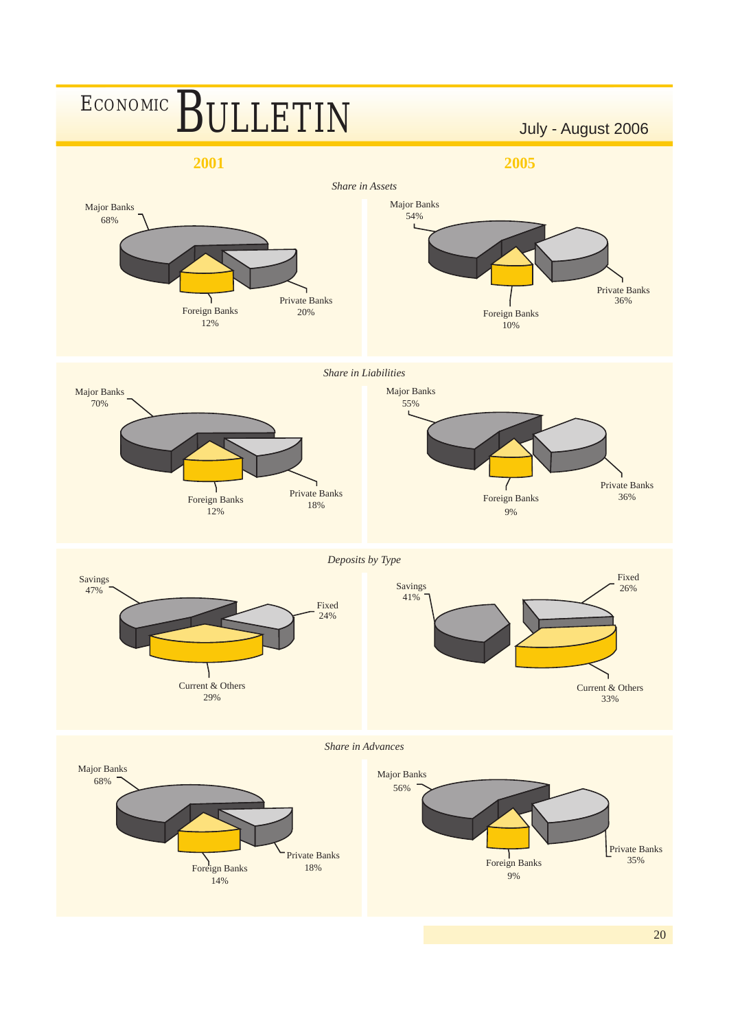| | 2001 | 2005 |
|---|---|---|
| ***Share in Assets*** | | |
| Major Banks | 68% | 54% |
| Foreign Banks | 12% | 10% |
| Private Banks | 20% | 36% |
| ***Share in Liabilities*** | | |
| Major Banks | 70% | 55% |
| Foreign Banks | 12% | 9% |
| Private Banks | 18% | 36% |
| ***Deposits by Type*** | | |
| Savings | 47% | 41% |
| Fixed | 24% | 26% |
| Current & Others | 29% | 33% |
| ***Share in Advances*** | | |
| Major Banks | 68% | 56% |
| Foreign Banks | 14% | 9% |
| Private Banks | 18% | 35% |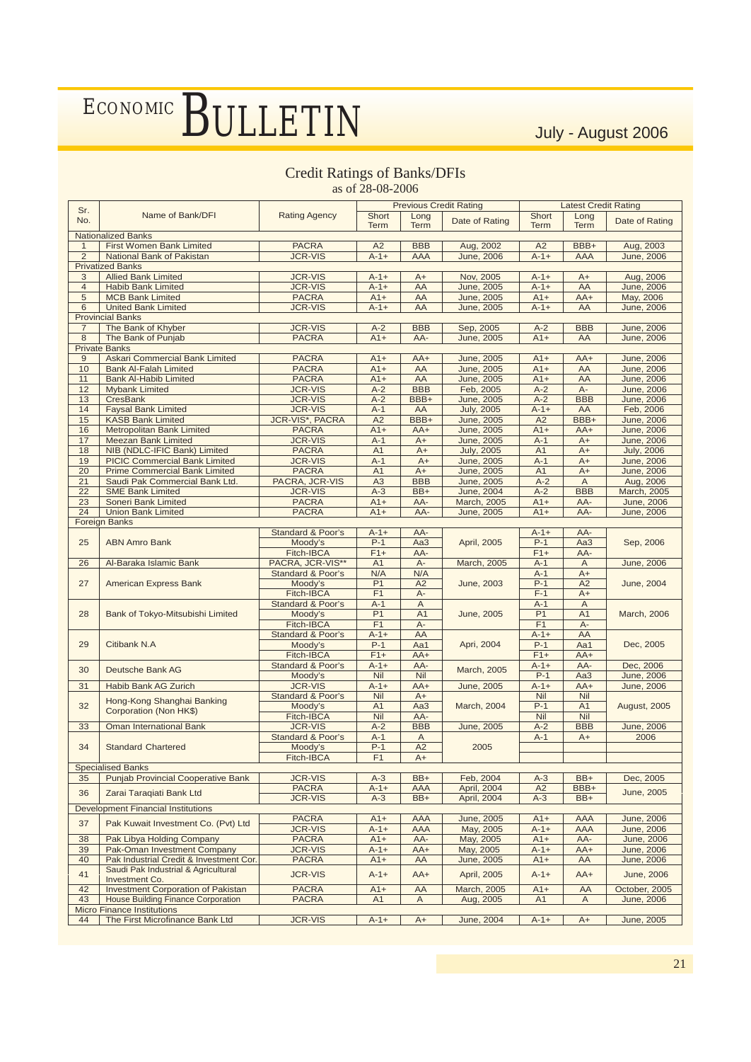## Credit Ratings of Banks/DFIs

as of 28-08-2006

| Sr. No. | Name of Bank/DFI | Rating Agency | Previous Credit Rating | | | Latest Credit Rating | | |
|---|---|---|---|---|---|---|---|---|
| | | | Short Term | Long Term | Date of Rating | Short Term | Long Term | Date of Rating |
| **Nationalized Banks** | | | | | | | | |
| 1 | First Women Bank Limited | PACRA | A2 | BBB | Aug, 2002 | A2 | BBB+ | Aug, 2003 |
| 2 | National Bank of Pakistan | JCR-VIS | A-1+ | AAA | June, 2006 | A-1+ | AAA | June, 2006 |
| **Privatized Banks** | | | | | | | | |
| 3 | Allied Bank Limited | JCR-VIS | A-1+ | A+ | Nov, 2005 | A-1+ | A+ | Aug, 2006 |
| 4 | Habib Bank Limited | JCR-VIS | A-1+ | AA | June, 2005 | A-1+ | AA | June, 2006 |
| 5 | MCB Bank Limited | PACRA | A1+ | AA | June, 2005 | A1+ | AA+ | May, 2006 |
| 6 | United Bank Limited | JCR-VIS | A-1+ | AA | June, 2005 | A-1+ | AA | June, 2006 |
| **Provincial Banks** | | | | | | | | |
| 7 | The Bank of Khyber | JCR-VIS | A-2 | BBB | Sep, 2005 | A-2 | BBB | June, 2006 |
| 8 | The Bank of Punjab | PACRA | A1+ | AA- | June, 2005 | A1+ | AA | June, 2006 |
| **Private Banks** | | | | | | | | |
| 9 | Askari Commercial Bank Limited | PACRA | A1+ | AA+ | June, 2005 | A1+ | AA+ | June, 2006 |
| 10 | Bank Al-Falah Limited | PACRA | A1+ | AA | June, 2005 | A1+ | AA | June, 2006 |
| 11 | Bank Al-Habib Limited | PACRA | A1+ | AA | June, 2005 | A1+ | AA | June, 2006 |
| 12 | Mybank Limited | JCR-VIS | A-2 | BBB | Feb, 2005 | A-2 | A- | June, 2006 |
| 13 | CresBank | JCR-VIS | A-2 | BBB+ | June, 2005 | A-2 | BBB | June, 2006 |
| 14 | Faysal Bank Limited | JCR-VIS | A-1 | AA | July, 2005 | A-1+ | AA | Feb, 2006 |
| 15 | KASB Bank Limited | JCR-VIS*, PACRA | A2 | BBB+ | June, 2005 | A2 | BBB+ | June, 2006 |
| 16 | Metropolitan Bank Limited | PACRA | A1+ | AA+ | June, 2005 | A1+ | AA+ | June, 2006 |
| 17 | Meezan Bank Limited | JCR-VIS | A-1 | A+ | June, 2005 | A-1 | A+ | June, 2006 |
| 18 | NIB (NDLC-IFIC Bank) Limited | PACRA | A1 | A+ | July, 2005 | A1 | A+ | July, 2006 |
| 19 | PICIC Commercial Bank Limited | JCR-VIS | A-1 | A+ | June, 2005 | A-1 | A+ | June, 2006 |
| 20 | Prime Commercial Bank Limited | PACRA | A1 | A+ | June, 2005 | A1 | A+ | June, 2006 |
| 21 | Saudi Pak Commercial Bank Ltd. | PACRA, JCR-VIS | A3 | BBB | June, 2005 | A-2 | A | Aug, 2006 |
| 22 | SME Bank Limited | JCR-VIS | A-3 | BB+ | June, 2004 | A-2 | BBB | March, 2005 |
| 23 | Soneri Bank Limited | PACRA | A1+ | AA- | March, 2005 | A1+ | AA- | June, 2006 |
| 24 | Union Bank Limited | PACRA | A1+ | AA- | June, 2005 | A1+ | AA- | June, 2006 |
| **Foreign Banks** | | | | | | | | |
| 25 | ABN Amro Bank | Standard & Poor's | A-1+ | AA- | April, 2005 | A-1+ | AA- | Sep, 2006 |
| | | Moody's | P-1 | Aa3 | | P-1 | Aa3 | |
| | | Fitch-IBCA | F1+ | AA- | | F1+ | AA- | |
| 26 | Al-Baraka Islamic Bank | PACRA, JCR-VIS** | A1 | A- | March, 2005 | A-1 | A | June, 2006 |
| 27 | American Express Bank | Standard & Poor's | N/A | N/A | June, 2003 | A-1 | A+ | June, 2004 |
| | | Moody's | P1 | A2 | | P-1 | A2 | |
| | | Fitch-IBCA | F1 | A- | | F-1 | A+ | |
| 28 | Bank of Tokyo-Mitsubishi Limited | Standard & Poor's | A-1 | A | June, 2005 | A-1 | A | March, 2006 |
| | | Moody's | P1 | A1 | | P1 | A1 | |
| | | Fitch-IBCA | F1 | A- | | F1 | A- | |
| 29 | Citibank N.A | Standard & Poor's | A-1+ | AA | Apri, 2004 | A-1+ | AA | Dec, 2005 |
| | | Moody's | P-1 | Aa1 | | P-1 | Aa1 | |
| | | Fitch-IBCA | F1+ | AA+ | | F1+ | AA+ | |
| 30 | Deutsche Bank AG | Standard & Poor's | A-1+ | AA- | March, 2005 | A-1+ | AA- | Dec, 2006 |
| | | Moody's | Nil | Nil | | P-1 | Aa3 | June, 2006 |
| 31 | Habib Bank AG Zurich | JCR-VIS | A-1+ | AA+ | June, 2005 | A-1+ | AA+ | June, 2006 |
| 32 | Hong-Kong Shanghai Banking Corporation (Non HK$) | Standard & Poor's | Nil | A+ | March, 2004 | Nil | Nil | August, 2005 |
| | | Moody's | A1 | Aa3 | | P-1 | A1 | |
| | | Fitch-IBCA | Nil | AA- | | Nil | Nil | |
| 33 | Oman International Bank | JCR-VIS | A-2 | BBB | June, 2005 | A-2 | BBB | June, 2006 |
| 34 | Standard Chartered | Standard & Poor's | A-1 | A | 2005 | A-1 | A+ | 2006 |
| | | Moody's | P-1 | A2 | | | | |
| | | Fitch-IBCA | F1 | A+ | | | | |
| **Specialised Banks** | | | | | | | | |
| 35 | Punjab Provincial Cooperative Bank | JCR-VIS | A-3 | BB+ | Feb, 2004 | A-3 | BB+ | Dec, 2005 |
| 36 | Zarai Taraqiati Bank Ltd | PACRA | A-1+ | AAA | April, 2004 | A2 | BBB+ | June, 2005 |
| | | JCR-VIS | A-3 | BB+ | April, 2004 | A-3 | BB+ | |
| **Development Financial Institutions** | | | | | | | | |
| 37 | Pak Kuwait Investment Co. (Pvt) Ltd | PACRA | A1+ | AAA | June, 2005 | A1+ | AAA | June, 2006 |
| | | JCR-VIS | A-1+ | AAA | May, 2005 | A-1+ | AAA | June, 2006 |
| 38 | Pak Libya Holding Company | PACRA | A1+ | AA- | May, 2005 | A1+ | AA- | June, 2006 |
| 39 | Pak-Oman Investment Company | JCR-VIS | A-1+ | AA+ | May, 2005 | A-1+ | AA+ | June, 2006 |
| 40 | Pak Industrial Credit & Investment Cor. | PACRA | A1+ | AA | June, 2005 | A1+ | AA | June, 2006 |
| 41 | Saudi Pak Industrial & Agricultural Investment Co. | JCR-VIS | A-1+ | AA+ | April, 2005 | A-1+ | AA+ | June, 2006 |
| 42 | Investment Corporation of Pakistan | PACRA | A1+ | AA | March, 2005 | A1+ | AA | October, 2005 |
| 43 | House Building Finance Corporation | PACRA | A1 | A | Aug, 2005 | A1 | A | June, 2006 |
| **Micro Finance Institutions** | | | | | | | | |
| 44 | The First Microfinance Bank Ltd | JCR-VIS | A-1+ | A+ | June, 2004 | A-1+ | A+ | June, 2005 |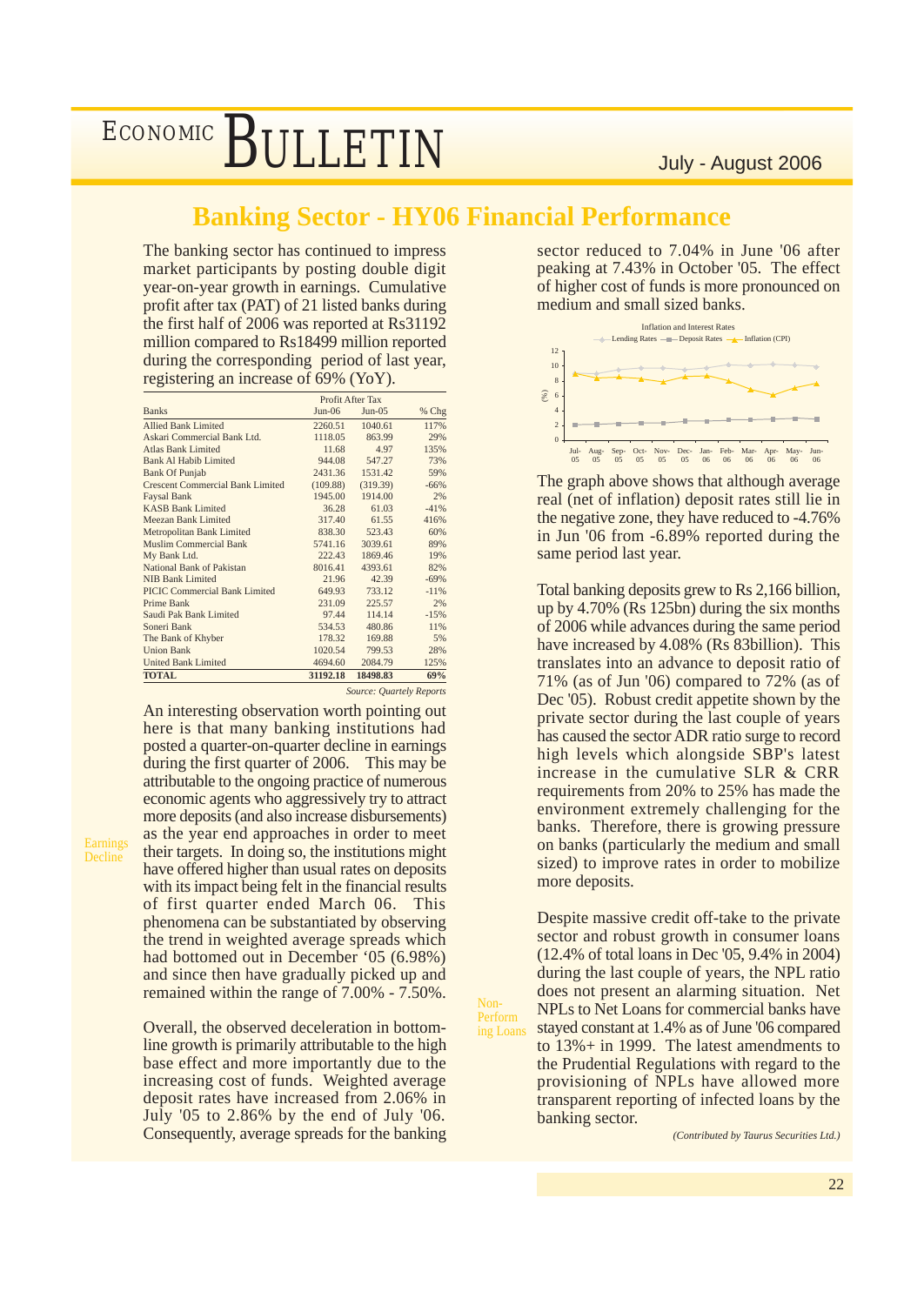# Banking Sector - HY06 Financial Performance

The banking sector has continued to impress market participants by posting double digit year-on-year growth in earnings. Cumulative profit after tax (PAT) of 21 listed banks during the first half of 2006 was reported at Rs31192 million compared to Rs18499 million reported during the corresponding period of last year, registering an increase of 69% (YoY).

| Banks | Profit After Tax | | |
|---|---|---|---|
| | Jun-06 | Jun-05 | % Chg |
| Allied Bank Limited | 2260.51 | 1040.61 | 117% |
| Askari Commercial Bank Ltd. | 1118.05 | 863.99 | 29% |
| Atlas Bank Limited | 11.68 | 4.97 | 135% |
| Bank Al Habib Limited | 944.08 | 547.27 | 73% |
| Bank Of Punjab | 2431.36 | 1531.42 | 59% |
| Crescent Commercial Bank Limited | (109.88) | (319.39) | -66% |
| Faysal Bank | 1945.00 | 1914.00 | 2% |
| KASB Bank Limited | 36.28 | 61.03 | -41% |
| Meezan Bank Limited | 317.40 | 61.55 | 416% |
| Metropolitan Bank Limited | 838.30 | 523.43 | 60% |
| Muslim Commercial Bank | 5741.16 | 3039.61 | 89% |
| My Bank Ltd. | 222.43 | 1869.46 | 19% |
| National Bank of Pakistan | 8016.41 | 4393.61 | 82% |
| NIB Bank Limited | 21.96 | 42.39 | -69% |
| PICIC Commercial Bank Limited | 649.93 | 733.12 | -11% |
| Prime Bank | 231.09 | 225.57 | 2% |
| Saudi Pak Bank Limited | 97.44 | 114.14 | -15% |
| Soneri Bank | 534.53 | 480.86 | 11% |
| The Bank of Khyber | 178.32 | 169.88 | 5% |
| Union Bank | 1020.54 | 799.53 | 28% |
| United Bank Limited | 4694.60 | 2084.79 | 125% |
| **TOTAL** | **31192.18** | **18498.83** | **69%** |

*Source: Quarterly Reports*

**Earnings Decline**

An interesting observation worth pointing out here is that many banking institutions had posted a quarter-on-quarter decline in earnings during the first quarter of 2006. This may be attributable to the ongoing practice of numerous economic agents who aggressively try to attract more deposits (and also increase disbursements) as the year end approaches in order to meet their targets. In doing so, the institutions might have offered higher than usual rates on deposits with its impact being felt in the financial results of first quarter ended March 06. This phenomena can be substantiated by observing the trend in weighted average spreads which had bottomed out in December '05 (6.98%) and since then have gradually picked up and remained within the range of 7.00% - 7.50%.

Overall, the observed deceleration in bottom-line growth is primarily attributable to the high base effect and more importantly due to the increasing cost of funds. Weighted average deposit rates have increased from 2.06% in July '05 to 2.86% by the end of July '06. Consequently, average spreads for the banking sector reduced to 7.04% in June '06 after peaking at 7.43% in October '05. The effect of higher cost of funds is more pronounced on medium and small sized banks.

The graph above shows that although average real (net of inflation) deposit rates still lie in the negative zone, they have reduced to -4.76% in Jun '06 from -6.89% reported during the same period last year.

Total banking deposits grew to Rs 2,166 billion, up by 4.70% (Rs 125bn) during the six months of 2006 while advances during the same period have increased by 4.08% (Rs 83billion). This translates into an advance to deposit ratio of 71% (as of Jun '06) compared to 72% (as of Dec '05). Robust credit appetite shown by the private sector during the last couple of years has caused the sector ADR ratio surge to record high levels which alongside SBP's latest increase in the cumulative SLR & CRR requirements from 20% to 25% has made the environment extremely challenging for the banks. Therefore, there is growing pressure on banks (particularly the medium and small sized) to improve rates in order to mobilize more deposits.

**Non-Performing Loans**

Despite massive credit off-take to the private sector and robust growth in consumer loans (12.4% of total loans in Dec '05, 9.4% in 2004) during the last couple of years, the NPL ratio does not present an alarming situation. Net NPLs to Net Loans for commercial banks have stayed constant at 1.4% as of June '06 compared to 13%+ in 1999. The latest amendments to the Prudential Regulations with regard to the provisioning of NPLs have allowed more transparent reporting of infected loans by the banking sector.

*(Contributed by Taurus Securities Ltd.)*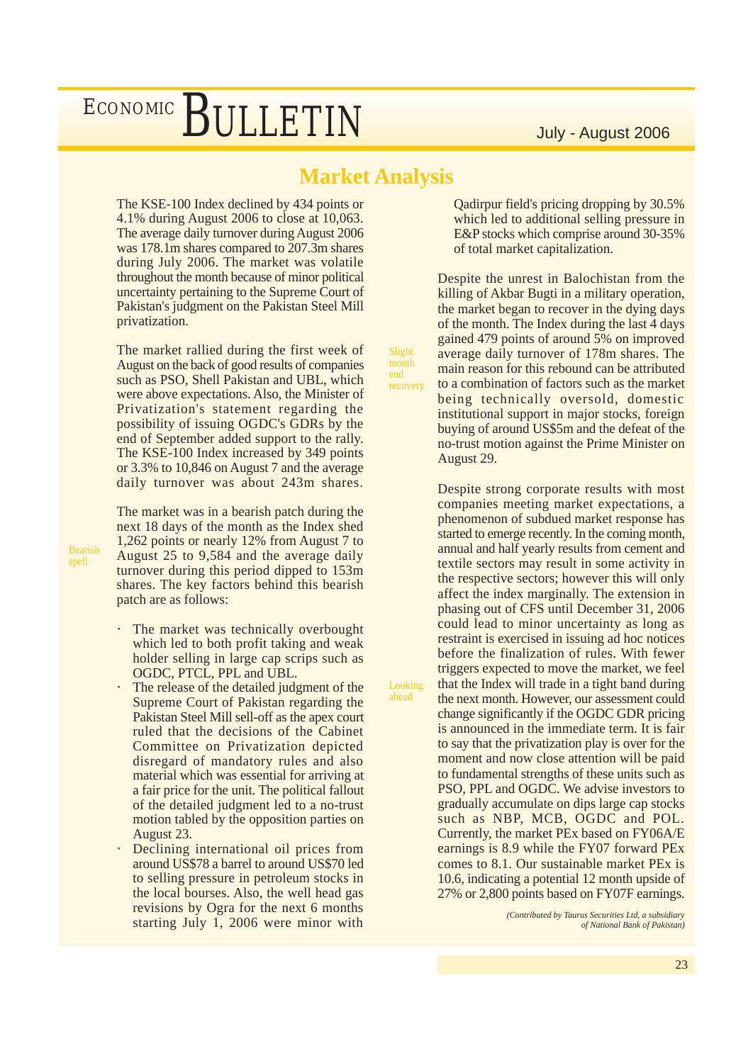## Market Analysis

The KSE-100 Index declined by 434 points or 4.1% during August 2006 to close at 10,063. The average daily turnover during August 2006 was 178.1m shares compared to 207.3m shares during July 2006. The market was volatile throughout the month because of minor political uncertainty pertaining to the Supreme Court of Pakistan's judgment on the Pakistan Steel Mill privatization.

The market rallied during the first week of August on the back of good results of companies such as PSO, Shell Pakistan and UBL, which were above expectations. Also, the Minister of Privatization's statement regarding the possibility of issuing OGDC's GDRs by the end of September added support to the rally. The KSE-100 Index increased by 349 points or 3.3% to 10,846 on August 7 and the average daily turnover was about 243m shares.

**Bearish spell**

The market was in a bearish patch during the next 18 days of the month as the Index shed 1,262 points or nearly 12% from August 7 to August 25 to 9,584 and the average daily turnover during this period dipped to 153m shares. The key factors behind this bearish patch are as follows:

- The market was technically overbought which led to both profit taking and weak holder selling in large cap scrips such as OGDC, PTCL, PPL and UBL.
- The release of the detailed judgment of the Supreme Court of Pakistan regarding the Pakistan Steel Mill sell-off as the apex court ruled that the decisions of the Cabinet Committee on Privatization depicted disregard of mandatory rules and also material which was essential for arriving at a fair price for the unit. The political fallout of the detailed judgment led to a no-trust motion tabled by the opposition parties on August 23.
- Declining international oil prices from around US$78 a barrel to around US$70 led to selling pressure in petroleum stocks in the local bourses. Also, the well head gas revisions by Ogra for the next 6 months starting July 1, 2006 were minor with Qadirpur field's pricing dropping by 30.5% which led to additional selling pressure in E&P stocks which comprise around 30-35% of total market capitalization.

**Slight month end recovery**

Despite the unrest in Balochistan from the killing of Akbar Bugti in a military operation, the market began to recover in the dying days of the month. The Index during the last 4 days gained 479 points of around 5% on improved average daily turnover of 178m shares. The main reason for this rebound can be attributed to a combination of factors such as the market being technically oversold, domestic institutional support in major stocks, foreign buying of around US$5m and the defeat of the no-trust motion against the Prime Minister on August 29.

**Looking ahead**

Despite strong corporate results with most companies meeting market expectations, a phenomenon of subdued market response has started to emerge recently. In the coming month, annual and half yearly results from cement and textile sectors may result in some activity in the respective sectors; however this will only affect the index marginally. The extension in phasing out of CFS until December 31, 2006 could lead to minor uncertainty as long as restraint is exercised in issuing ad hoc notices before the finalization of rules. With fewer triggers expected to move the market, we feel that the Index will trade in a tight band during the next month. However, our assessment could change significantly if the OGDC GDR pricing is announced in the immediate term. It is fair to say that the privatization play is over for the moment and now close attention will be paid to fundamental strengths of these units such as PSO, PPL and OGDC. We advise investors to gradually accumulate on dips large cap stocks such as NBP, MCB, OGDC and POL. Currently, the market PEx based on FY06A/E earnings is 8.9 while the FY07 forward PEx comes to 8.1. Our sustainable market PEx is 10.6, indicating a potential 12 month upside of 27% or 2,800 points based on FY07F earnings.

*(Contributed by Taurus Securities Ltd, a subsidiary of National Bank of Pakistan)*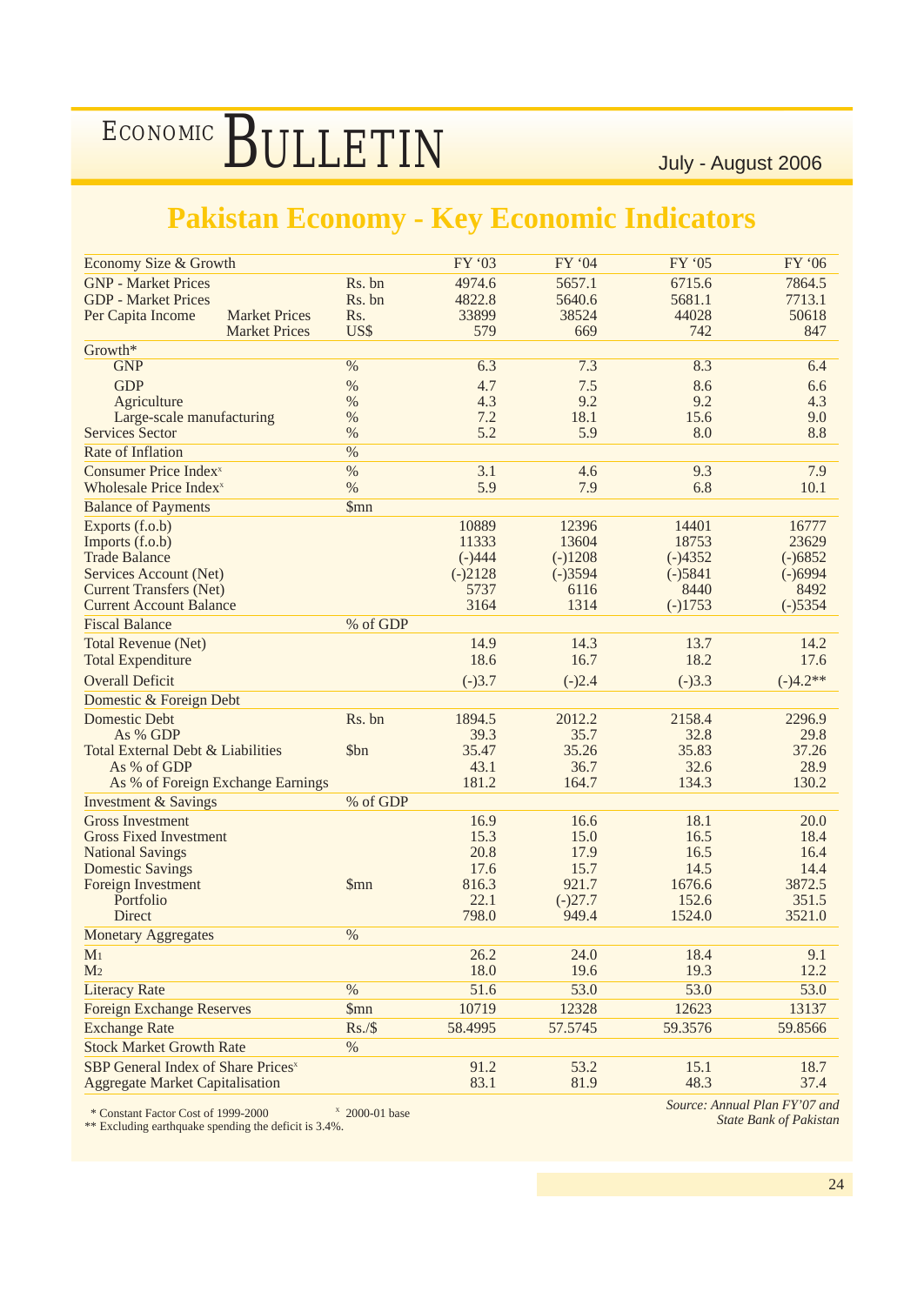ECONOMIC BULLETIN

July - August 2006

# Pakistan Economy - Key Economic Indicators

| Economy Size & Growth | | | FY '03 | FY '04 | FY '05 | FY '06 |
|---|---|---|---|---|---|---|
| GNP - Market Prices | | Rs. bn | 4974.6 | 5657.1 | 6715.6 | 7864.5 |
| GDP - Market Prices | | Rs. bn | 4822.8 | 5640.6 | 5681.1 | 7713.1 |
| Per Capita Income | Market Prices | Rs. | 33899 | 38524 | 44028 | 50618 |
| | Market Prices | US$ | 579 | 669 | 742 | 847 |
| Growth* | | | | | | |
| GNP | | % | 6.3 | 7.3 | 8.3 | 6.4 |
| GDP | | % | 4.7 | 7.5 | 8.6 | 6.6 |
| Agriculture | | % | 4.3 | 9.2 | 9.2 | 4.3 |
| Large-scale manufacturing | | % | 7.2 | 18.1 | 15.6 | 9.0 |
| Services Sector | | % | 5.2 | 5.9 | 8.0 | 8.8 |
| Rate of Inflation | | % | | | | |
| Consumer Price Index[x] | | % | 3.1 | 4.6 | 9.3 | 7.9 |
| Wholesale Price Index[x] | | % | 5.9 | 7.9 | 6.8 | 10.1 |
| Balance of Payments | | $mn | | | | |
| Exports (f.o.b) | | | 10889 | 12396 | 14401 | 16777 |
| Imports (f.o.b) | | | 11333 | 13604 | 18753 | 23629 |
| Trade Balance | | | (-)444 | (-)1208 | (-)4352 | (-)6852 |
| Services Account (Net) | | | (-)2128 | (-)3594 | (-)5841 | (-)6994 |
| Current Transfers (Net) | | | 5737 | 6116 | 8440 | 8492 |
| Current Account Balance | | | 3164 | 1314 | (-)1753 | (-)5354 |
| Fiscal Balance | | % of GDP | | | | |
| Total Revenue (Net) | | | 14.9 | 14.3 | 13.7 | 14.2 |
| Total Expenditure | | | 18.6 | 16.7 | 18.2 | 17.6 |
| Overall Deficit | | | (-)3.7 | (-)2.4 | (-)3.3 | (-)4.2** |
| Domestic & Foreign Debt | | | | | | |
| Domestic Debt | | Rs. bn | 1894.5 | 2012.2 | 2158.4 | 2296.9 |
| As % GDP | | | 39.3 | 35.7 | 32.8 | 29.8 |
| Total External Debt & Liabilities | | $bn | 35.47 | 35.26 | 35.83 | 37.26 |
| As % of GDP | | | 43.1 | 36.7 | 32.6 | 28.9 |
| As % of Foreign Exchange Earnings | | | 181.2 | 164.7 | 134.3 | 130.2 |
| Investment & Savings | | % of GDP | | | | |
| Gross Investment | | | 16.9 | 16.6 | 18.1 | 20.0 |
| Gross Fixed Investment | | | 15.3 | 15.0 | 16.5 | 18.4 |
| National Savings | | | 20.8 | 17.9 | 16.5 | 16.4 |
| Domestic Savings | | | 17.6 | 15.7 | 14.5 | 14.4 |
| Foreign Investment | | $mn | 816.3 | 921.7 | 1676.6 | 3872.5 |
| Portfolio | | | 22.1 | (-)27.7 | 152.6 | 351.5 |
| Direct | | | 798.0 | 949.4 | 1524.0 | 3521.0 |
| Monetary Aggregates | | % | | | | |
| $M_1$ | | | 26.2 | 24.0 | 18.4 | 9.1 |
| $M_2$ | | | 18.0 | 19.6 | 19.3 | 12.2 |
| Literacy Rate | | % | 51.6 | 53.0 | 53.0 | 53.0 |
| Foreign Exchange Reserves | | $mn | 10719 | 12328 | 12623 | 13137 |
| Exchange Rate | | Rs./$ | 58.4995 | 57.5745 | 59.3576 | 59.8566 |
| Stock Market Growth Rate | | % | | | | |
| SBP General Index of Share Prices[x] | | | 91.2 | 53.2 | 15.1 | 18.7 |
| Aggregate Market Capitalisation | | | 83.1 | 81.9 | 48.3 | 37.4 |

\* Constant Factor Cost of 1999-2000 [x] 2000-01 base

** Excluding earthquake spending the deficit is 3.4%.

*Source: Annual Plan FY'07 and State Bank of Pakistan*